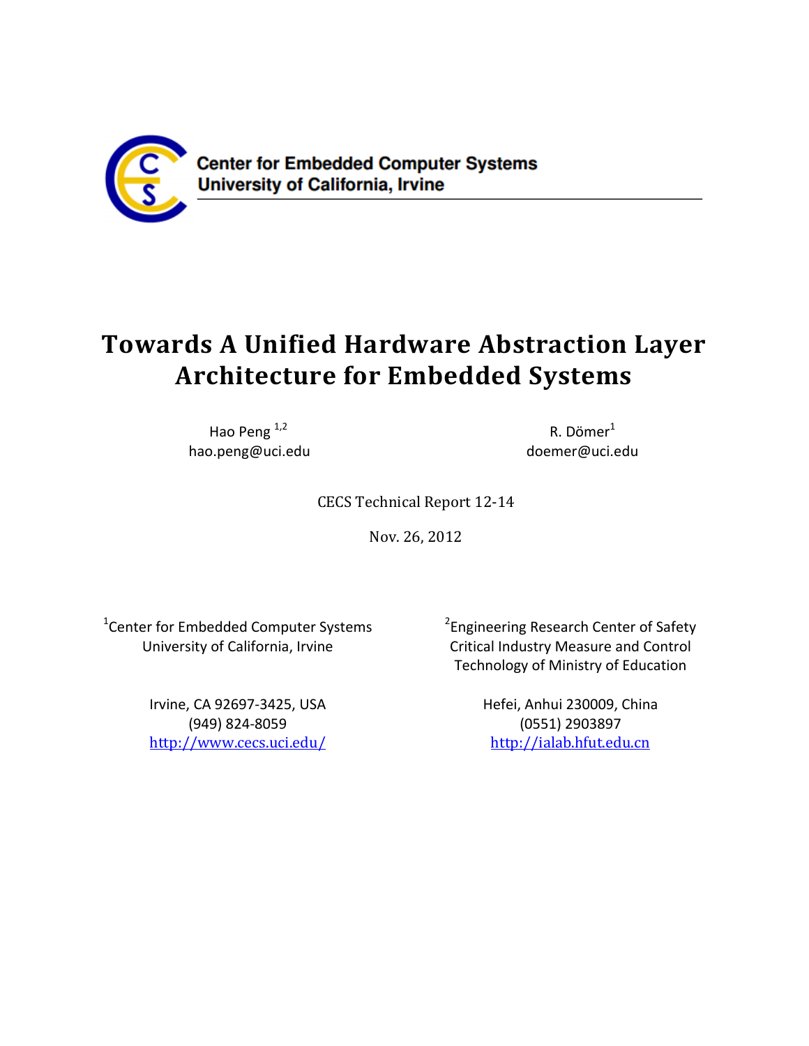Center for Embedded Computer Systems
University of California, Irvine

# Towards A Unified Hardware Abstraction Layer Architecture for Embedded Systems

Hao Peng [1,2]
hao.peng@uci.edu

R. Dömer[1]
doemer@uci.edu

CECS Technical Report 12-14

Nov. 26, 2012

[1]Center for Embedded Computer Systems
University of California, Irvine

Irvine, CA 92697-3425, USA
(949) 824-8059
http://www.cecs.uci.edu/

[2]Engineering Research Center of Safety Critical Industry Measure and Control Technology of Ministry of Education

Hefei, Anhui 230009, China
(0551) 2903897
http://ialab.hfut.edu.cn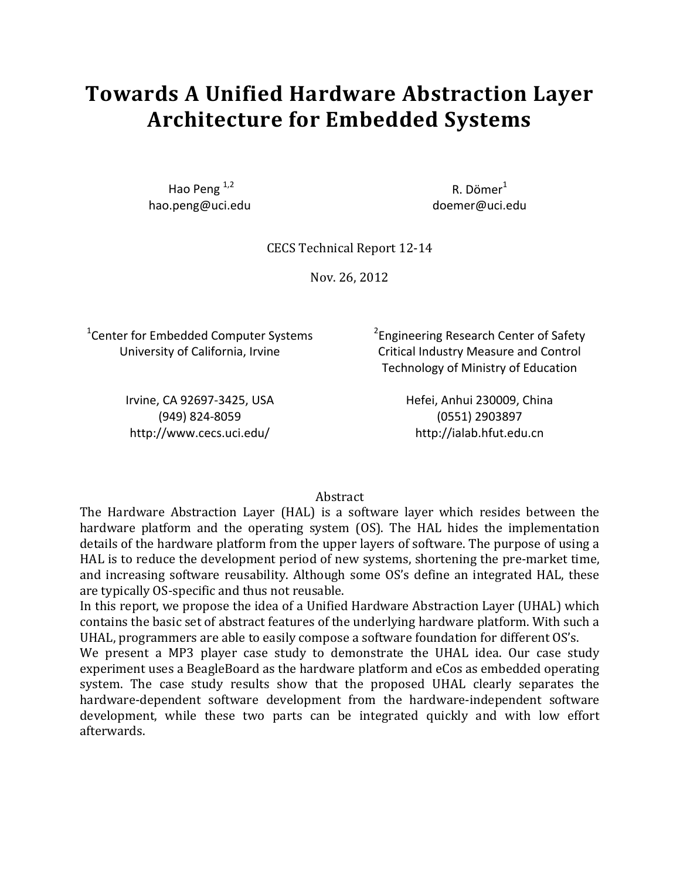# Towards A Unified Hardware Abstraction Layer Architecture for Embedded Systems

Hao Peng [1,2]
hao.peng@uci.edu

R. Dömer[1]
doemer@uci.edu

CECS Technical Report 12-14

Nov. 26, 2012

[1]Center for Embedded Computer Systems
University of California, Irvine

Irvine, CA 92697-3425, USA
(949) 824-8059
http://www.cecs.uci.edu/

[2]Engineering Research Center of Safety Critical Industry Measure and Control Technology of Ministry of Education

Hefei, Anhui 230009, China
(0551) 2903897
http://ialab.hfut.edu.cn

## Abstract

The Hardware Abstraction Layer (HAL) is a software layer which resides between the hardware platform and the operating system (OS). The HAL hides the implementation details of the hardware platform from the upper layers of software. The purpose of using a HAL is to reduce the development period of new systems, shortening the pre-market time, and increasing software reusability. Although some OS's define an integrated HAL, these are typically OS-specific and thus not reusable.

In this report, we propose the idea of a Unified Hardware Abstraction Layer (UHAL) which contains the basic set of abstract features of the underlying hardware platform. With such a UHAL, programmers are able to easily compose a software foundation for different OS's.

We present a MP3 player case study to demonstrate the UHAL idea. Our case study experiment uses a BeagleBoard as the hardware platform and eCos as embedded operating system. The case study results show that the proposed UHAL clearly separates the hardware-dependent software development from the hardware-independent software development, while these two parts can be integrated quickly and with low effort afterwards.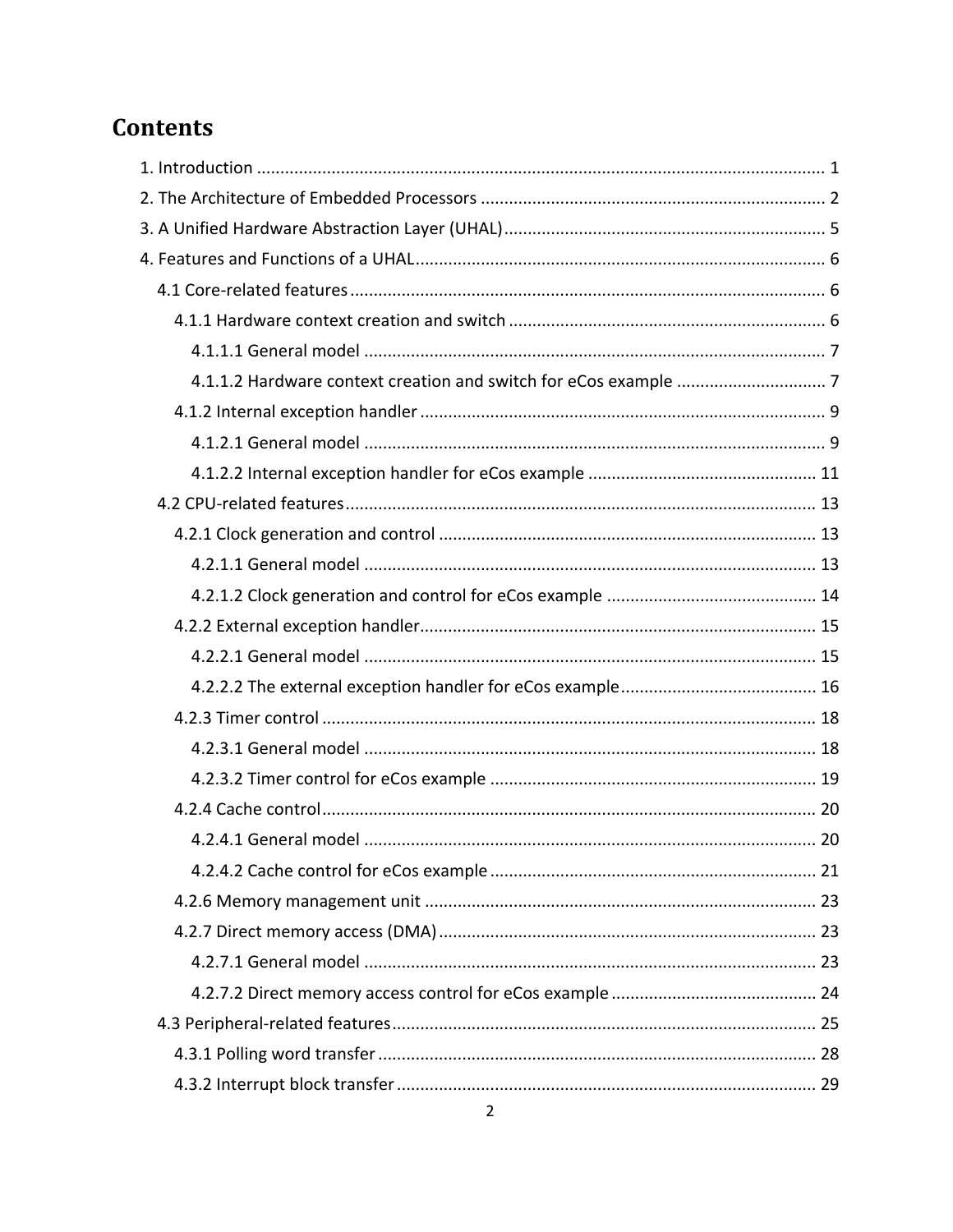# Contents

1. Introduction ........................................................................................................................ 1
2. The Architecture of Embedded Processors ......................................................................... 2
3. A Unified Hardware Abstraction Layer (UHAL) .................................................................... 5
4. Features and Functions of a UHAL ...................................................................................... 6
   - 4.1 Core-related features .................................................................................................... 6
     - 4.1.1 Hardware context creation and switch .................................................................. 6
       - 4.1.1.1 General model ................................................................................................. 7
       - 4.1.1.2 Hardware context creation and switch for eCos example ................................ 7
     - 4.1.2 Internal exception handler ..................................................................................... 9
       - 4.1.2.1 General model ................................................................................................. 9
       - 4.1.2.2 Internal exception handler for eCos example ................................................ 11
   - 4.2 CPU-related features ................................................................................................... 13
     - 4.2.1 Clock generation and control ............................................................................... 13
       - 4.2.1.1 General model ............................................................................................... 13
       - 4.2.1.2 Clock generation and control for eCos example ............................................ 14
     - 4.2.2 External exception handler ................................................................................... 15
       - 4.2.2.1 General model ............................................................................................... 15
       - 4.2.2.2 The external exception handler for eCos example ......................................... 16
     - 4.2.3 Timer control ........................................................................................................ 18
       - 4.2.3.1 General model ............................................................................................... 18
       - 4.2.3.2 Timer control for eCos example .................................................................... 19
     - 4.2.4 Cache control ........................................................................................................ 20
       - 4.2.4.1 General model ............................................................................................... 20
       - 4.2.4.2 Cache control for eCos example .................................................................... 21
     - 4.2.6 Memory management unit .................................................................................. 23
     - 4.2.7 Direct memory access (DMA) ............................................................................... 23
       - 4.2.7.1 General model ............................................................................................... 23
       - 4.2.7.2 Direct memory access control for eCos example ........................................... 24
   - 4.3 Peripheral-related features ......................................................................................... 25
     - 4.3.1 Polling word transfer ............................................................................................ 28
     - 4.3.2 Interrupt block transfer ........................................................................................ 29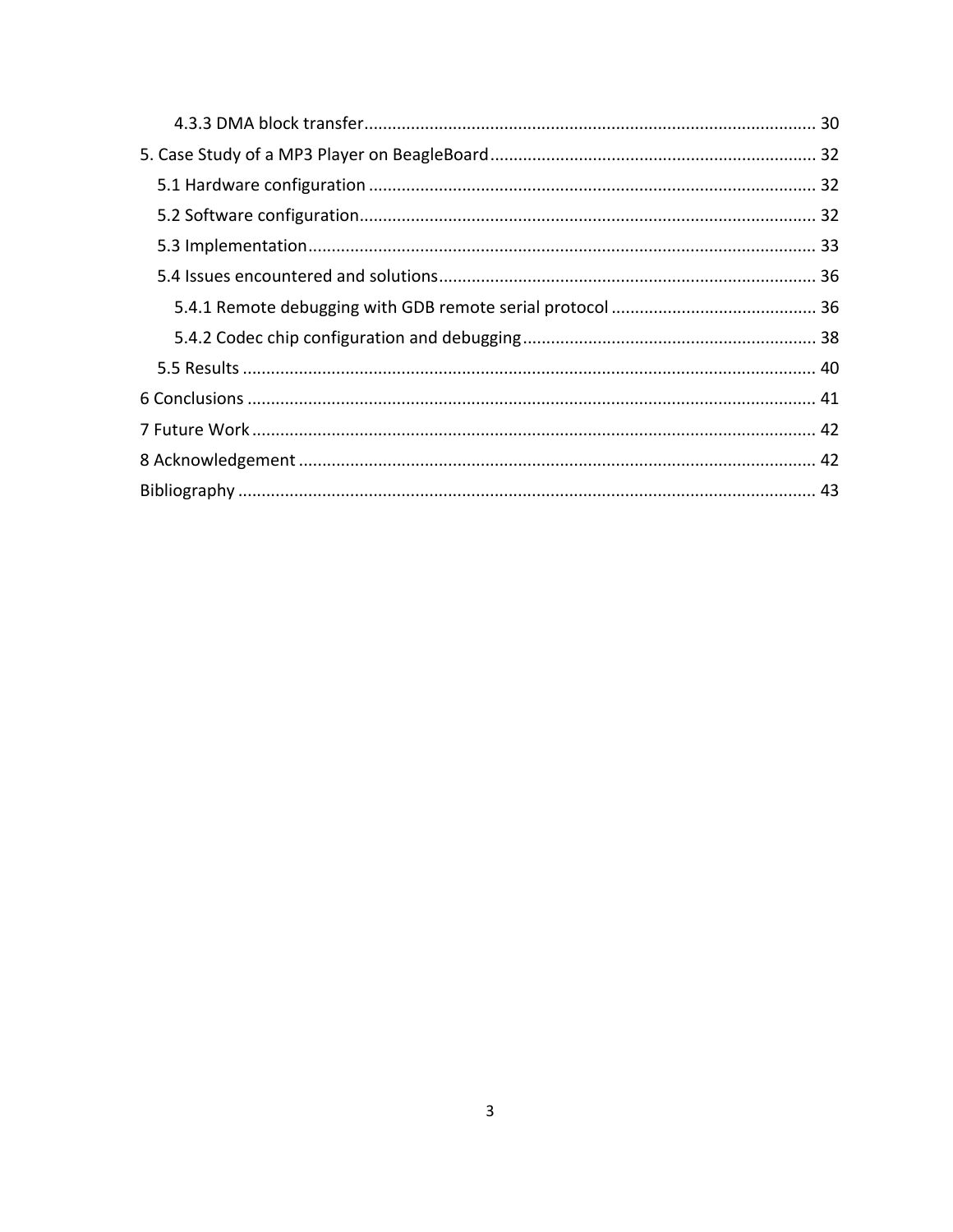4.3.3 DMA block transfer ........................................................................................ 30

5. Case Study of a MP3 Player on BeagleBoard ..................................................................... 32

5.1 Hardware configuration ........................................................................................ 32

5.2 Software configuration ........................................................................................ 32

5.3 Implementation ........................................................................................ 33

5.4 Issues encountered and solutions ........................................................................................ 36

5.4.1 Remote debugging with GDB remote serial protocol ........................................... 36

5.4.2 Codec chip configuration and debugging ........................................................ 38

5.5 Results ........................................................................................ 40

6 Conclusions ........................................................................................ 41

7 Future Work ........................................................................................ 42

8 Acknowledgement ........................................................................................ 42

Bibliography ........................................................................................ 43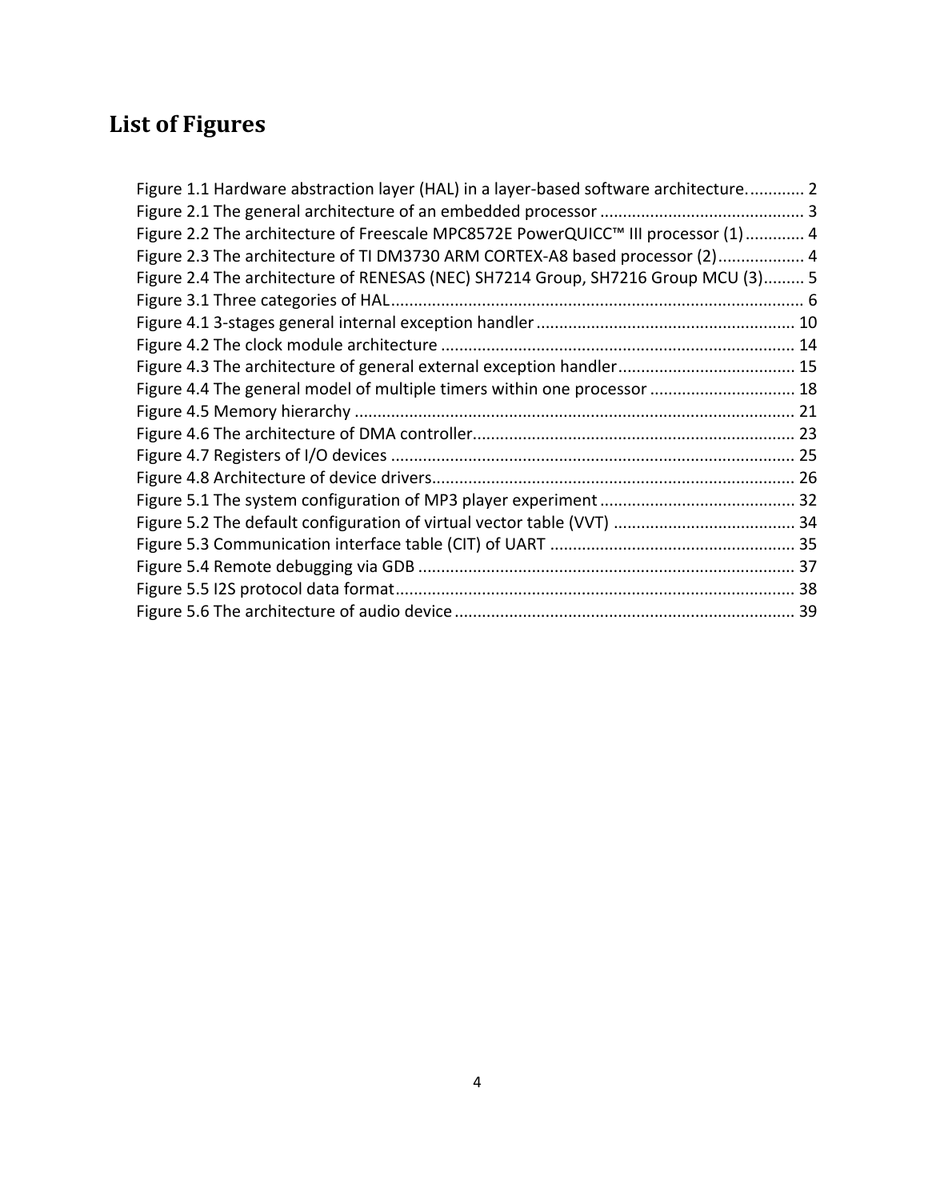# List of Figures

Figure 1.1 Hardware abstraction layer (HAL) in a layer-based software architecture. ............ 2
Figure 2.1 The general architecture of an embedded processor ............................................ 3
Figure 2.2 The architecture of Freescale MPC8572E PowerQUICC™ III processor (1) ............ 4
Figure 2.3 The architecture of TI DM3730 ARM CORTEX-A8 based processor (2) .................. 4
Figure 2.4 The architecture of RENESAS (NEC) SH7214 Group, SH7216 Group MCU (3) ......... 5
Figure 3.1 Three categories of HAL ......................................................................................... 6
Figure 4.1 3-stages general internal exception handler ........................................................ 10
Figure 4.2 The clock module architecture ............................................................................. 14
Figure 4.3 The architecture of general external exception handler ...................................... 15
Figure 4.4 The general model of multiple timers within one processor ................................ 18
Figure 4.5 Memory hierarchy ................................................................................................ 21
Figure 4.6 The architecture of DMA controller ...................................................................... 23
Figure 4.7 Registers of I/O devices ........................................................................................ 25
Figure 4.8 Architecture of device drivers ............................................................................... 26
Figure 5.1 The system configuration of MP3 player experiment ........................................... 32
Figure 5.2 The default configuration of virtual vector table (VVT) ........................................ 34
Figure 5.3 Communication interface table (CIT) of UART ...................................................... 35
Figure 5.4 Remote debugging via GDB ................................................................................... 37
Figure 5.5 I2S protocol data format ........................................................................................ 38
Figure 5.6 The architecture of audio device ........................................................................... 39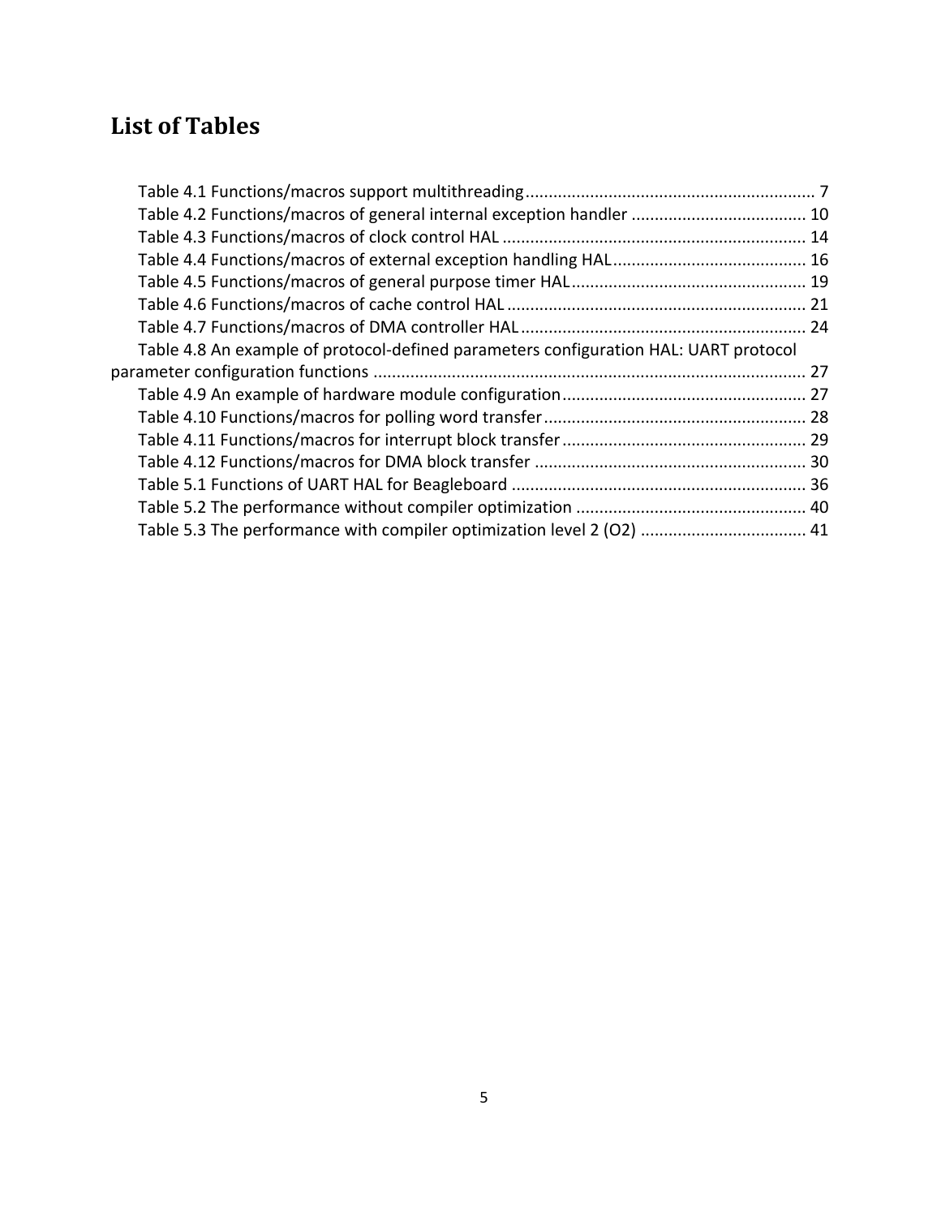# List of Tables

Table 4.1 Functions/macros support multithreading ............................................................ 7
Table 4.2 Functions/macros of general internal exception handler ...................................... 10
Table 4.3 Functions/macros of clock control HAL ................................................................. 14
Table 4.4 Functions/macros of external exception handling HAL .......................................... 16
Table 4.5 Functions/macros of general purpose timer HAL .................................................. 19
Table 4.6 Functions/macros of cache control HAL ................................................................ 21
Table 4.7 Functions/macros of DMA controller HAL ............................................................. 24
Table 4.8 An example of protocol-defined parameters configuration HAL: UART protocol parameter configuration functions ............................................................................................. 27
Table 4.9 An example of hardware module configuration .................................................... 27
Table 4.10 Functions/macros for polling word transfer ......................................................... 28
Table 4.11 Functions/macros for interrupt block transfer ..................................................... 29
Table 4.12 Functions/macros for DMA block transfer ........................................................... 30
Table 5.1 Functions of UART HAL for Beagleboard ................................................................ 36
Table 5.2 The performance without compiler optimization .................................................. 40
Table 5.3 The performance with compiler optimization level 2 (O2) .................................... 41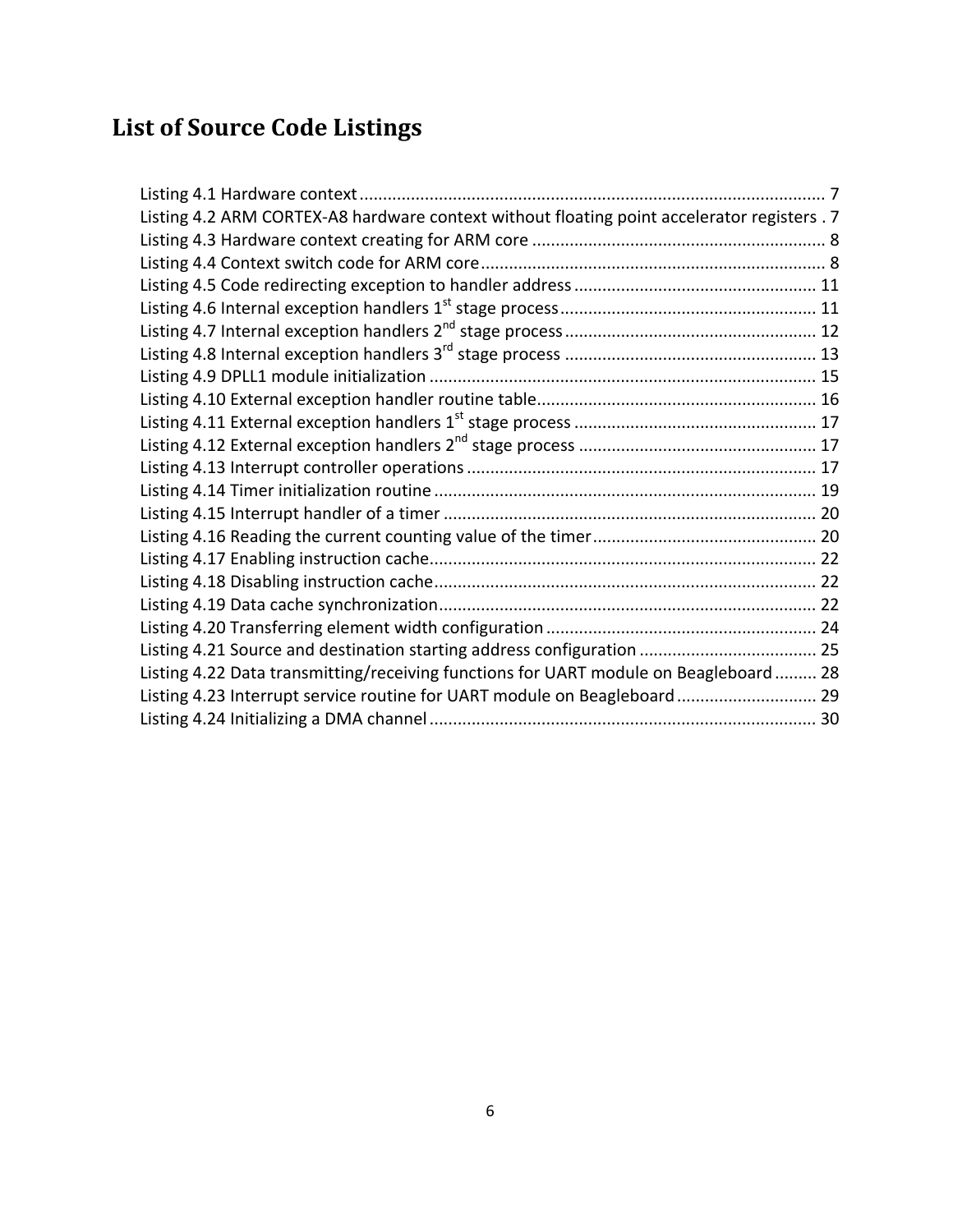# List of Source Code Listings

Listing 4.1 Hardware context ... 7
Listing 4.2 ARM CORTEX-A8 hardware context without floating point accelerator registers . 7
Listing 4.3 Hardware context creating for ARM core ... 8
Listing 4.4 Context switch code for ARM core ... 8
Listing 4.5 Code redirecting exception to handler address ... 11
Listing 4.6 Internal exception handlers 1st stage process ... 11
Listing 4.7 Internal exception handlers 2nd stage process ... 12
Listing 4.8 Internal exception handlers 3rd stage process ... 13
Listing 4.9 DPLL1 module initialization ... 15
Listing 4.10 External exception handler routine table ... 16
Listing 4.11 External exception handlers 1st stage process ... 17
Listing 4.12 External exception handlers 2nd stage process ... 17
Listing 4.13 Interrupt controller operations ... 17
Listing 4.14 Timer initialization routine ... 19
Listing 4.15 Interrupt handler of a timer ... 20
Listing 4.16 Reading the current counting value of the timer ... 20
Listing 4.17 Enabling instruction cache ... 22
Listing 4.18 Disabling instruction cache ... 22
Listing 4.19 Data cache synchronization ... 22
Listing 4.20 Transferring element width configuration ... 24
Listing 4.21 Source and destination starting address configuration ... 25
Listing 4.22 Data transmitting/receiving functions for UART module on Beagleboard ... 28
Listing 4.23 Interrupt service routine for UART module on Beagleboard ... 29
Listing 4.24 Initializing a DMA channel ... 30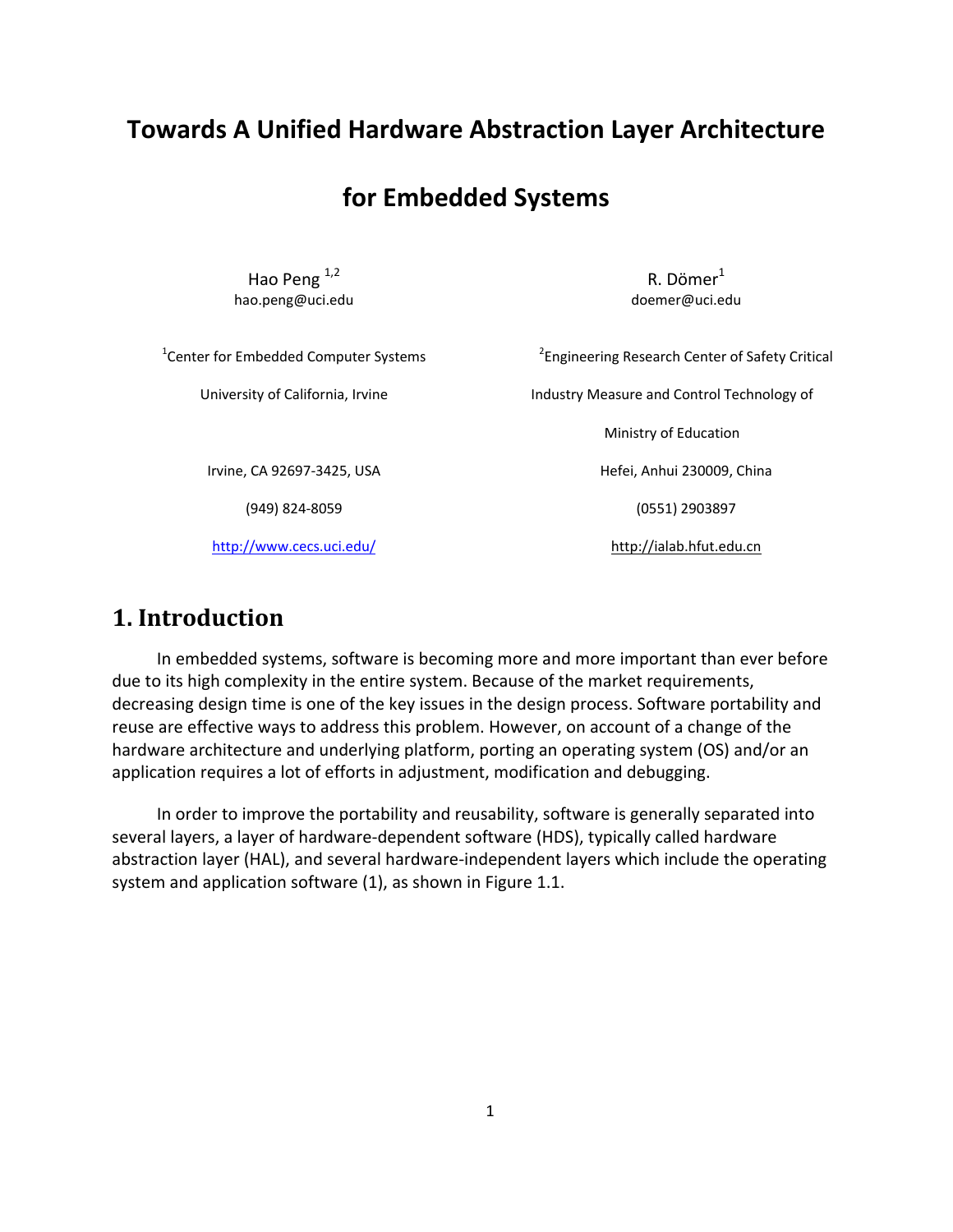# Towards A Unified Hardware Abstraction Layer Architecture for Embedded Systems

Hao Peng [1,2]
hao.peng@uci.edu

R. Dömer[1]
doemer@uci.edu

[1]Center for Embedded Computer Systems

University of California, Irvine

Irvine, CA 92697-3425, USA

(949) 824-8059

http://www.cecs.uci.edu/

[2]Engineering Research Center of Safety Critical Industry Measure and Control Technology of Ministry of Education

Hefei, Anhui 230009, China

(0551) 2903897

http://ialab.hfut.edu.cn

## 1. Introduction

In embedded systems, software is becoming more and more important than ever before due to its high complexity in the entire system. Because of the market requirements, decreasing design time is one of the key issues in the design process. Software portability and reuse are effective ways to address this problem. However, on account of a change of the hardware architecture and underlying platform, porting an operating system (OS) and/or an application requires a lot of efforts in adjustment, modification and debugging.

In order to improve the portability and reusability, software is generally separated into several layers, a layer of hardware-dependent software (HDS), typically called hardware abstraction layer (HAL), and several hardware-independent layers which include the operating system and application software (1), as shown in Figure 1.1.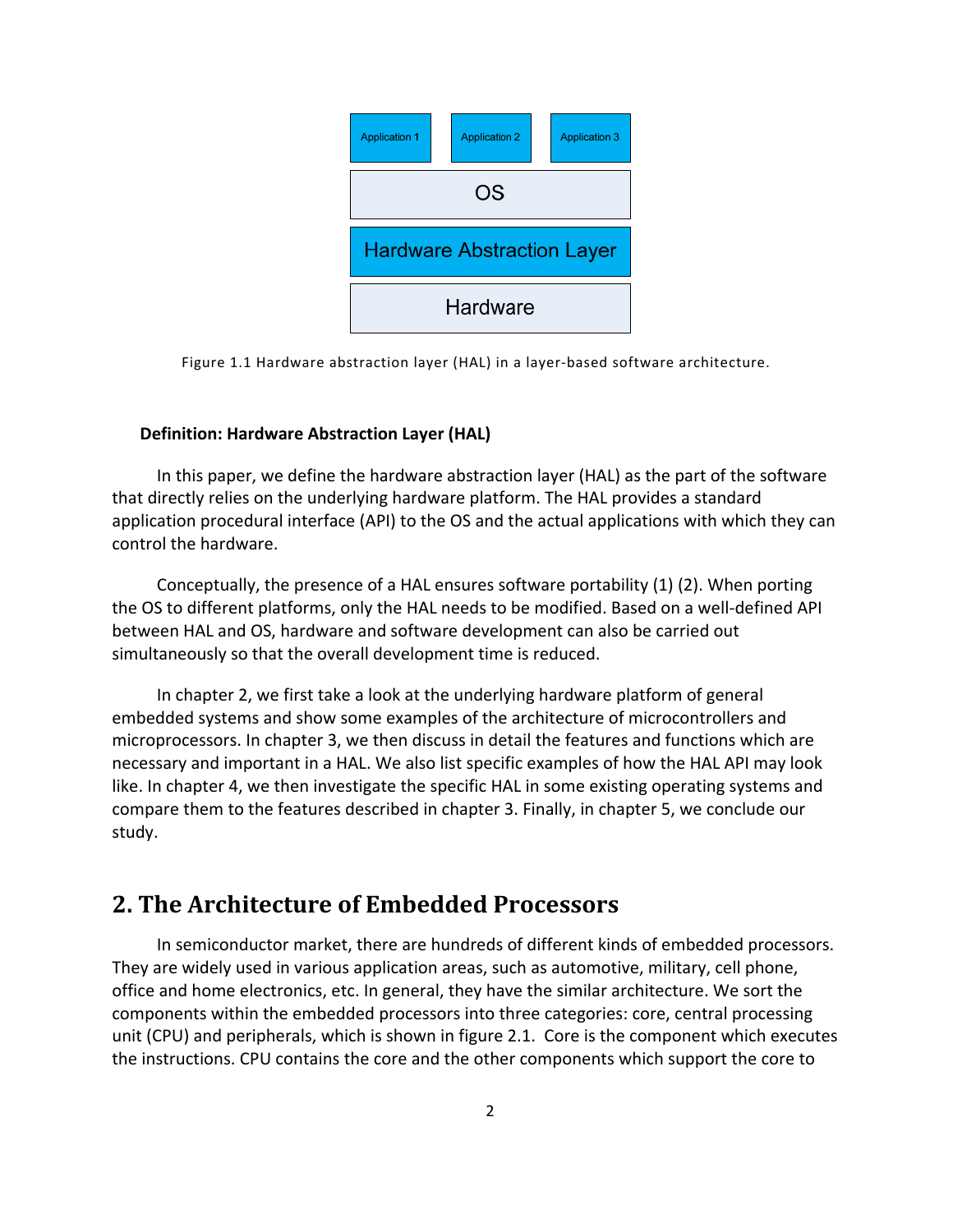Application 1 | Application 2 | Application 3

OS

Hardware Abstraction Layer

Hardware

Figure 1.1 Hardware abstraction layer (HAL) in a layer-based software architecture.

**Definition: Hardware Abstraction Layer (HAL)**

In this paper, we define the hardware abstraction layer (HAL) as the part of the software that directly relies on the underlying hardware platform. The HAL provides a standard application procedural interface (API) to the OS and the actual applications with which they can control the hardware.

Conceptually, the presence of a HAL ensures software portability (1) (2). When porting the OS to different platforms, only the HAL needs to be modified. Based on a well-defined API between HAL and OS, hardware and software development can also be carried out simultaneously so that the overall development time is reduced.

In chapter 2, we first take a look at the underlying hardware platform of general embedded systems and show some examples of the architecture of microcontrollers and microprocessors. In chapter 3, we then discuss in detail the features and functions which are necessary and important in a HAL. We also list specific examples of how the HAL API may look like. In chapter 4, we then investigate the specific HAL in some existing operating systems and compare them to the features described in chapter 3. Finally, in chapter 5, we conclude our study.

## 2. The Architecture of Embedded Processors

In semiconductor market, there are hundreds of different kinds of embedded processors. They are widely used in various application areas, such as automotive, military, cell phone, office and home electronics, etc. In general, they have the similar architecture. We sort the components within the embedded processors into three categories: core, central processing unit (CPU) and peripherals, which is shown in figure 2.1. Core is the component which executes the instructions. CPU contains the core and the other components which support the core to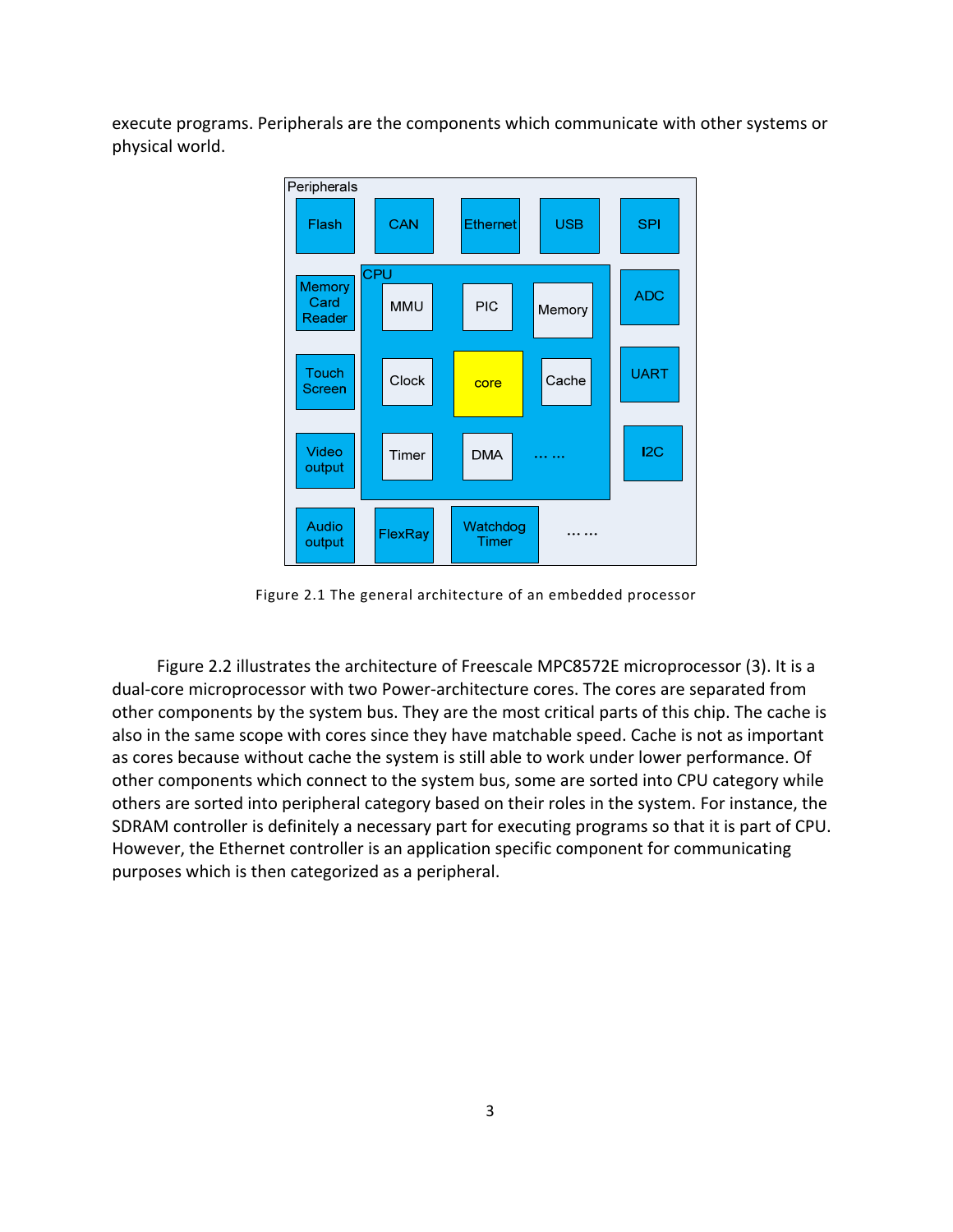execute programs. Peripherals are the components which communicate with other systems or physical world.

Figure 2.1 The general architecture of an embedded processor

Figure 2.2 illustrates the architecture of Freescale MPC8572E microprocessor (3). It is a dual-core microprocessor with two Power-architecture cores. The cores are separated from other components by the system bus. They are the most critical parts of this chip. The cache is also in the same scope with cores since they have matchable speed. Cache is not as important as cores because without cache the system is still able to work under lower performance. Of other components which connect to the system bus, some are sorted into CPU category while others are sorted into peripheral category based on their roles in the system. For instance, the SDRAM controller is definitely a necessary part for executing programs so that it is part of CPU. However, the Ethernet controller is an application specific component for communicating purposes which is then categorized as a peripheral.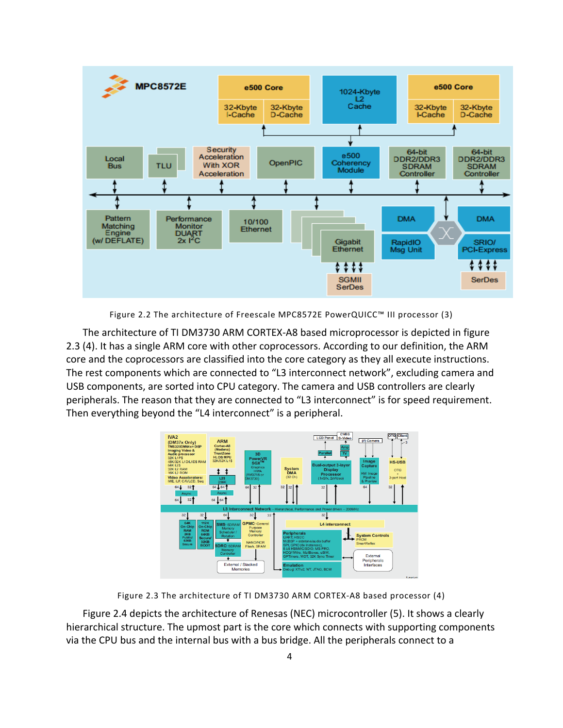Figure 2.2 The architecture of Freescale MPC8572E PowerQUICC™ III processor (3)

The architecture of TI DM3730 ARM CORTEX-A8 based microprocessor is depicted in figure 2.3 (4). It has a single ARM core with other coprocessors. According to our definition, the ARM core and the coprocessors are classified into the core category as they all execute instructions. The rest components which are connected to “L3 interconnect network”, excluding camera and USB components, are sorted into CPU category. The camera and USB controllers are clearly peripherals. The reason that they are connected to “L3 interconnect” is for speed requirement. Then everything beyond the “L4 interconnect” is a peripheral.

Figure 2.3 The architecture of TI DM3730 ARM CORTEX-A8 based processor (4)

Figure 2.4 depicts the architecture of Renesas (NEC) microcontroller (5). It shows a clearly hierarchical structure. The upmost part is the core which connects with supporting components via the CPU bus and the internal bus with a bus bridge. All the peripherals connect to a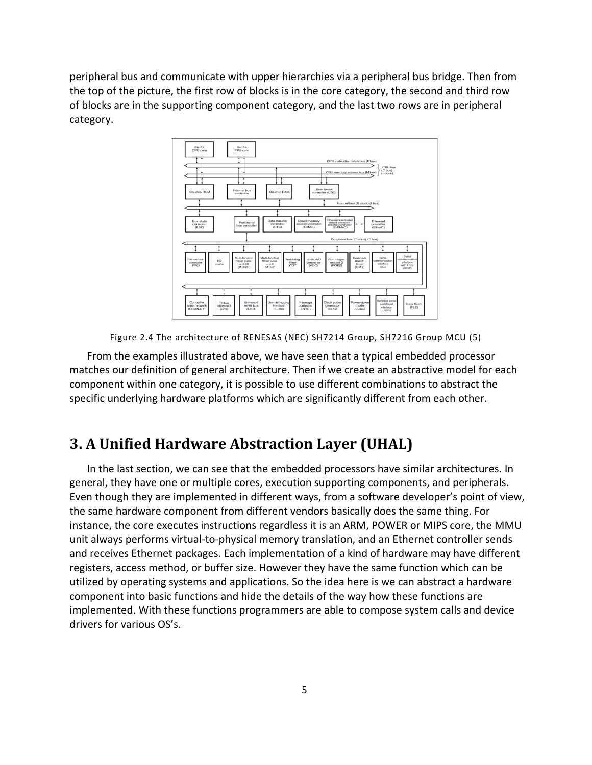peripheral bus and communicate with upper hierarchies via a peripheral bus bridge. Then from the top of the picture, the first row of blocks is in the core category, the second and third row of blocks are in the supporting component category, and the last two rows are in peripheral category.

Figure 2.4 The architecture of RENESAS (NEC) SH7214 Group, SH7216 Group MCU (5)

From the examples illustrated above, we have seen that a typical embedded processor matches our definition of general architecture. Then if we create an abstractive model for each component within one category, it is possible to use different combinations to abstract the specific underlying hardware platforms which are significantly different from each other.

# 3. A Unified Hardware Abstraction Layer (UHAL)

In the last section, we can see that the embedded processors have similar architectures. In general, they have one or multiple cores, execution supporting components, and peripherals. Even though they are implemented in different ways, from a software developer's point of view, the same hardware component from different vendors basically does the same thing. For instance, the core executes instructions regardless it is an ARM, POWER or MIPS core, the MMU unit always performs virtual-to-physical memory translation, and an Ethernet controller sends and receives Ethernet packages. Each implementation of a kind of hardware may have different registers, access method, or buffer size. However they have the same function which can be utilized by operating systems and applications. So the idea here is we can abstract a hardware component into basic functions and hide the details of the way how these functions are implemented. With these functions programmers are able to compose system calls and device drivers for various OS's.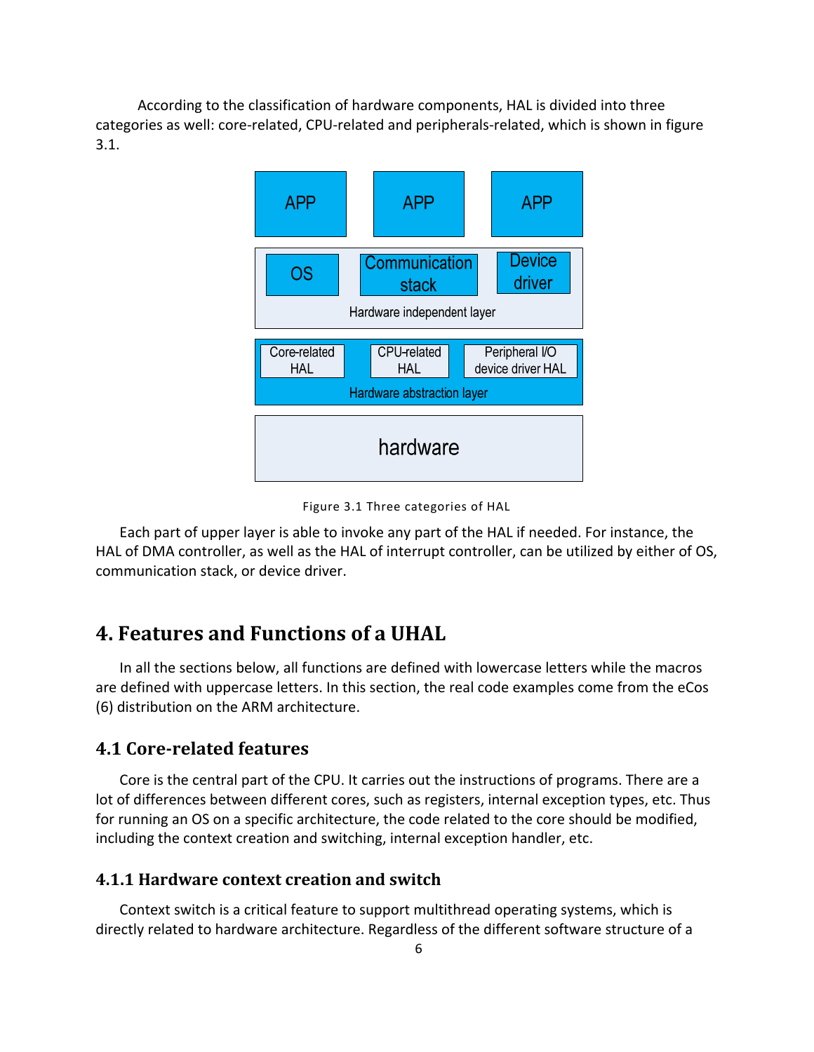According to the classification of hardware components, HAL is divided into three categories as well: core-related, CPU-related and peripherals-related, which is shown in figure 3.1.

Figure 3.1 Three categories of HAL

Each part of upper layer is able to invoke any part of the HAL if needed. For instance, the HAL of DMA controller, as well as the HAL of interrupt controller, can be utilized by either of OS, communication stack, or device driver.

# 4. Features and Functions of a UHAL

In all the sections below, all functions are defined with lowercase letters while the macros are defined with uppercase letters. In this section, the real code examples come from the eCos (6) distribution on the ARM architecture.

## 4.1 Core-related features

Core is the central part of the CPU. It carries out the instructions of programs. There are a lot of differences between different cores, such as registers, internal exception types, etc. Thus for running an OS on a specific architecture, the code related to the core should be modified, including the context creation and switching, internal exception handler, etc.

### 4.1.1 Hardware context creation and switch

Context switch is a critical feature to support multithread operating systems, which is directly related to hardware architecture. Regardless of the different software structure of a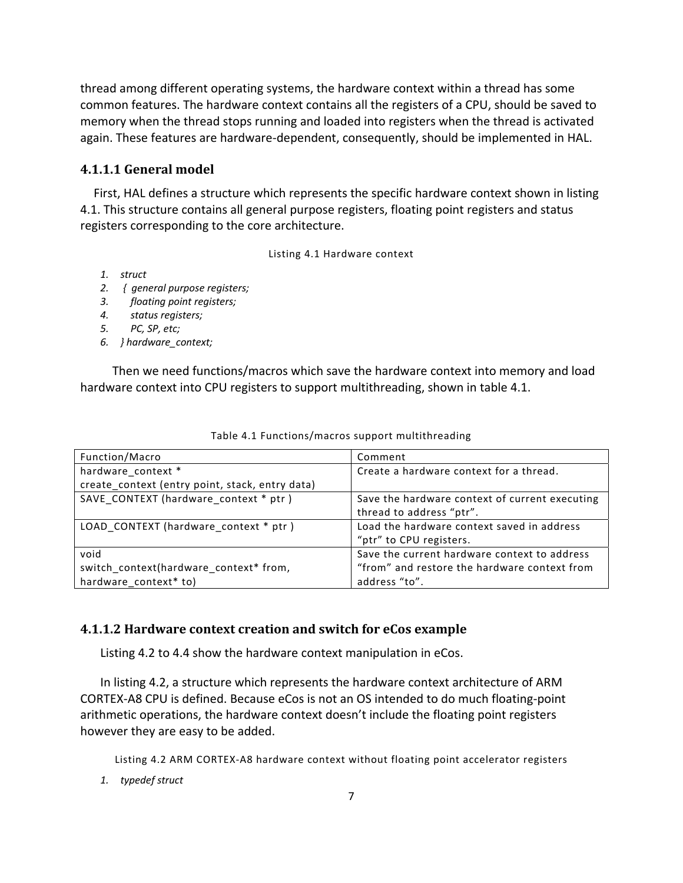thread among different operating systems, the hardware context within a thread has some common features. The hardware context contains all the registers of a CPU, should be saved to memory when the thread stops running and loaded into registers when the thread is activated again. These features are hardware-dependent, consequently, should be implemented in HAL.

#### 4.1.1.1 General model

First, HAL defines a structure which represents the specific hardware context shown in listing 4.1. This structure contains all general purpose registers, floating point registers and status registers corresponding to the core architecture.

Listing 4.1 Hardware context

```
1.  struct
2.   {  general purpose registers;
3.      floating point registers;
4.      status registers;
5.      PC, SP, etc;
6.   } hardware_context;
```

Then we need functions/macros which save the hardware context into memory and load hardware context into CPU registers to support multithreading, shown in table 4.1.

Table 4.1 Functions/macros support multithreading

| Function/Macro | Comment |
| --- | --- |
| hardware_context * create_context (entry point, stack, entry data) | Create a hardware context for a thread. |
| SAVE_CONTEXT (hardware_context * ptr ) | Save the hardware context of current executing thread to address "ptr". |
| LOAD_CONTEXT (hardware_context * ptr ) | Load the hardware context saved in address "ptr" to CPU registers. |
| void switch_context(hardware_context* from, hardware_context* to) | Save the current hardware context to address "from" and restore the hardware context from address "to". |

#### 4.1.1.2 Hardware context creation and switch for eCos example

Listing 4.2 to 4.4 show the hardware context manipulation in eCos.

In listing 4.2, a structure which represents the hardware context architecture of ARM CORTEX-A8 CPU is defined. Because eCos is not an OS intended to do much floating-point arithmetic operations, the hardware context doesn't include the floating point registers however they are easy to be added.

Listing 4.2 ARM CORTEX-A8 hardware context without floating point accelerator registers

```
1.  typedef struct
```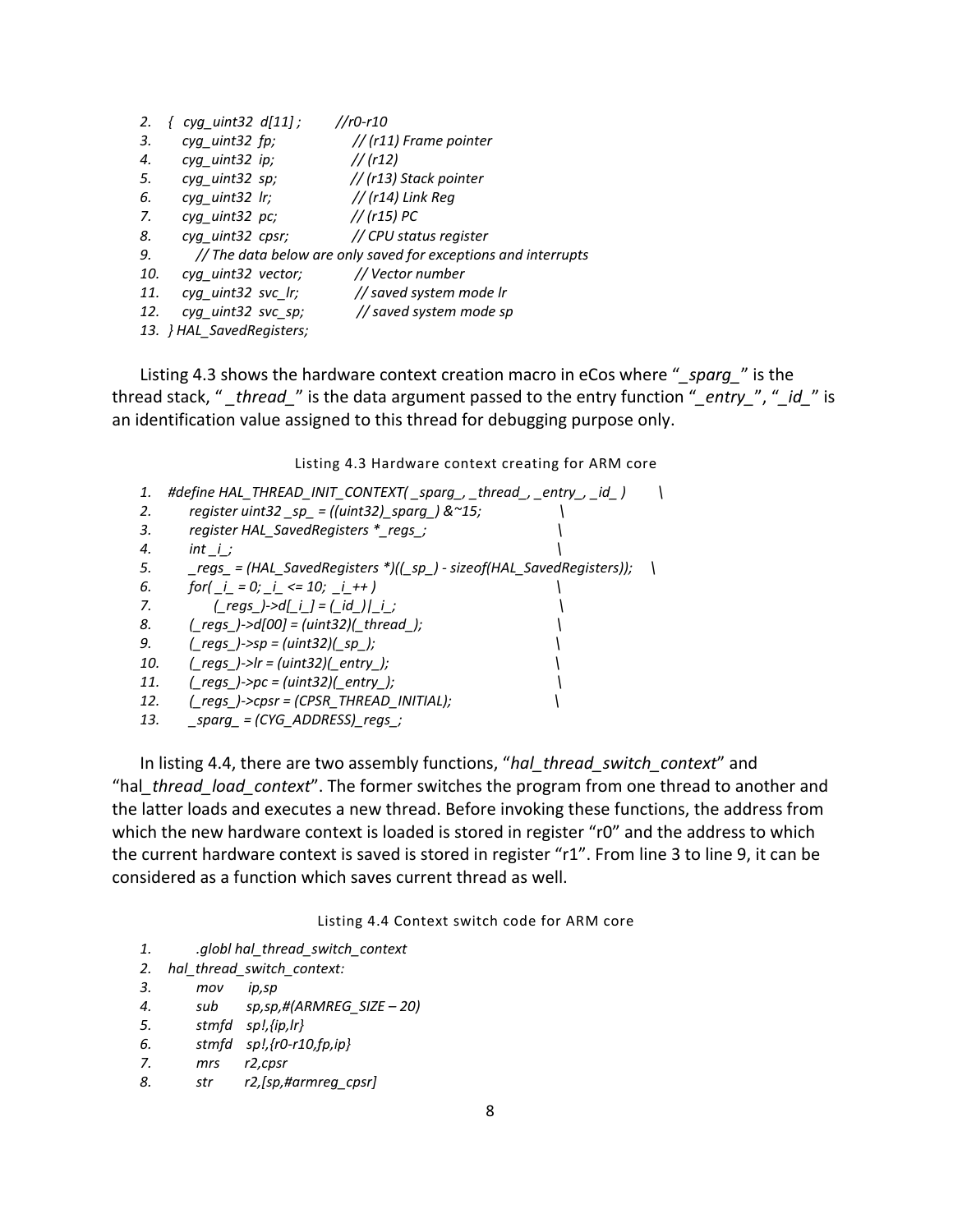```
2.  {  cyg_uint32  d[11] ;        //r0-r10
3.     cyg_uint32  fp;              // (r11) Frame pointer
4.     cyg_uint32  ip;              // (r12)
5.     cyg_uint32  sp;              // (r13) Stack pointer
6.     cyg_uint32  lr;              // (r14) Link Reg
7.     cyg_uint32  pc;              // (r15) PC
8.     cyg_uint32  cpsr;            // CPU status register
9.       // The data below are only saved for exceptions and interrupts
10.    cyg_uint32  vector;          // Vector number
11.    cyg_uint32  svc_lr;          // saved system mode lr
12.    cyg_uint32  svc_sp;          // saved system mode sp
13. } HAL_SavedRegisters;
```

Listing 4.3 shows the hardware context creation macro in eCos where "*_sparg_*" is the thread stack, "*_thread_*" is the data argument passed to the entry function "*_entry_*", "*_id_*" is an identification value assigned to this thread for debugging purpose only.

Listing 4.3 Hardware context creating for ARM core

```
1.  #define HAL_THREAD_INIT_CONTEXT( _sparg_, _thread_, _entry_, _id_ )        \
2.      register uint32 _sp_ = ((uint32)_sparg_) &~15;                        \
3.      register HAL_SavedRegisters *_regs_;                                  \
4.      int _i_;                                                              \
5.      _regs_ = (HAL_SavedRegisters *)((_sp_) - sizeof(HAL_SavedRegisters));  \
6.      for( _i_ = 0; _i_ <= 10;  _i_++ )                                      \
7.          (_regs_)->d[_i_] = (_id_)|_i_;                                     \
8.      (_regs_)->d[00] = (uint32)(_thread_);                                 \
9.      (_regs_)->sp = (uint32)(_sp_);                                        \
10.     (_regs_)->lr = (uint32)(_entry_);                                     \
11.     (_regs_)->pc = (uint32)(_entry_);                                     \
12.     (_regs_)->cpsr = (CPSR_THREAD_INITIAL);                               \
13.     _sparg_ = (CYG_ADDRESS)_regs_;
```

In listing 4.4, there are two assembly functions, "*hal_thread_switch_context*" and "hal_*thread_load_context*". The former switches the program from one thread to another and the latter loads and executes a new thread. Before invoking these functions, the address from which the new hardware context is loaded is stored in register "r0" and the address to which the current hardware context is saved is stored in register "r1". From line 3 to line 9, it can be considered as a function which saves current thread as well.

Listing 4.4 Context switch code for ARM core

```
1.        .globl hal_thread_switch_context
2.  hal_thread_switch_context:
3.        mov     ip,sp
4.        sub     sp,sp,#(ARMREG_SIZE – 20)
5.        stmfd   sp!,{ip,lr}
6.        stmfd   sp!,{r0-r10,fp,ip}
7.        mrs     r2,cpsr
8.        str     r2,[sp,#armreg_cpsr]
```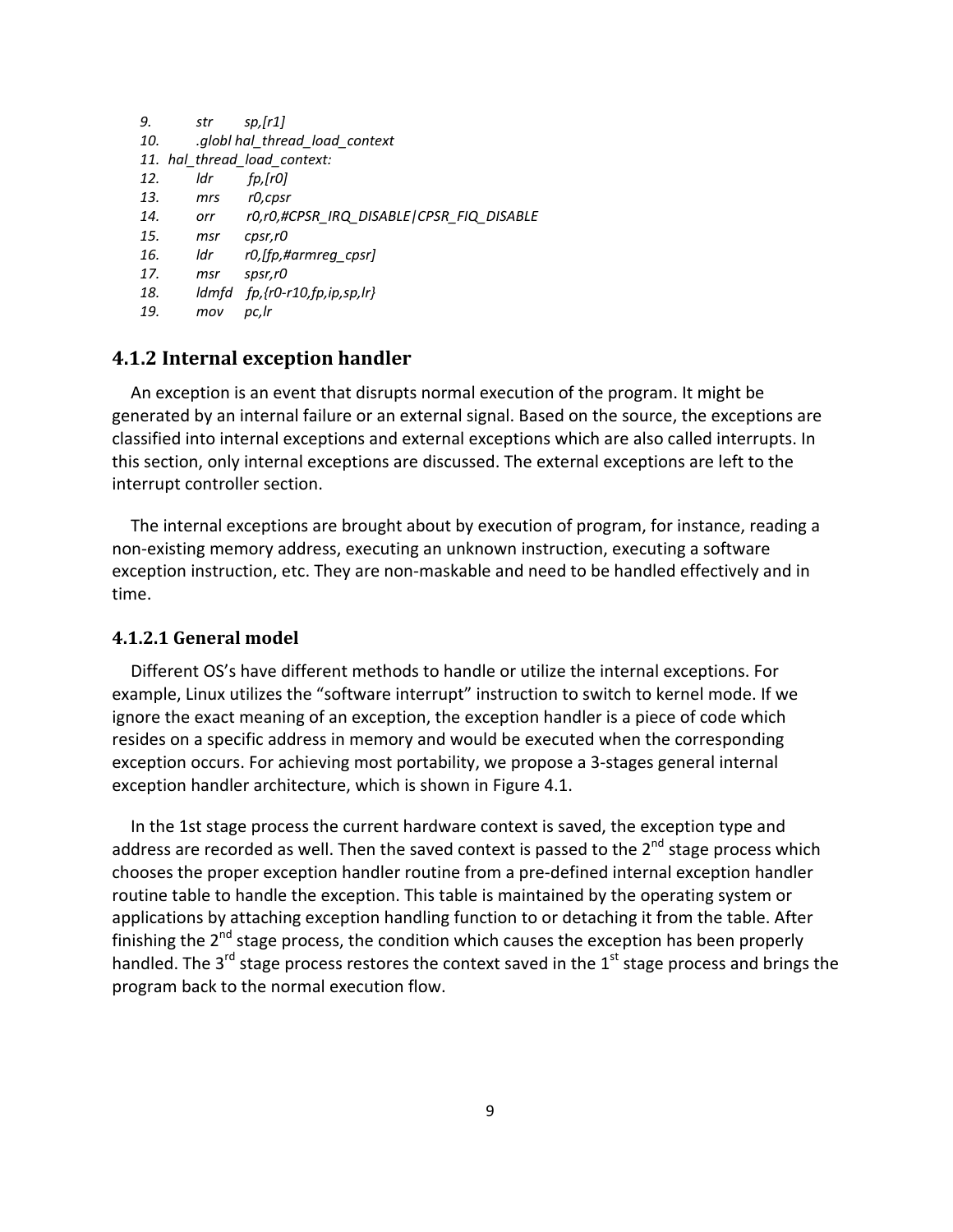```
9.      str     sp,[r1]
10.     .globl hal_thread_load_context
11. hal_thread_load_context:
12.     ldr     fp,[r0]
13.     mrs     r0,cpsr
14.     orr     r0,r0,#CPSR_IRQ_DISABLE|CPSR_FIQ_DISABLE
15.     msr     cpsr,r0
16.     ldr     r0,[fp,#armreg_cpsr]
17.     msr     spsr,r0
18.     ldmfd   fp,{r0-r10,fp,ip,sp,lr}
19.     mov     pc,lr
```

### 4.1.2 Internal exception handler

An exception is an event that disrupts normal execution of the program. It might be generated by an internal failure or an external signal. Based on the source, the exceptions are classified into internal exceptions and external exceptions which are also called interrupts. In this section, only internal exceptions are discussed. The external exceptions are left to the interrupt controller section.

The internal exceptions are brought about by execution of program, for instance, reading a non-existing memory address, executing an unknown instruction, executing a software exception instruction, etc. They are non-maskable and need to be handled effectively and in time.

#### 4.1.2.1 General model

Different OS's have different methods to handle or utilize the internal exceptions. For example, Linux utilizes the "software interrupt" instruction to switch to kernel mode. If we ignore the exact meaning of an exception, the exception handler is a piece of code which resides on a specific address in memory and would be executed when the corresponding exception occurs. For achieving most portability, we propose a 3-stages general internal exception handler architecture, which is shown in Figure 4.1.

In the 1st stage process the current hardware context is saved, the exception type and address are recorded as well. Then the saved context is passed to the 2nd stage process which chooses the proper exception handler routine from a pre-defined internal exception handler routine table to handle the exception. This table is maintained by the operating system or applications by attaching exception handling function to or detaching it from the table. After finishing the 2nd stage process, the condition which causes the exception has been properly handled. The 3rd stage process restores the context saved in the 1st stage process and brings the program back to the normal execution flow.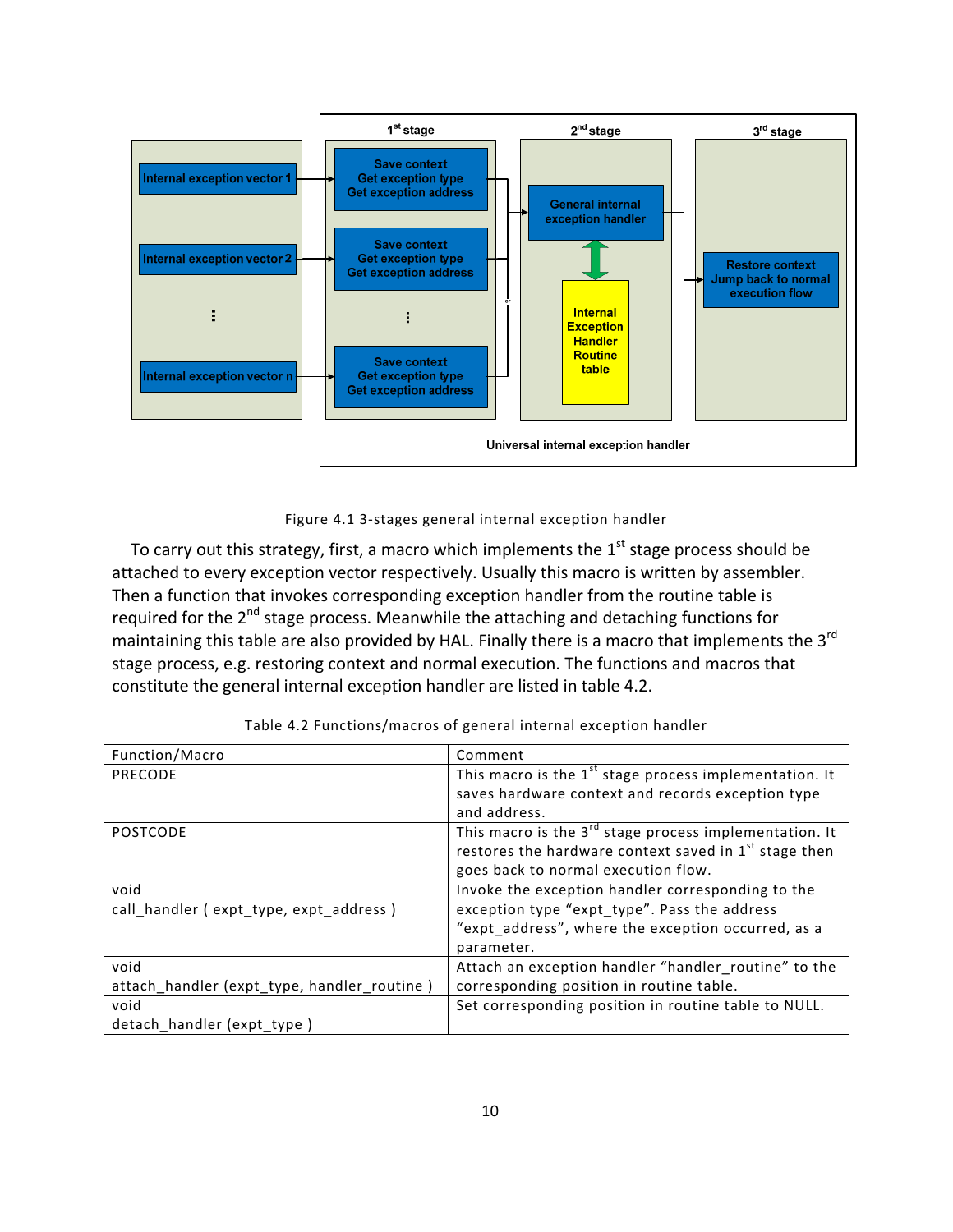Figure 4.1 3-stages general internal exception handler

To carry out this strategy, first, a macro which implements the 1st stage process should be attached to every exception vector respectively. Usually this macro is written by assembler. Then a function that invokes corresponding exception handler from the routine table is required for the 2nd stage process. Meanwhile the attaching and detaching functions for maintaining this table are also provided by HAL. Finally there is a macro that implements the 3rd stage process, e.g. restoring context and normal execution. The functions and macros that constitute the general internal exception handler are listed in table 4.2.

Table 4.2 Functions/macros of general internal exception handler

| Function/Macro | Comment |
| --- | --- |
| PRECODE | This macro is the 1st stage process implementation. It saves hardware context and records exception type and address. |
| POSTCODE | This macro is the 3rd stage process implementation. It restores the hardware context saved in 1st stage then goes back to normal execution flow. |
| void call_handler ( expt_type, expt_address ) | Invoke the exception handler corresponding to the exception type “expt_type”. Pass the address “expt_address”, where the exception occurred, as a parameter. |
| void attach_handler (expt_type, handler_routine ) | Attach an exception handler “handler_routine” to the corresponding position in routine table. |
| void detach_handler (expt_type ) | Set corresponding position in routine table to NULL. |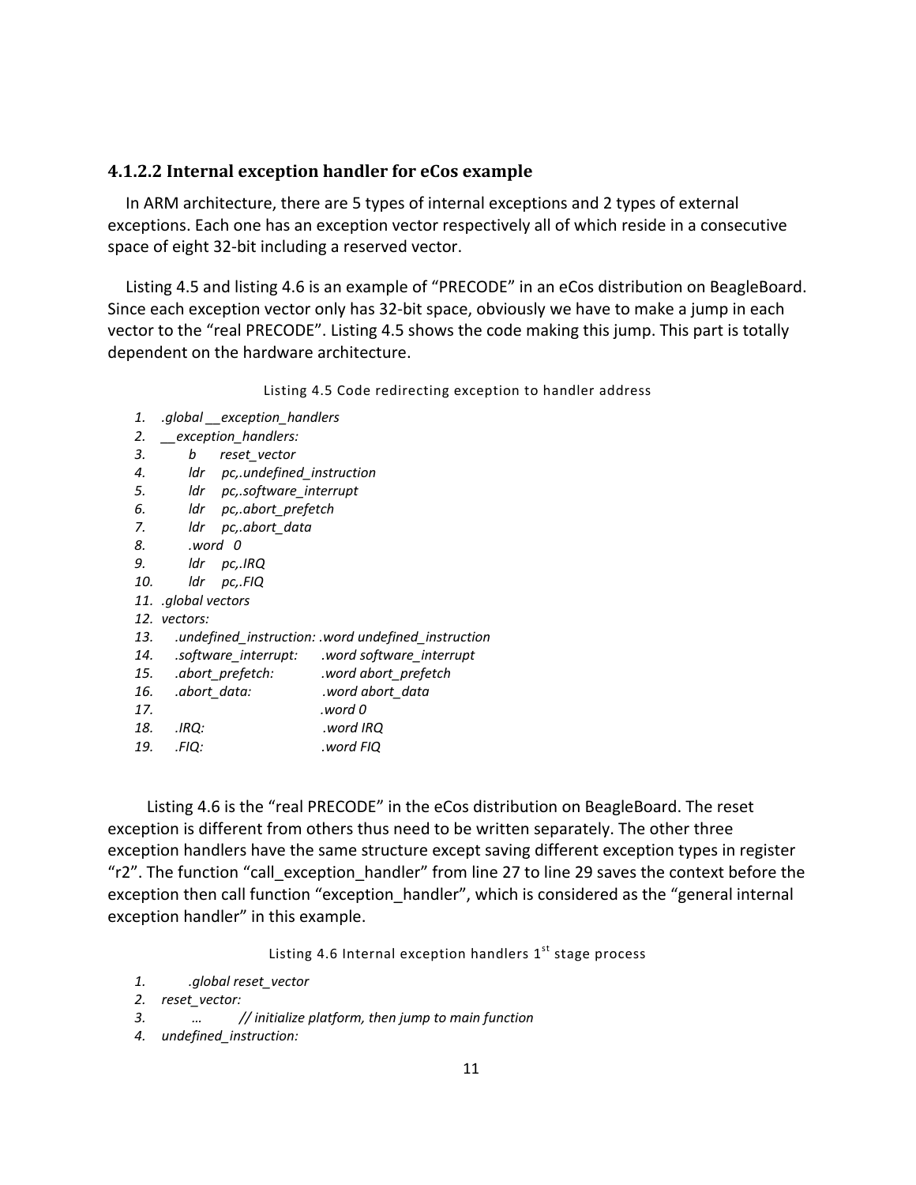### 4.1.2.2 Internal exception handler for eCos example

In ARM architecture, there are 5 types of internal exceptions and 2 types of external exceptions. Each one has an exception vector respectively all of which reside in a consecutive space of eight 32-bit including a reserved vector.

Listing 4.5 and listing 4.6 is an example of "PRECODE" in an eCos distribution on BeagleBoard. Since each exception vector only has 32-bit space, obviously we have to make a jump in each vector to the "real PRECODE". Listing 4.5 shows the code making this jump. This part is totally dependent on the hardware architecture.

Listing 4.5 Code redirecting exception to handler address

```
1.   .global __exception_handlers
2.   __exception_handlers:
3.         b      reset_vector
4.         ldr    pc,.undefined_instruction
5.         ldr    pc,.software_interrupt
6.         ldr    pc,.abort_prefetch
7.         ldr    pc,.abort_data
8.         .word  0
9.         ldr    pc,.IRQ
10.        ldr    pc,.FIQ
11.  .global vectors
12.  vectors:
13.     .undefined_instruction: .word undefined_instruction
14.     .software_interrupt:    .word software_interrupt
15.     .abort_prefetch:        .word abort_prefetch
16.     .abort_data:            .word abort_data
17.                             .word 0
18.     .IRQ:                   .word IRQ
19.     .FIQ:                   .word FIQ
```

Listing 4.6 is the "real PRECODE" in the eCos distribution on BeagleBoard. The reset exception is different from others thus need to be written separately. The other three exception handlers have the same structure except saving different exception types in register "r2". The function "call_exception_handler" from line 27 to line 29 saves the context before the exception then call function "exception_handler", which is considered as the "general internal exception handler" in this example.

Listing 4.6 Internal exception handlers 1st stage process

```
1.         .global reset_vector
2.   reset_vector:
3.         …        // initialize platform, then jump to main function
4.   undefined_instruction:
```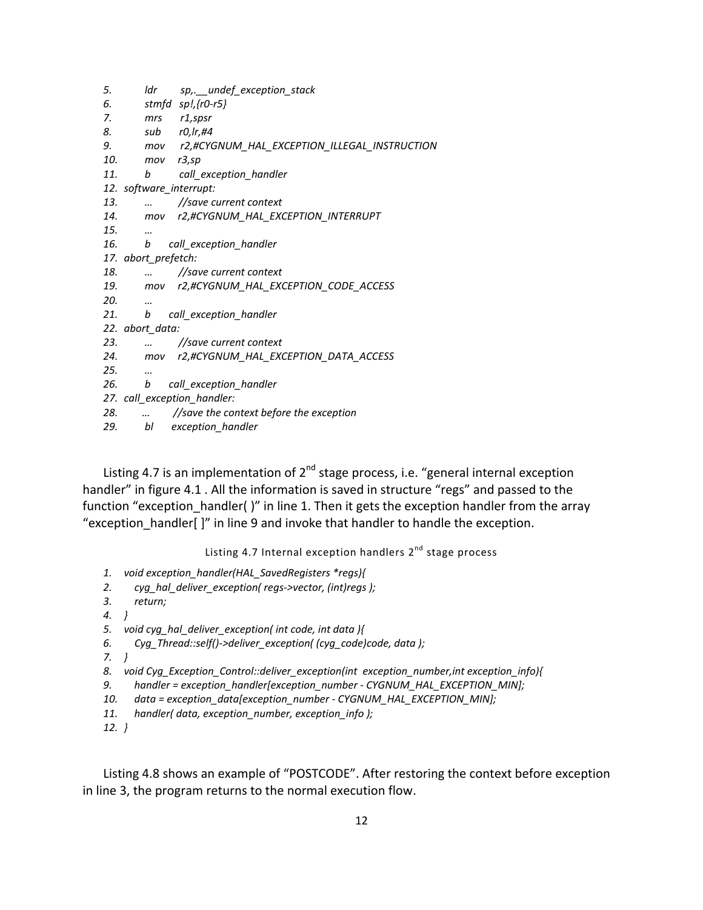```
5.        ldr      sp,.__undef_exception_stack
6.        stmfd   sp!,{r0-r5}
7.        mrs      r1,spsr
8.        sub      r0,lr,#4
9.        mov      r2,#CYGNUM_HAL_EXCEPTION_ILLEGAL_INSTRUCTION
10.       mov     r3,sp
11.       b        call_exception_handler
12.  software_interrupt:
13.       …        //save current context
14.       mov     r2,#CYGNUM_HAL_EXCEPTION_INTERRUPT
15.       …
16.       b       call_exception_handler
17.  abort_prefetch:
18.       …        //save current context
19.       mov     r2,#CYGNUM_HAL_EXCEPTION_CODE_ACCESS
20.       …
21.       b       call_exception_handler
22.  abort_data:
23.       …        //save current context
24.       mov     r2,#CYGNUM_HAL_EXCEPTION_DATA_ACCESS
25.       …
26.       b       call_exception_handler
27.  call_exception_handler:
28.       …        //save the context before the exception
29.       bl       exception_handler
```

Listing 4.7 is an implementation of 2nd stage process, i.e. "general internal exception handler" in figure 4.1 . All the information is saved in structure "regs" and passed to the function "exception_handler( )" in line 1. Then it gets the exception handler from the array "exception_handler[ ]" in line 9 and invoke that handler to handle the exception.

Listing 4.7 Internal exception handlers 2nd stage process

```
1.  void exception_handler(HAL_SavedRegisters *regs){
2.      cyg_hal_deliver_exception( regs->vector, (int)regs );
3.      return;
4.  }
5.  void cyg_hal_deliver_exception( int code, int data ){
6.      Cyg_Thread::self()->deliver_exception( (cyg_code)code, data );
7.  }
8.  void Cyg_Exception_Control::deliver_exception(int  exception_number,int exception_info){
9.      handler = exception_handler[exception_number - CYGNUM_HAL_EXCEPTION_MIN];
10.     data = exception_data[exception_number - CYGNUM_HAL_EXCEPTION_MIN];
11.     handler( data, exception_number, exception_info );
12. }
```

Listing 4.8 shows an example of "POSTCODE". After restoring the context before exception in line 3, the program returns to the normal execution flow.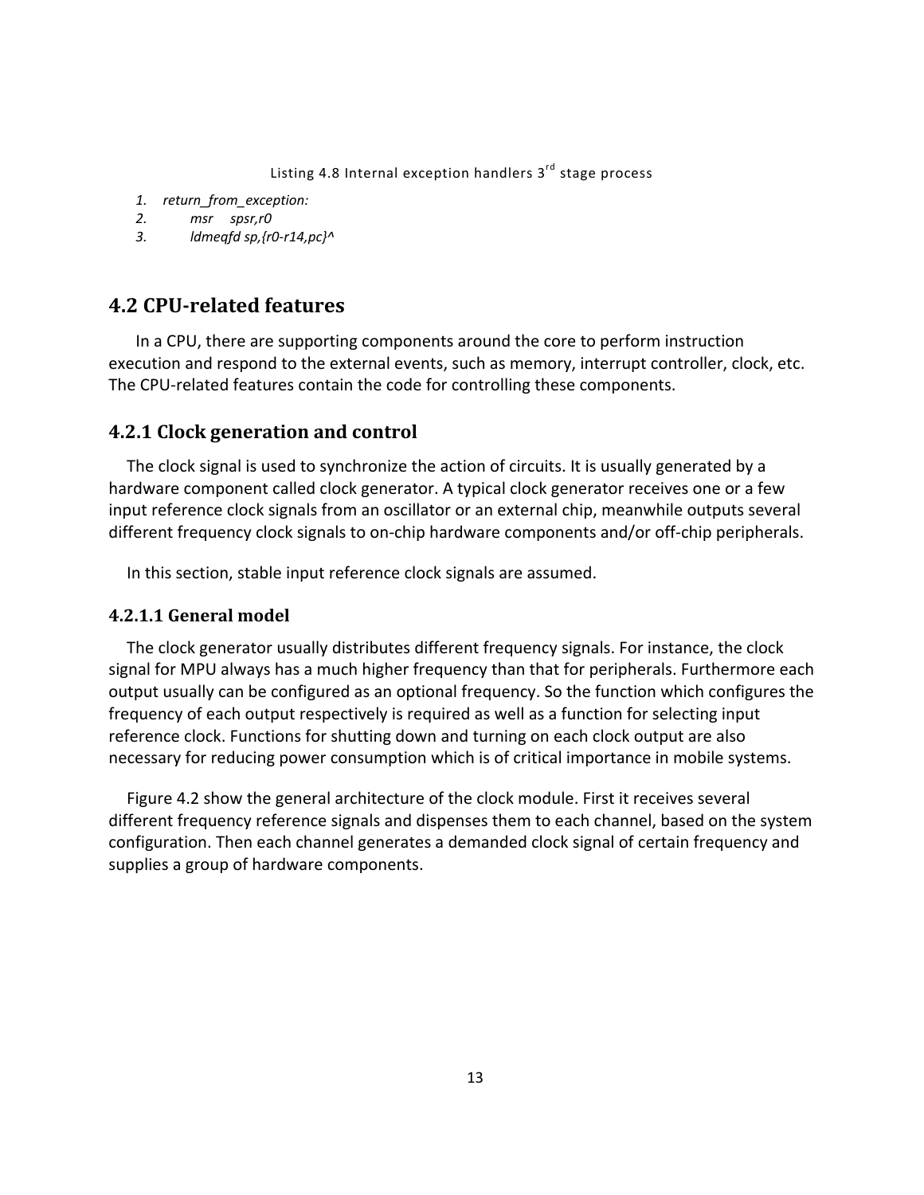Listing 4.8 Internal exception handlers 3rd stage process

```
1. return_from_exception:
2.       msr    spsr,r0
3.       ldmeqfd sp,{r0-r14,pc}^
```

## 4.2 CPU-related features

In a CPU, there are supporting components around the core to perform instruction execution and respond to the external events, such as memory, interrupt controller, clock, etc. The CPU-related features contain the code for controlling these components.

### 4.2.1 Clock generation and control

The clock signal is used to synchronize the action of circuits. It is usually generated by a hardware component called clock generator. A typical clock generator receives one or a few input reference clock signals from an oscillator or an external chip, meanwhile outputs several different frequency clock signals to on-chip hardware components and/or off-chip peripherals.

In this section, stable input reference clock signals are assumed.

#### 4.2.1.1 General model

The clock generator usually distributes different frequency signals. For instance, the clock signal for MPU always has a much higher frequency than that for peripherals. Furthermore each output usually can be configured as an optional frequency. So the function which configures the frequency of each output respectively is required as well as a function for selecting input reference clock. Functions for shutting down and turning on each clock output are also necessary for reducing power consumption which is of critical importance in mobile systems.

Figure 4.2 show the general architecture of the clock module. First it receives several different frequency reference signals and dispenses them to each channel, based on the system configuration. Then each channel generates a demanded clock signal of certain frequency and supplies a group of hardware components.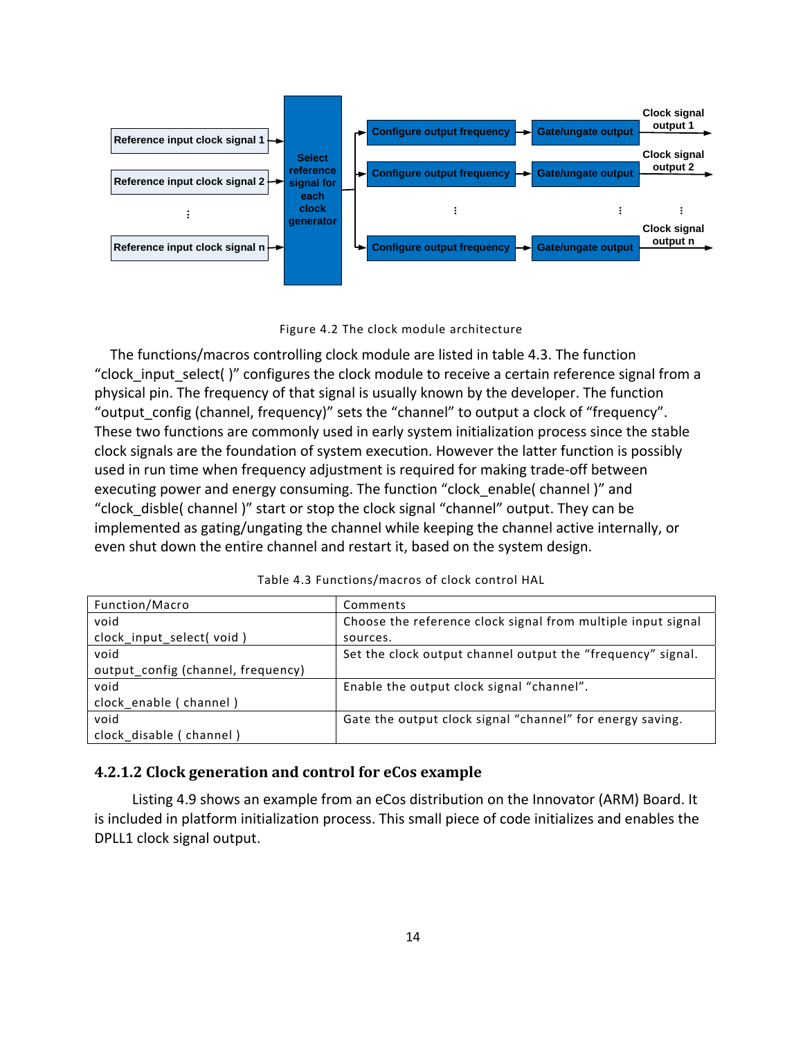Figure 4.2 The clock module architecture

The functions/macros controlling clock module are listed in table 4.3. The function “clock_input_select( )” configures the clock module to receive a certain reference signal from a physical pin. The frequency of that signal is usually known by the developer. The function “output_config (channel, frequency)” sets the “channel” to output a clock of “frequency”. These two functions are commonly used in early system initialization process since the stable clock signals are the foundation of system execution. However the latter function is possibly used in run time when frequency adjustment is required for making trade-off between executing power and energy consuming. The function “clock_enable( channel )” and “clock_disble( channel )” start or stop the clock signal “channel” output. They can be implemented as gating/ungating the channel while keeping the channel active internally, or even shut down the entire channel and restart it, based on the system design.

Table 4.3 Functions/macros of clock control HAL

| Function/Macro | Comments |
|---|---|
| void clock_input_select( void ) | Choose the reference clock signal from multiple input signal sources. |
| void output_config (channel, frequency) | Set the clock output channel output the “frequency” signal. |
| void clock_enable ( channel ) | Enable the output clock signal “channel”. |
| void clock_disable ( channel ) | Gate the output clock signal “channel” for energy saving. |

#### 4.2.1.2 Clock generation and control for eCos example

Listing 4.9 shows an example from an eCos distribution on the Innovator (ARM) Board. It is included in platform initialization process. This small piece of code initializes and enables the DPLL1 clock signal output.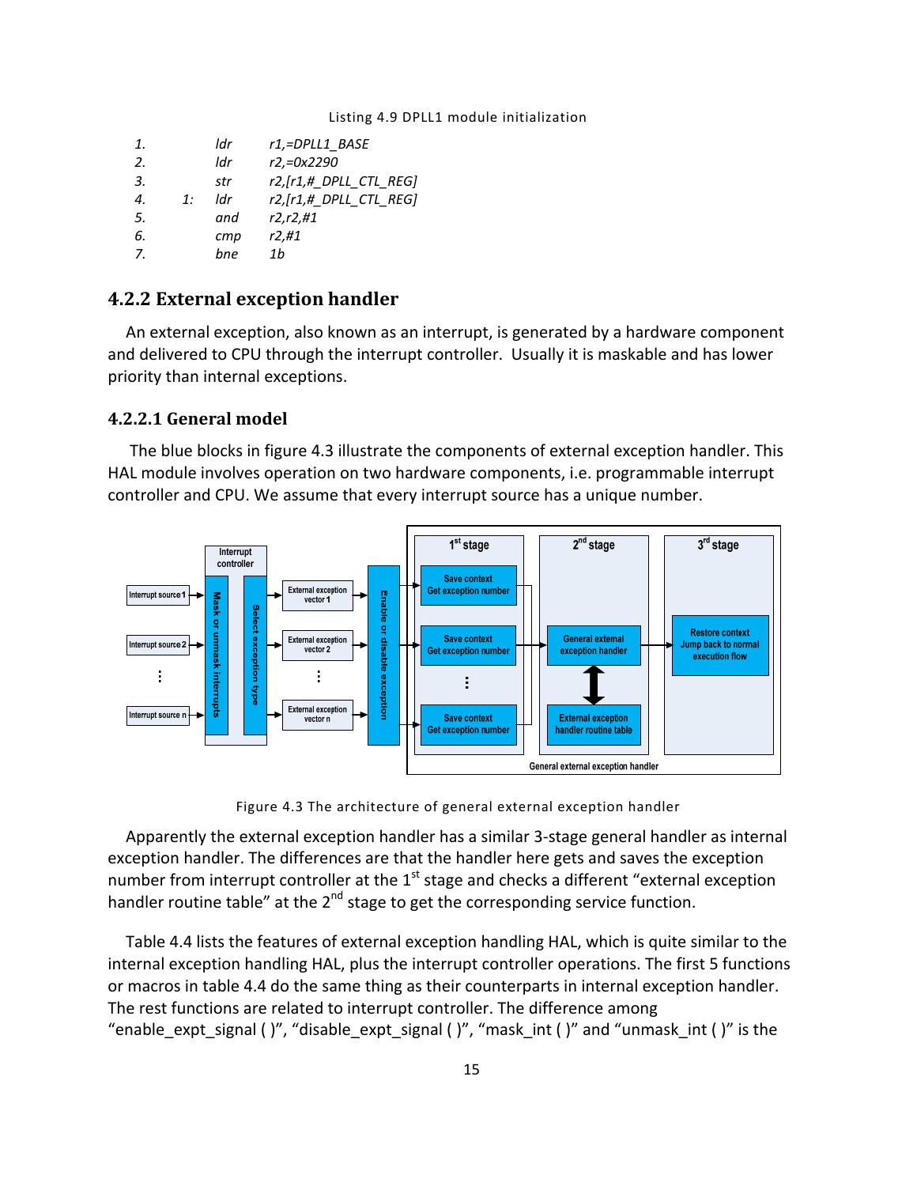Listing 4.9 DPLL1 module initialization

```
1.          ldr     r1,=DPLL1_BASE
2.          ldr     r2,=0x2290
3.          str     r2,[r1,#_DPLL_CTL_REG]
4.    1:    ldr     r2,[r1,#_DPLL_CTL_REG]
5.          and     r2,r2,#1
6.          cmp     r2,#1
7.          bne     1b
```

### 4.2.2 External exception handler

An external exception, also known as an interrupt, is generated by a hardware component and delivered to CPU through the interrupt controller. Usually it is maskable and has lower priority than internal exceptions.

#### 4.2.2.1 General model

The blue blocks in figure 4.3 illustrate the components of external exception handler. This HAL module involves operation on two hardware components, i.e. programmable interrupt controller and CPU. We assume that every interrupt source has a unique number.

Figure 4.3 The architecture of general external exception handler

Apparently the external exception handler has a similar 3-stage general handler as internal exception handler. The differences are that the handler here gets and saves the exception number from interrupt controller at the 1st stage and checks a different "external exception handler routine table" at the 2nd stage to get the corresponding service function.

Table 4.4 lists the features of external exception handling HAL, which is quite similar to the internal exception handling HAL, plus the interrupt controller operations. The first 5 functions or macros in table 4.4 do the same thing as their counterparts in internal exception handler. The rest functions are related to interrupt controller. The difference among "enable_expt_signal ( )", "disable_expt_signal ( )", "mask_int ( )" and "unmask_int ( )" is the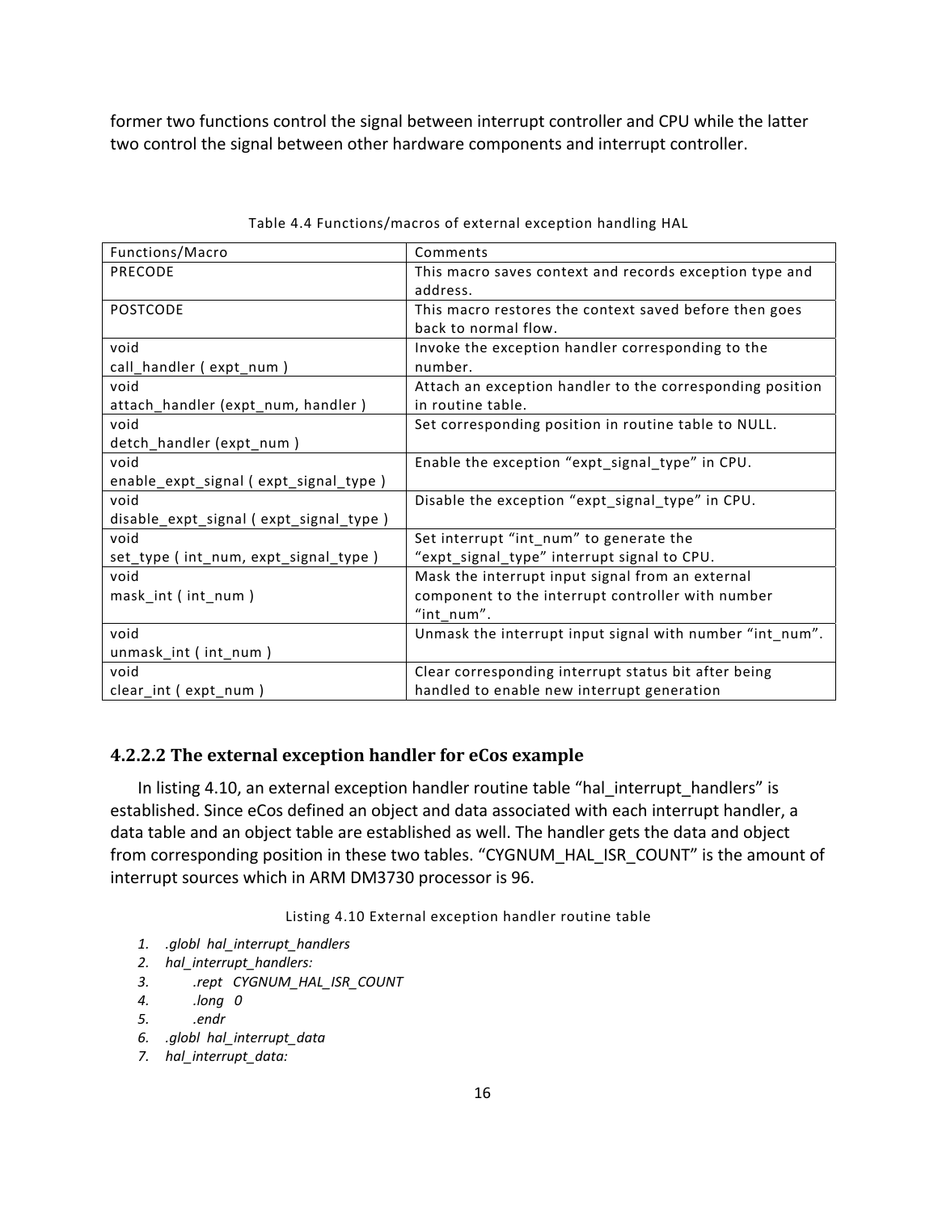former two functions control the signal between interrupt controller and CPU while the latter two control the signal between other hardware components and interrupt controller.

Table 4.4 Functions/macros of external exception handling HAL

| Functions/Macro | Comments |
| --- | --- |
| PRECODE | This macro saves context and records exception type and address. |
| POSTCODE | This macro restores the context saved before then goes back to normal flow. |
| void call_handler ( expt_num ) | Invoke the exception handler corresponding to the number. |
| void attach_handler (expt_num, handler ) | Attach an exception handler to the corresponding position in routine table. |
| void detch_handler (expt_num ) | Set corresponding position in routine table to NULL. |
| void enable_expt_signal ( expt_signal_type ) | Enable the exception “expt_signal_type” in CPU. |
| void disable_expt_signal ( expt_signal_type ) | Disable the exception “expt_signal_type” in CPU. |
| void set_type ( int_num, expt_signal_type ) | Set interrupt “int_num” to generate the “expt_signal_type” interrupt signal to CPU. |
| void mask_int ( int_num ) | Mask the interrupt input signal from an external component to the interrupt controller with number “int_num”. |
| void unmask_int ( int_num ) | Unmask the interrupt input signal with number “int_num”. |
| void clear_int ( expt_num ) | Clear corresponding interrupt status bit after being handled to enable new interrupt generation |

#### 4.2.2.2 The external exception handler for eCos example

In listing 4.10, an external exception handler routine table “hal_interrupt_handlers” is established. Since eCos defined an object and data associated with each interrupt handler, a data table and an object table are established as well. The handler gets the data and object from corresponding position in these two tables. “CYGNUM_HAL_ISR_COUNT” is the amount of interrupt sources which in ARM DM3730 processor is 96.

Listing 4.10 External exception handler routine table

```
1. .globl  hal_interrupt_handlers
2. hal_interrupt_handlers:
3.        .rept   CYGNUM_HAL_ISR_COUNT
4.        .long   0
5.        .endr
6. .globl  hal_interrupt_data
7. hal_interrupt_data:
```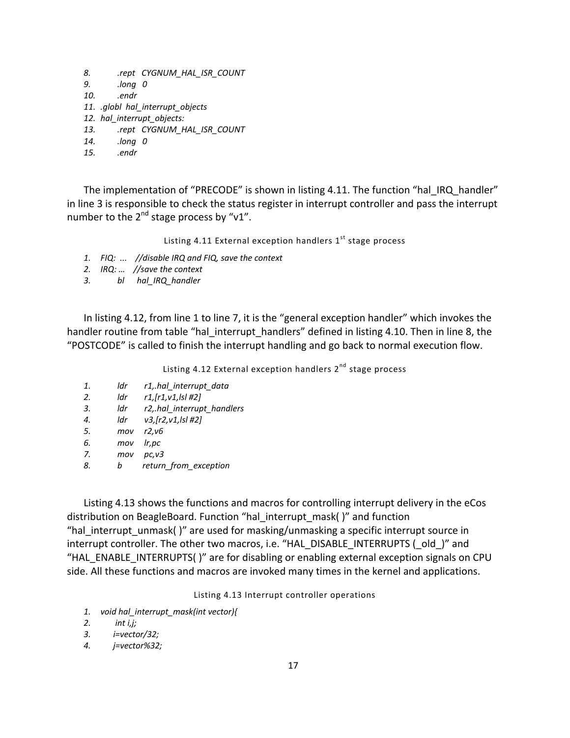```
8.      .rept   CYGNUM_HAL_ISR_COUNT
9.      .long   0
10.     .endr
11. .globl  hal_interrupt_objects
12. hal_interrupt_objects:
13.     .rept   CYGNUM_HAL_ISR_COUNT
14.     .long   0
15.     .endr
```

The implementation of "PRECODE" is shown in listing 4.11. The function "hal_IRQ_handler" in line 3 is responsible to check the status register in interrupt controller and pass the interrupt number to the 2nd stage process by "v1".

Listing 4.11 External exception handlers 1st stage process

```
1.  FIQ:  ...   //disable IRQ and FIQ, save the context
2.  IRQ: …   //save the context
3.      bl     hal_IRQ_handler
```

In listing 4.12, from line 1 to line 7, it is the "general exception handler" which invokes the handler routine from table "hal_interrupt_handlers" defined in listing 4.10. Then in line 8, the "POSTCODE" is called to finish the interrupt handling and go back to normal execution flow.

Listing 4.12 External exception handlers 2nd stage process

```
1.      ldr     r1,.hal_interrupt_data
2.      ldr     r1,[r1,v1,lsl #2]
3.      ldr     r2,.hal_interrupt_handlers
4.      ldr     v3,[r2,v1,lsl #2]
5.      mov     r2,v6
6.      mov     lr,pc
7.      mov     pc,v3
8.      b       return_from_exception
```

Listing 4.13 shows the functions and macros for controlling interrupt delivery in the eCos distribution on BeagleBoard. Function "hal_interrupt_mask( )" and function "hal_interrupt_unmask( )" are used for masking/unmasking a specific interrupt source in interrupt controller. The other two macros, i.e. "HAL_DISABLE_INTERRUPTS (_old_)" and "HAL_ENABLE_INTERRUPTS( )" are for disabling or enabling external exception signals on CPU side. All these functions and macros are invoked many times in the kernel and applications.

Listing 4.13 Interrupt controller operations

```
1.  void hal_interrupt_mask(int vector){
2.      int i,j;
3.      i=vector/32;
4.      j=vector%32;
```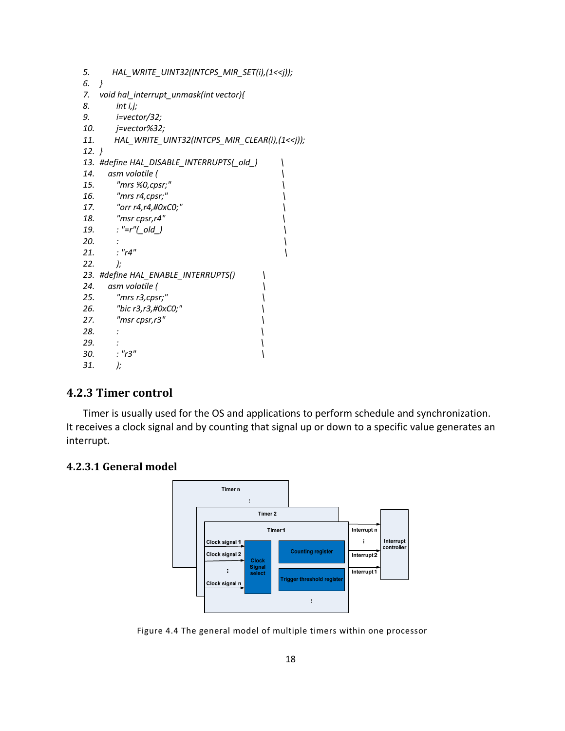```
5.      HAL_WRITE_UINT32(INTCPS_MIR_SET(i),(1<<j));
6.  }
7.  void hal_interrupt_unmask(int vector){
8.       int i,j;
9.       i=vector/32;
10.      j=vector%32;
11.      HAL_WRITE_UINT32(INTCPS_MIR_CLEAR(i),(1<<j));
12. }
13. #define HAL_DISABLE_INTERRUPTS(_old_)          \
14.     asm volatile (                             \
15.       "mrs %0,cpsr;"                           \
16.       "mrs r4,cpsr;"                           \
17.       "orr r4,r4,#0xC0;"                       \
18.       "msr cpsr,r4"                            \
19.       : "=r"(_old_)                            \
20.       :                                        \
21.       : "r4"                                   \
22.       );
23. #define HAL_ENABLE_INTERRUPTS()                \
24.     asm volatile (                             \
25.       "mrs r3,cpsr;"                           \
26.       "bic r3,r3,#0xC0;"                       \
27.       "msr cpsr,r3"                            \
28.       :                                        \
29.       :                                        \
30.       : "r3"                                   \
31.       );
```

### 4.2.3 Timer control

Timer is usually used for the OS and applications to perform schedule and synchronization. It receives a clock signal and by counting that signal up or down to a specific value generates an interrupt.

#### 4.2.3.1 General model

Figure 4.4 The general model of multiple timers within one processor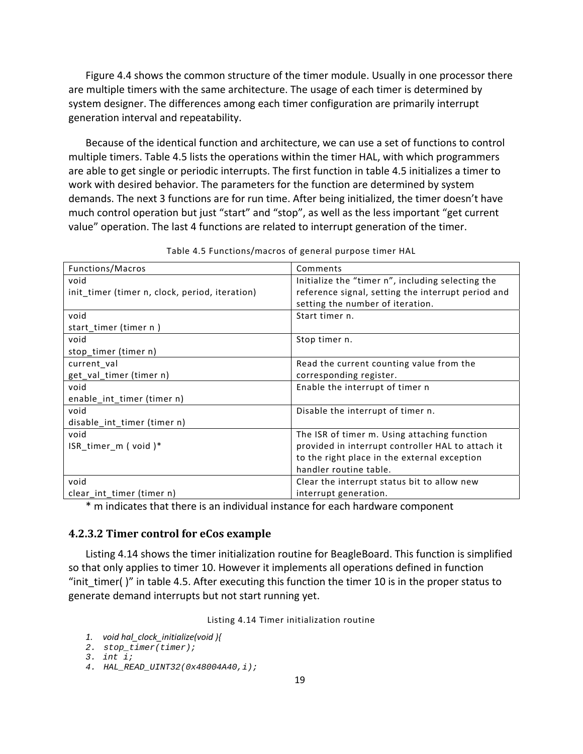Figure 4.4 shows the common structure of the timer module. Usually in one processor there are multiple timers with the same architecture. The usage of each timer is determined by system designer. The differences among each timer configuration are primarily interrupt generation interval and repeatability.

Because of the identical function and architecture, we can use a set of functions to control multiple timers. Table 4.5 lists the operations within the timer HAL, with which programmers are able to get single or periodic interrupts. The first function in table 4.5 initializes a timer to work with desired behavior. The parameters for the function are determined by system demands. The next 3 functions are for run time. After being initialized, the timer doesn't have much control operation but just "start" and "stop", as well as the less important "get current value" operation. The last 4 functions are related to interrupt generation of the timer.

Table 4.5 Functions/macros of general purpose timer HAL

| Functions/Macros | Comments |
|---|---|
| void<br>init_timer (timer n, clock, period, iteration) | Initialize the "timer n", including selecting the reference signal, setting the interrupt period and setting the number of iteration. |
| void<br>start_timer (timer n ) | Start timer n. |
| void<br>stop_timer (timer n) | Stop timer n. |
| current_val<br>get_val_timer (timer n) | Read the current counting value from the corresponding register. |
| void<br>enable_int_timer (timer n) | Enable the interrupt of timer n |
| void<br>disable_int_timer (timer n) | Disable the interrupt of timer n. |
| void<br>ISR_timer_m ( void )* | The ISR of timer m. Using attaching function provided in interrupt controller HAL to attach it to the right place in the external exception handler routine table. |
| void<br>clear_int_timer (timer n) | Clear the interrupt status bit to allow new interrupt generation. |

\* m indicates that there is an individual instance for each hardware component

### 4.2.3.2 Timer control for eCos example

Listing 4.14 shows the timer initialization routine for BeagleBoard. This function is simplified so that only applies to timer 10. However it implements all operations defined in function "init_timer( )" in table 4.5. After executing this function the timer 10 is in the proper status to generate demand interrupts but not start running yet.

Listing 4.14 Timer initialization routine

```
1. void hal_clock_initialize(void ){
2. stop_timer(timer);
3. int i;
4. HAL_READ_UINT32(0x48004A40,i);
```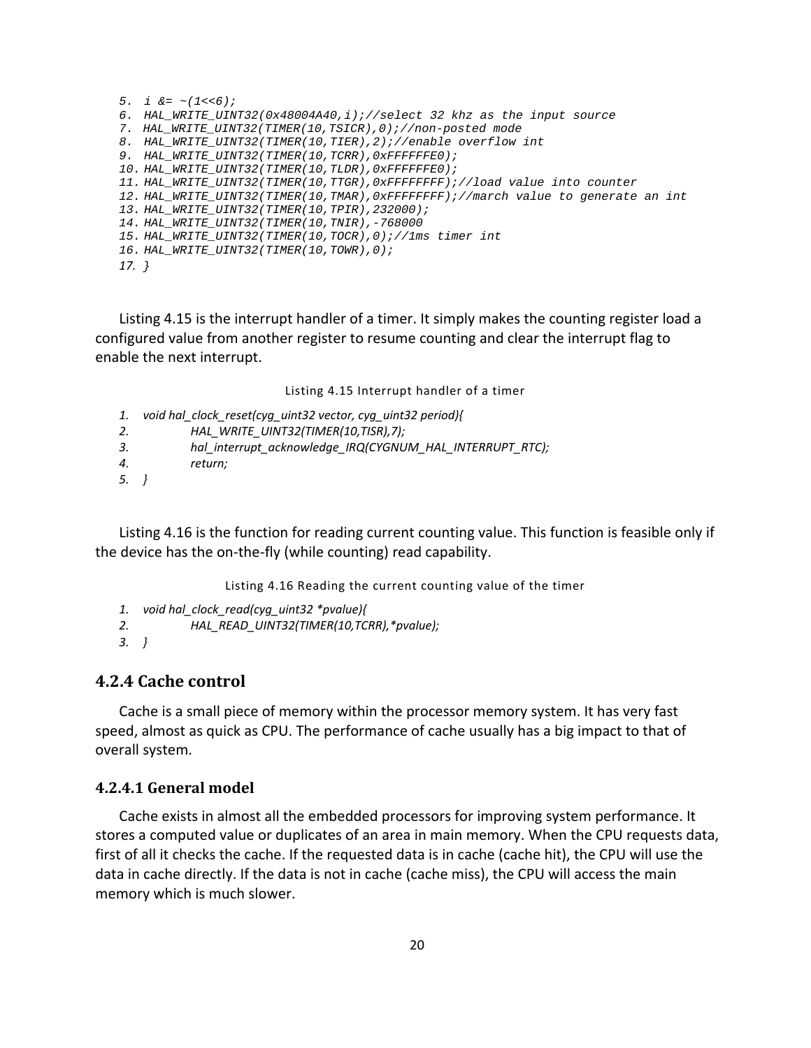```
5.  i &= ~(1<<6);
6.  HAL_WRITE_UINT32(0x48004A40,i);//select 32 khz as the input source
7.  HAL_WRITE_UINT32(TIMER(10,TSICR),0);//non-posted mode
8.  HAL_WRITE_UINT32(TIMER(10,TIER),2);//enable overflow int
9.  HAL_WRITE_UINT32(TIMER(10,TCRR),0xFFFFFFE0);
10. HAL_WRITE_UINT32(TIMER(10,TLDR),0xFFFFFFE0);
11. HAL_WRITE_UINT32(TIMER(10,TTGR),0xFFFFFFFF);//load value into counter
12. HAL_WRITE_UINT32(TIMER(10,TMAR),0xFFFFFFFF);//march value to generate an int
13. HAL_WRITE_UINT32(TIMER(10,TPIR),232000);
14. HAL_WRITE_UINT32(TIMER(10,TNIR),-768000
15. HAL_WRITE_UINT32(TIMER(10,TOCR),0);//1ms timer int
16. HAL_WRITE_UINT32(TIMER(10,TOWR),0);
17. }
```

Listing 4.15 is the interrupt handler of a timer. It simply makes the counting register load a configured value from another register to resume counting and clear the interrupt flag to enable the next interrupt.

Listing 4.15 Interrupt handler of a timer

```
1.  void hal_clock_reset(cyg_uint32 vector, cyg_uint32 period){
2.          HAL_WRITE_UINT32(TIMER(10,TISR),7);
3.          hal_interrupt_acknowledge_IRQ(CYGNUM_HAL_INTERRUPT_RTC);
4.          return;
5.  }
```

Listing 4.16 is the function for reading current counting value. This function is feasible only if the device has the on-the-fly (while counting) read capability.

Listing 4.16 Reading the current counting value of the timer

```
1.  void hal_clock_read(cyg_uint32 *pvalue){
2.          HAL_READ_UINT32(TIMER(10,TCRR),*pvalue);
3.  }
```

### 4.2.4 Cache control

Cache is a small piece of memory within the processor memory system. It has very fast speed, almost as quick as CPU. The performance of cache usually has a big impact to that of overall system.

#### 4.2.4.1 General model

Cache exists in almost all the embedded processors for improving system performance. It stores a computed value or duplicates of an area in main memory. When the CPU requests data, first of all it checks the cache. If the requested data is in cache (cache hit), the CPU will use the data in cache directly. If the data is not in cache (cache miss), the CPU will access the main memory which is much slower.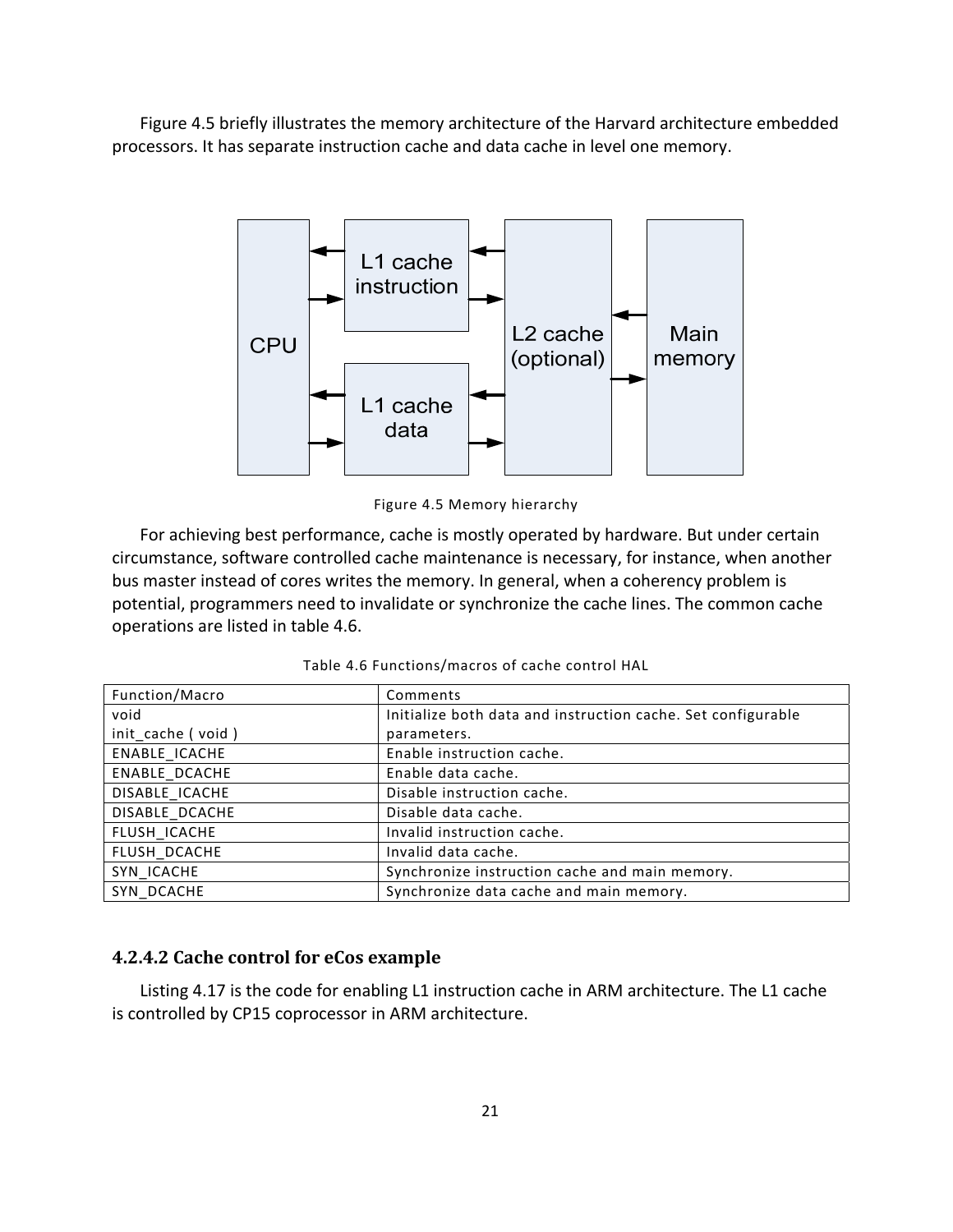Figure 4.5 briefly illustrates the memory architecture of the Harvard architecture embedded processors. It has separate instruction cache and data cache in level one memory.

Figure 4.5 Memory hierarchy

For achieving best performance, cache is mostly operated by hardware. But under certain circumstance, software controlled cache maintenance is necessary, for instance, when another bus master instead of cores writes the memory. In general, when a coherency problem is potential, programmers need to invalidate or synchronize the cache lines. The common cache operations are listed in table 4.6.

Table 4.6 Functions/macros of cache control HAL

| Function/Macro | Comments |
|---|---|
| void init_cache ( void ) | Initialize both data and instruction cache. Set configurable parameters. |
| ENABLE_ICACHE | Enable instruction cache. |
| ENABLE_DCACHE | Enable data cache. |
| DISABLE_ICACHE | Disable instruction cache. |
| DISABLE_DCACHE | Disable data cache. |
| FLUSH_ICACHE | Invalid instruction cache. |
| FLUSH_DCACHE | Invalid data cache. |
| SYN_ICACHE | Synchronize instruction cache and main memory. |
| SYN_DCACHE | Synchronize data cache and main memory. |

### 4.2.4.2 Cache control for eCos example

Listing 4.17 is the code for enabling L1 instruction cache in ARM architecture. The L1 cache is controlled by CP15 coprocessor in ARM architecture.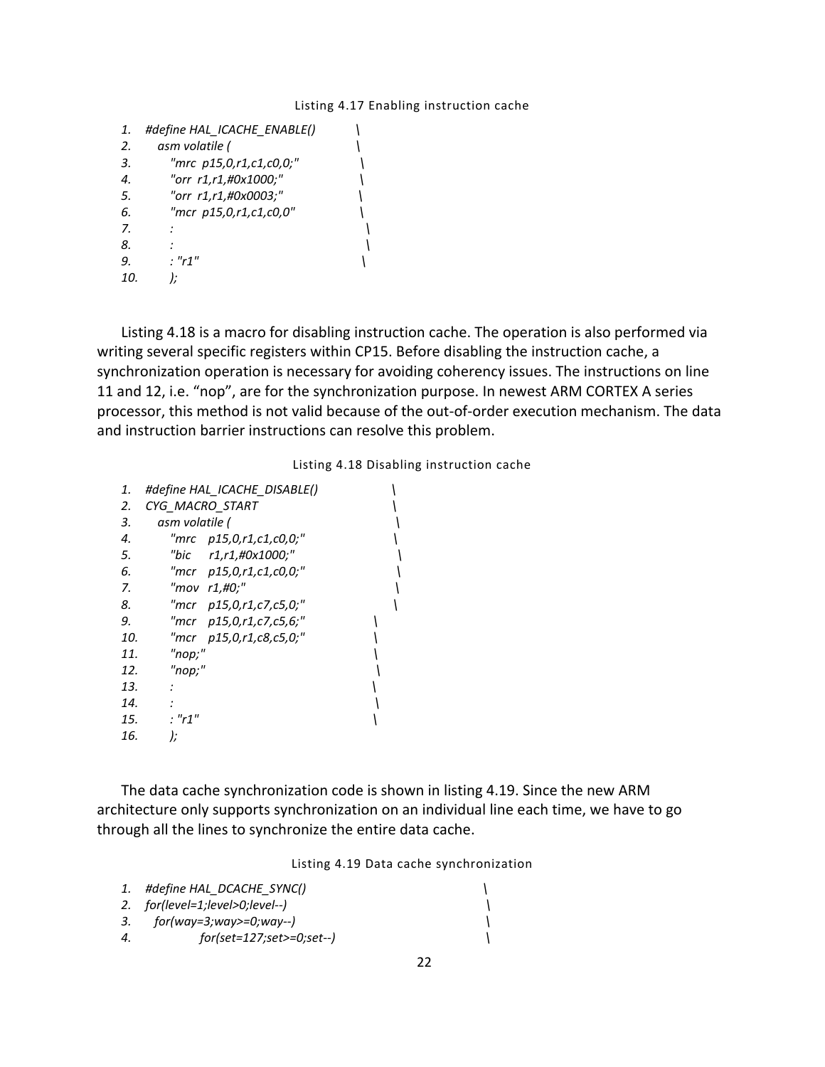Listing 4.17 Enabling instruction cache

```
1.  #define HAL_ICACHE_ENABLE()          \
2.      asm volatile (                   \
3.          "mrc  p15,0,r1,c1,c0,0;"     \
4.          "orr  r1,r1,#0x1000;"        \
5.          "orr  r1,r1,#0x0003;"        \
6.          "mcr  p15,0,r1,c1,c0,0"      \
7.          :                            \
8.          :                            \
9.          : "r1"                       \
10.         );
```

Listing 4.18 is a macro for disabling instruction cache. The operation is also performed via writing several specific registers within CP15. Before disabling the instruction cache, a synchronization operation is necessary for avoiding coherency issues. The instructions on line 11 and 12, i.e. “nop”, are for the synchronization purpose. In newest ARM CORTEX A series processor, this method is not valid because of the out-of-order execution mechanism. The data and instruction barrier instructions can resolve this problem.

Listing 4.18 Disabling instruction cache

```
1.  #define HAL_ICACHE_DISABLE()         \
2.  CYG_MACRO_START                      \
3.      asm volatile (                   \
4.          "mrc   p15,0,r1,c1,c0,0;"    \
5.          "bic    r1,r1,#0x1000;"      \
6.          "mcr   p15,0,r1,c1,c0,0;"    \
7.          "mov  r1,#0;"                \
8.          "mcr   p15,0,r1,c7,c5,0;"    \
9.          "mcr   p15,0,r1,c7,c5,6;"    \
10.         "mcr   p15,0,r1,c8,c5,0;"    \
11.         "nop;"                       \
12.         "nop;"                       \
13.         :                            \
14.         :                            \
15.         : "r1"                       \
16.         );
```

The data cache synchronization code is shown in listing 4.19. Since the new ARM architecture only supports synchronization on an individual line each time, we have to go through all the lines to synchronize the entire data cache.

Listing 4.19 Data cache synchronization

```
1.  #define HAL_DCACHE_SYNC()                  \
2.  for(level=1;level>0;level--)               \
3.     for(way=3;way>=0;way--)                 \
4.              for(set=127;set>=0;set--)      \
```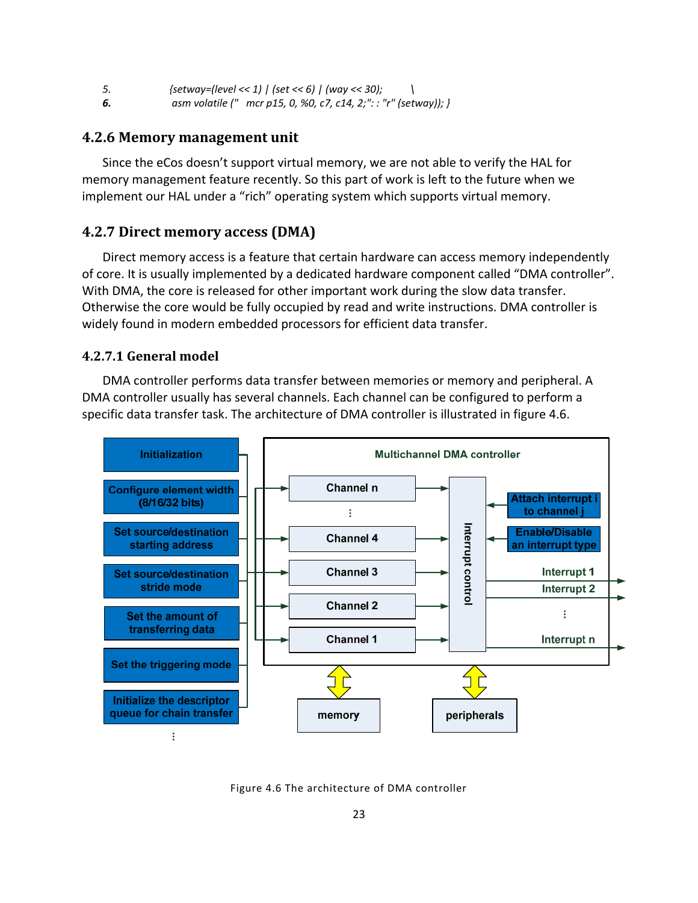```
5.          {setway=(level << 1) | (set << 6) | (way << 30);        \
6.           asm volatile ("   mcr p15, 0, %0, c7, c14, 2;": : "r" (setway)); }
```

### 4.2.6 Memory management unit

Since the eCos doesn't support virtual memory, we are not able to verify the HAL for memory management feature recently. So this part of work is left to the future when we implement our HAL under a "rich" operating system which supports virtual memory.

### 4.2.7 Direct memory access (DMA)

Direct memory access is a feature that certain hardware can access memory independently of core. It is usually implemented by a dedicated hardware component called "DMA controller". With DMA, the core is released for other important work during the slow data transfer. Otherwise the core would be fully occupied by read and write instructions. DMA controller is widely found in modern embedded processors for efficient data transfer.

#### 4.2.7.1 General model

DMA controller performs data transfer between memories or memory and peripheral. A DMA controller usually has several channels. Each channel can be configured to perform a specific data transfer task. The architecture of DMA controller is illustrated in figure 4.6.

Initialization

Configure element width (8/16/32 bits)

Set source/destination starting address

Set source/destination stride mode

Set the amount of transferring data

Set the triggering mode

Initialize the descriptor queue for chain transfer

⋮

Multichannel DMA controller

Channel n

⋮

Channel 4

Channel 3

Channel 2

Channel 1

Interrupt control

Attach interrupt i to channel j

Enable/Disable an interrupt type

Interrupt 1

Interrupt 2

⋮

Interrupt n

memory

peripherals

Figure 4.6 The architecture of DMA controller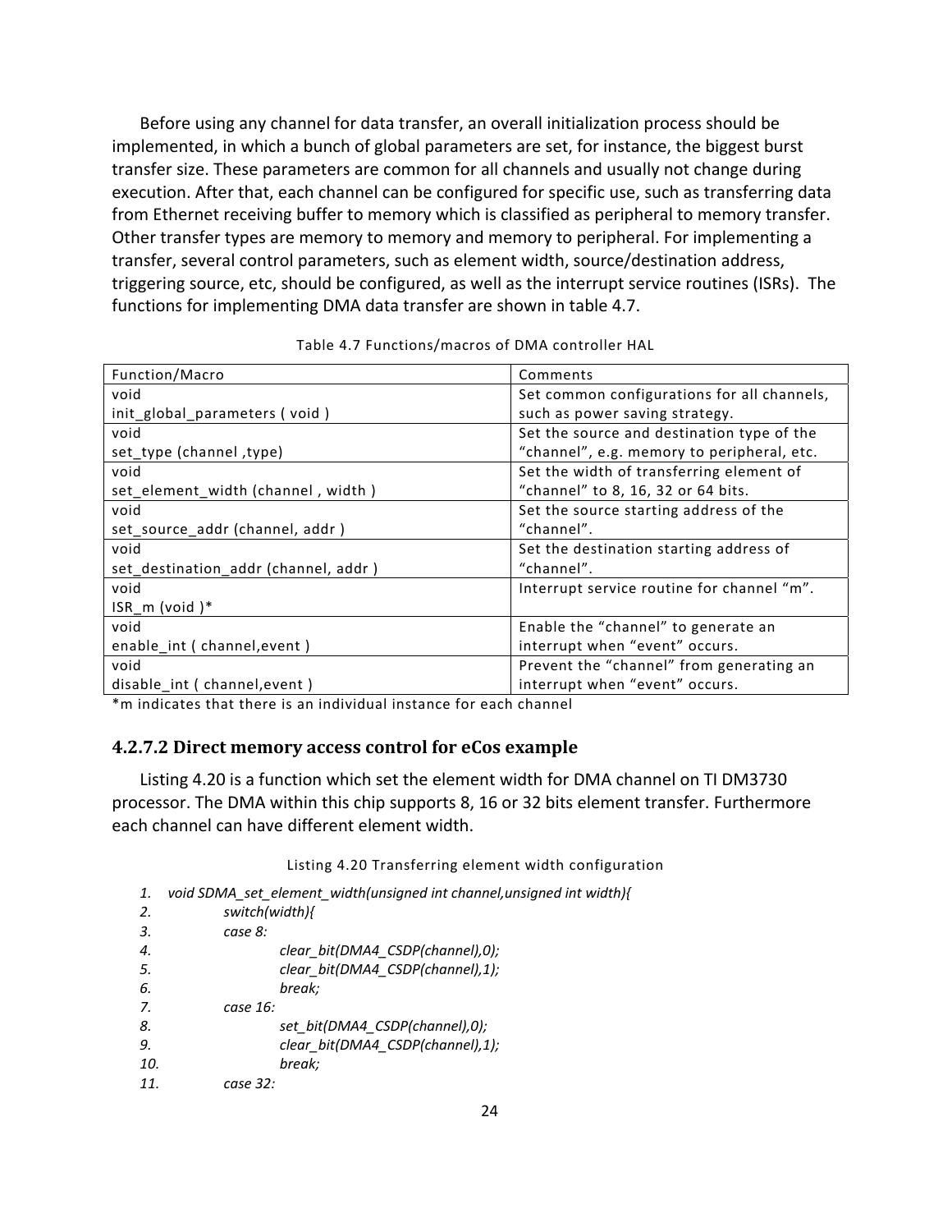Before using any channel for data transfer, an overall initialization process should be implemented, in which a bunch of global parameters are set, for instance, the biggest burst transfer size. These parameters are common for all channels and usually not change during execution. After that, each channel can be configured for specific use, such as transferring data from Ethernet receiving buffer to memory which is classified as peripheral to memory transfer. Other transfer types are memory to memory and memory to peripheral. For implementing a transfer, several control parameters, such as element width, source/destination address, triggering source, etc, should be configured, as well as the interrupt service routines (ISRs). The functions for implementing DMA data transfer are shown in table 4.7.

Table 4.7 Functions/macros of DMA controller HAL

| Function/Macro | Comments |
|---|---|
| void init_global_parameters ( void ) | Set common configurations for all channels, such as power saving strategy. |
| void set_type (channel ,type) | Set the source and destination type of the “channel”, e.g. memory to peripheral, etc. |
| void set_element_width (channel , width ) | Set the width of transferring element of “channel” to 8, 16, 32 or 64 bits. |
| void set_source_addr (channel, addr ) | Set the source starting address of the “channel”. |
| void set_destination_addr (channel, addr ) | Set the destination starting address of “channel”. |
| void ISR_m (void )* | Interrupt service routine for channel “m”. |
| void enable_int ( channel,event ) | Enable the “channel” to generate an interrupt when “event” occurs. |
| void disable_int ( channel,event ) | Prevent the “channel” from generating an interrupt when “event” occurs. |

*m indicates that there is an individual instance for each channel

### 4.2.7.2 Direct memory access control for eCos example

Listing 4.20 is a function which set the element width for DMA channel on TI DM3730 processor. The DMA within this chip supports 8, 16 or 32 bits element transfer. Furthermore each channel can have different element width.

Listing 4.20 Transferring element width configuration

```
1.  void SDMA_set_element_width(unsigned int channel,unsigned int width){
2.          switch(width){
3.          case 8:
4.                  clear_bit(DMA4_CSDP(channel),0);
5.                  clear_bit(DMA4_CSDP(channel),1);
6.                  break;
7.          case 16:
8.                  set_bit(DMA4_CSDP(channel),0);
9.                  clear_bit(DMA4_CSDP(channel),1);
10.                 break;
11.         case 32:
```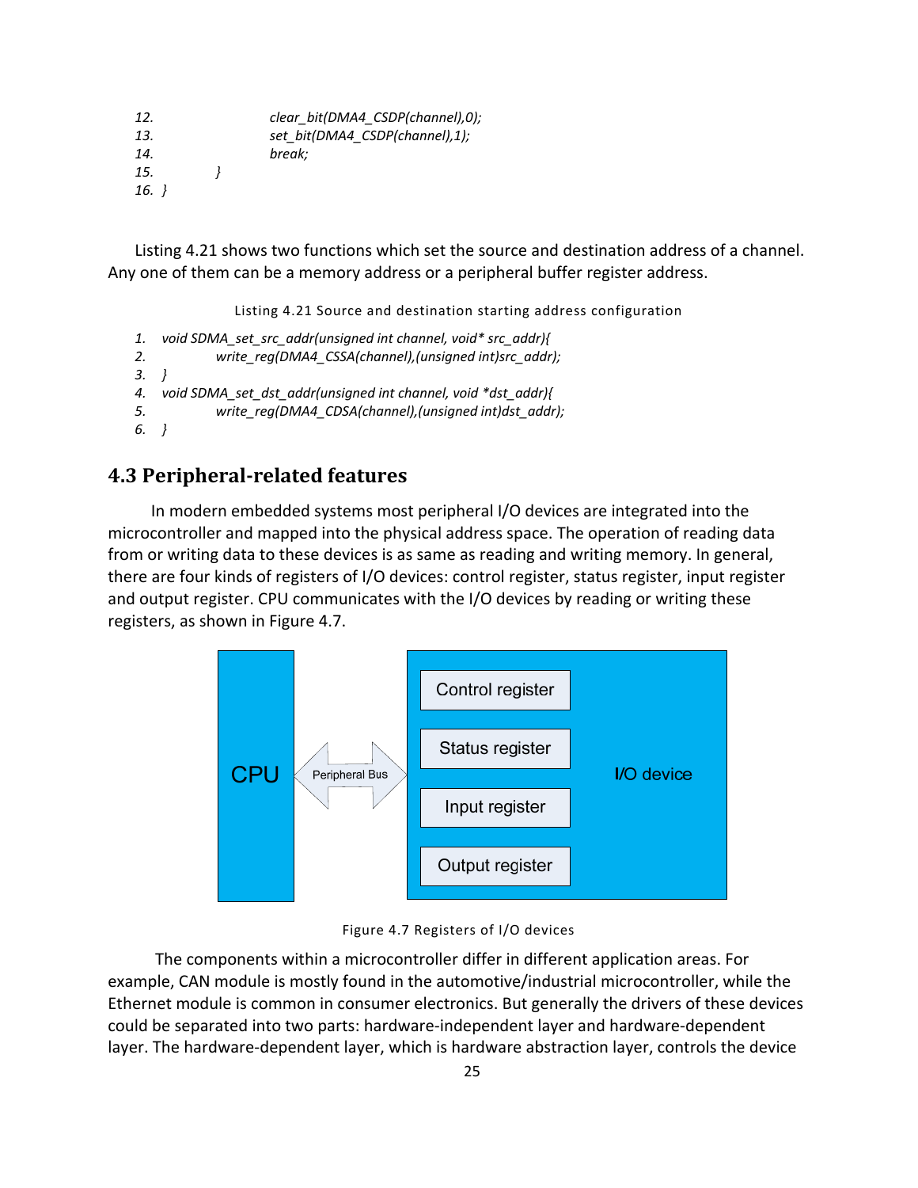```
12.                     clear_bit(DMA4_CSDP(channel),0);
13.                     set_bit(DMA4_CSDP(channel),1);
14.                     break;
15.         }
16.  }
```

Listing 4.21 shows two functions which set the source and destination address of a channel. Any one of them can be a memory address or a peripheral buffer register address.

Listing 4.21 Source and destination starting address configuration

```
1.  void SDMA_set_src_addr(unsigned int channel, void* src_addr){
2.          write_reg(DMA4_CSSA(channel),(unsigned int)src_addr);
3.  }
4.  void SDMA_set_dst_addr(unsigned int channel, void *dst_addr){
5.          write_reg(DMA4_CDSA(channel),(unsigned int)dst_addr);
6.  }
```

## 4.3 Peripheral-related features

In modern embedded systems most peripheral I/O devices are integrated into the microcontroller and mapped into the physical address space. The operation of reading data from or writing data to these devices is as same as reading and writing memory. In general, there are four kinds of registers of I/O devices: control register, status register, input register and output register. CPU communicates with the I/O devices by reading or writing these registers, as shown in Figure 4.7.

CPU | Peripheral Bus | I/O device: Control register, Status register, Input register, Output register

Figure 4.7 Registers of I/O devices

The components within a microcontroller differ in different application areas. For example, CAN module is mostly found in the automotive/industrial microcontroller, while the Ethernet module is common in consumer electronics. But generally the drivers of these devices could be separated into two parts: hardware-independent layer and hardware-dependent layer. The hardware-dependent layer, which is hardware abstraction layer, controls the device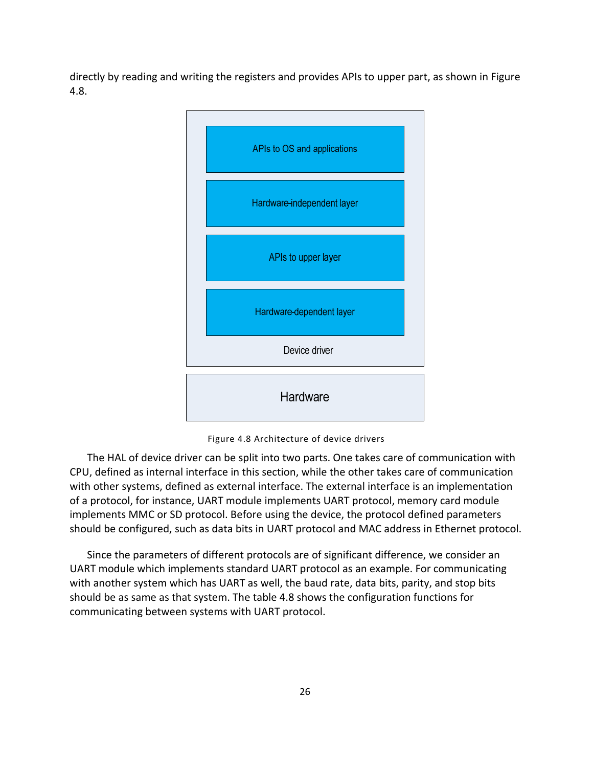directly by reading and writing the registers and provides APIs to upper part, as shown in Figure 4.8.

Figure 4.8 Architecture of device drivers

The HAL of device driver can be split into two parts. One takes care of communication with CPU, defined as internal interface in this section, while the other takes care of communication with other systems, defined as external interface. The external interface is an implementation of a protocol, for instance, UART module implements UART protocol, memory card module implements MMC or SD protocol. Before using the device, the protocol defined parameters should be configured, such as data bits in UART protocol and MAC address in Ethernet protocol.

Since the parameters of different protocols are of significant difference, we consider an UART module which implements standard UART protocol as an example. For communicating with another system which has UART as well, the baud rate, data bits, parity, and stop bits should be as same as that system. The table 4.8 shows the configuration functions for communicating between systems with UART protocol.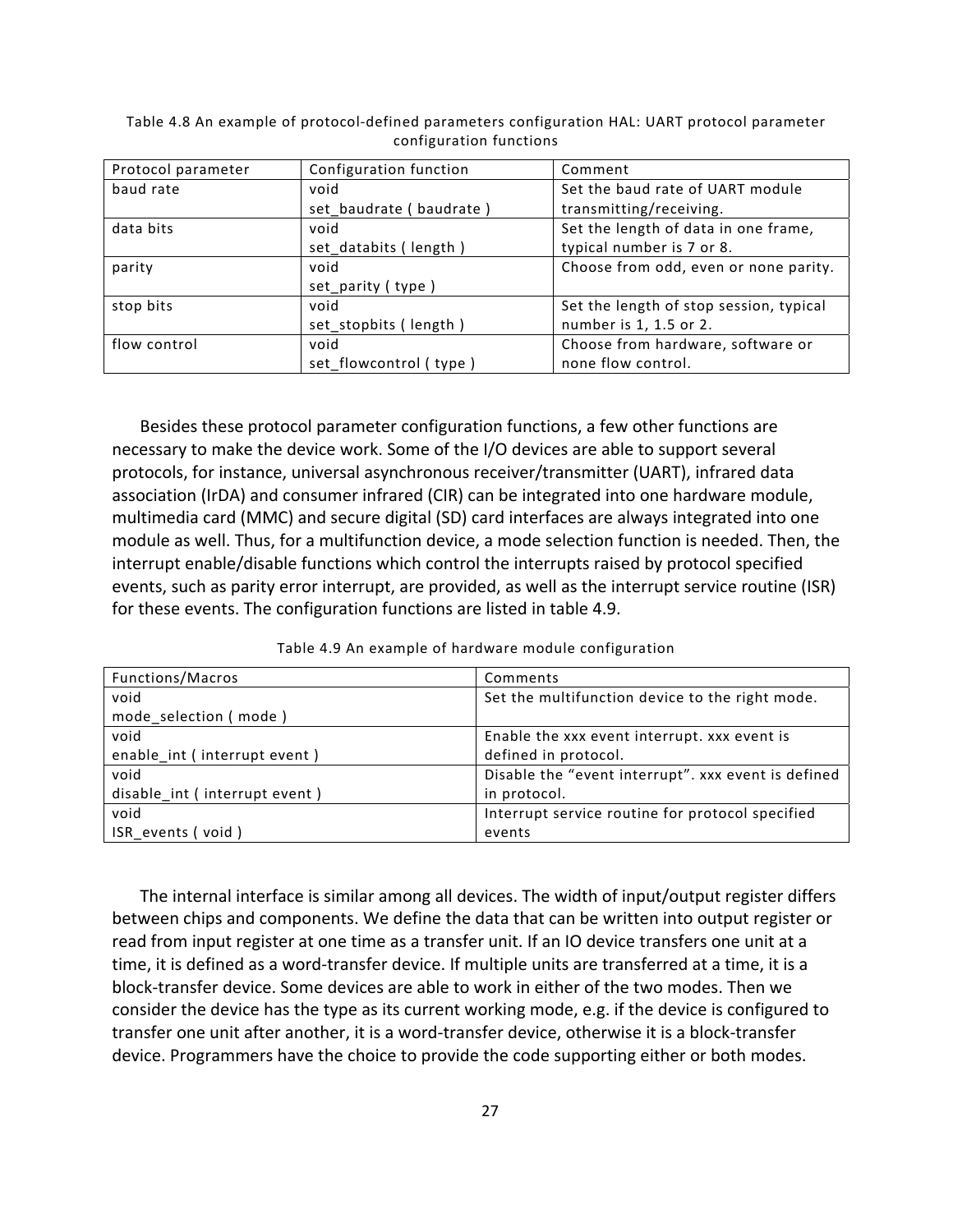Table 4.8 An example of protocol-defined parameters configuration HAL: UART protocol parameter configuration functions

| Protocol parameter | Configuration function | Comment |
| --- | --- | --- |
| baud rate | void set_baudrate ( baudrate ) | Set the baud rate of UART module transmitting/receiving. |
| data bits | void set_databits ( length ) | Set the length of data in one frame, typical number is 7 or 8. |
| parity | void set_parity ( type ) | Choose from odd, even or none parity. |
| stop bits | void set_stopbits ( length ) | Set the length of stop session, typical number is 1, 1.5 or 2. |
| flow control | void set_flowcontrol ( type ) | Choose from hardware, software or none flow control. |

Besides these protocol parameter configuration functions, a few other functions are necessary to make the device work. Some of the I/O devices are able to support several protocols, for instance, universal asynchronous receiver/transmitter (UART), infrared data association (IrDA) and consumer infrared (CIR) can be integrated into one hardware module, multimedia card (MMC) and secure digital (SD) card interfaces are always integrated into one module as well. Thus, for a multifunction device, a mode selection function is needed. Then, the interrupt enable/disable functions which control the interrupts raised by protocol specified events, such as parity error interrupt, are provided, as well as the interrupt service routine (ISR) for these events. The configuration functions are listed in table 4.9.

Table 4.9 An example of hardware module configuration

| Functions/Macros | Comments |
| --- | --- |
| void mode_selection ( mode ) | Set the multifunction device to the right mode. |
| void enable_int ( interrupt event ) | Enable the xxx event interrupt. xxx event is defined in protocol. |
| void disable_int ( interrupt event ) | Disable the "event interrupt". xxx event is defined in protocol. |
| void ISR_events ( void ) | Interrupt service routine for protocol specified events |

The internal interface is similar among all devices. The width of input/output register differs between chips and components. We define the data that can be written into output register or read from input register at one time as a transfer unit. If an IO device transfers one unit at a time, it is defined as a word-transfer device. If multiple units are transferred at a time, it is a block-transfer device. Some devices are able to work in either of the two modes. Then we consider the device has the type as its current working mode, e.g. if the device is configured to transfer one unit after another, it is a word-transfer device, otherwise it is a block-transfer device. Programmers have the choice to provide the code supporting either or both modes.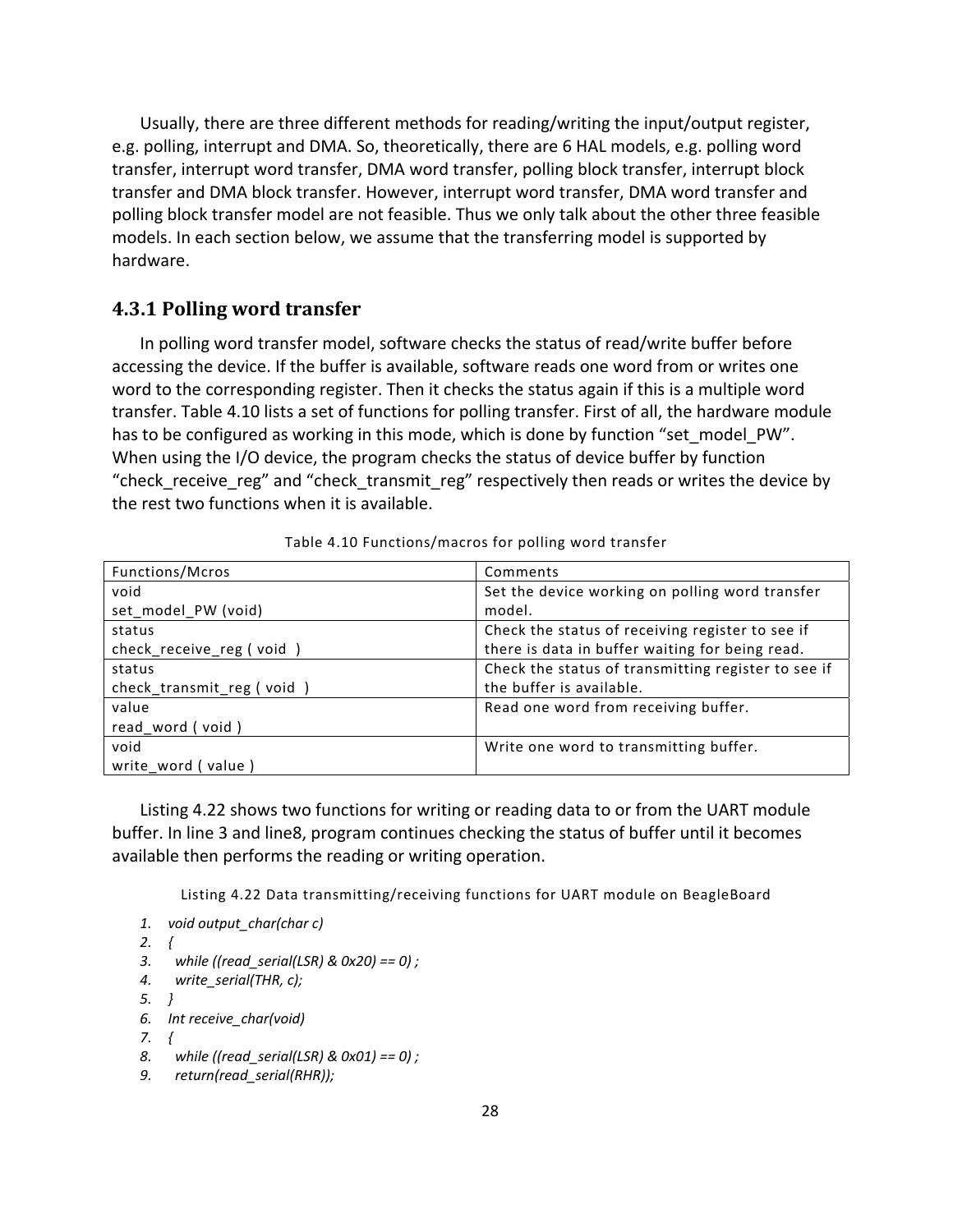Usually, there are three different methods for reading/writing the input/output register, e.g. polling, interrupt and DMA. So, theoretically, there are 6 HAL models, e.g. polling word transfer, interrupt word transfer, DMA word transfer, polling block transfer, interrupt block transfer and DMA block transfer. However, interrupt word transfer, DMA word transfer and polling block transfer model are not feasible. Thus we only talk about the other three feasible models. In each section below, we assume that the transferring model is supported by hardware.

### 4.3.1 Polling word transfer

In polling word transfer model, software checks the status of read/write buffer before accessing the device. If the buffer is available, software reads one word from or writes one word to the corresponding register. Then it checks the status again if this is a multiple word transfer. Table 4.10 lists a set of functions for polling transfer. First of all, the hardware module has to be configured as working in this mode, which is done by function "set_model_PW". When using the I/O device, the program checks the status of device buffer by function "check_receive_reg" and "check_transmit_reg" respectively then reads or writes the device by the rest two functions when it is available.

Table 4.10 Functions/macros for polling word transfer

| Functions/Mcros | Comments |
|---|---|
| void<br>set_model_PW (void) | Set the device working on polling word transfer model. |
| status<br>check_receive_reg ( void ) | Check the status of receiving register to see if there is data in buffer waiting for being read. |
| status<br>check_transmit_reg ( void ) | Check the status of transmitting register to see if the buffer is available. |
| value<br>read_word ( void ) | Read one word from receiving buffer. |
| void<br>write_word ( value ) | Write one word to transmitting buffer. |

Listing 4.22 shows two functions for writing or reading data to or from the UART module buffer. In line 3 and line8, program continues checking the status of buffer until it becomes available then performs the reading or writing operation.

Listing 4.22 Data transmitting/receiving functions for UART module on BeagleBoard

```
1.  void output_char(char c)
2.  {
3.    while ((read_serial(LSR) & 0x20) == 0) ;
4.    write_serial(THR, c);
5.  }
6.  Int receive_char(void)
7.  {
8.    while ((read_serial(LSR) & 0x01) == 0) ;
9.    return(read_serial(RHR));
```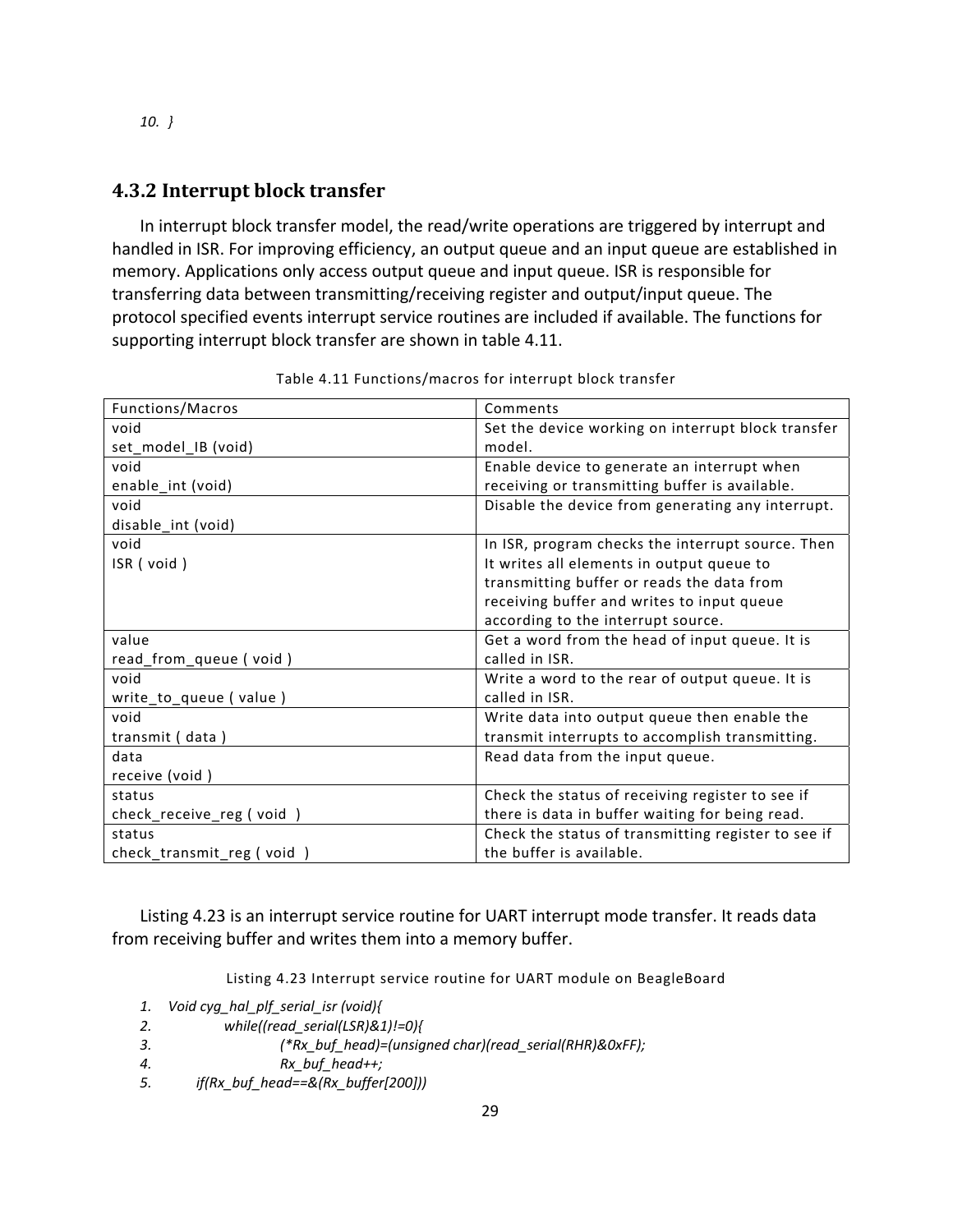*10. }*

### 4.3.2 Interrupt block transfer

In interrupt block transfer model, the read/write operations are triggered by interrupt and handled in ISR. For improving efficiency, an output queue and an input queue are established in memory. Applications only access output queue and input queue. ISR is responsible for transferring data between transmitting/receiving register and output/input queue. The protocol specified events interrupt service routines are included if available. The functions for supporting interrupt block transfer are shown in table 4.11.

Table 4.11 Functions/macros for interrupt block transfer

| Functions/Macros | Comments |
| --- | --- |
| void set_model_IB (void) | Set the device working on interrupt block transfer model. |
| void enable_int (void) | Enable device to generate an interrupt when receiving or transmitting buffer is available. |
| void disable_int (void) | Disable the device from generating any interrupt. |
| void ISR ( void ) | In ISR, program checks the interrupt source. Then It writes all elements in output queue to transmitting buffer or reads the data from receiving buffer and writes to input queue according to the interrupt source. |
| value read_from_queue ( void ) | Get a word from the head of input queue. It is called in ISR. |
| void write_to_queue ( value ) | Write a word to the rear of output queue. It is called in ISR. |
| void transmit ( data ) | Write data into output queue then enable the transmit interrupts to accomplish transmitting. |
| data receive (void ) | Read data from the input queue. |
| status check_receive_reg ( void ) | Check the status of receiving register to see if there is data in buffer waiting for being read. |
| status check_transmit_reg ( void ) | Check the status of transmitting register to see if the buffer is available. |

Listing 4.23 is an interrupt service routine for UART interrupt mode transfer. It reads data from receiving buffer and writes them into a memory buffer.

Listing 4.23 Interrupt service routine for UART module on BeagleBoard

```
1.  Void cyg_hal_plf_serial_isr (void){
2.          while((read_serial(LSR)&1)!=0){
3.                  (*Rx_buf_head)=(unsigned char)(read_serial(RHR)&0xFF);
4.                  Rx_buf_head++;
5.      if(Rx_buf_head==&(Rx_buffer[200]))
```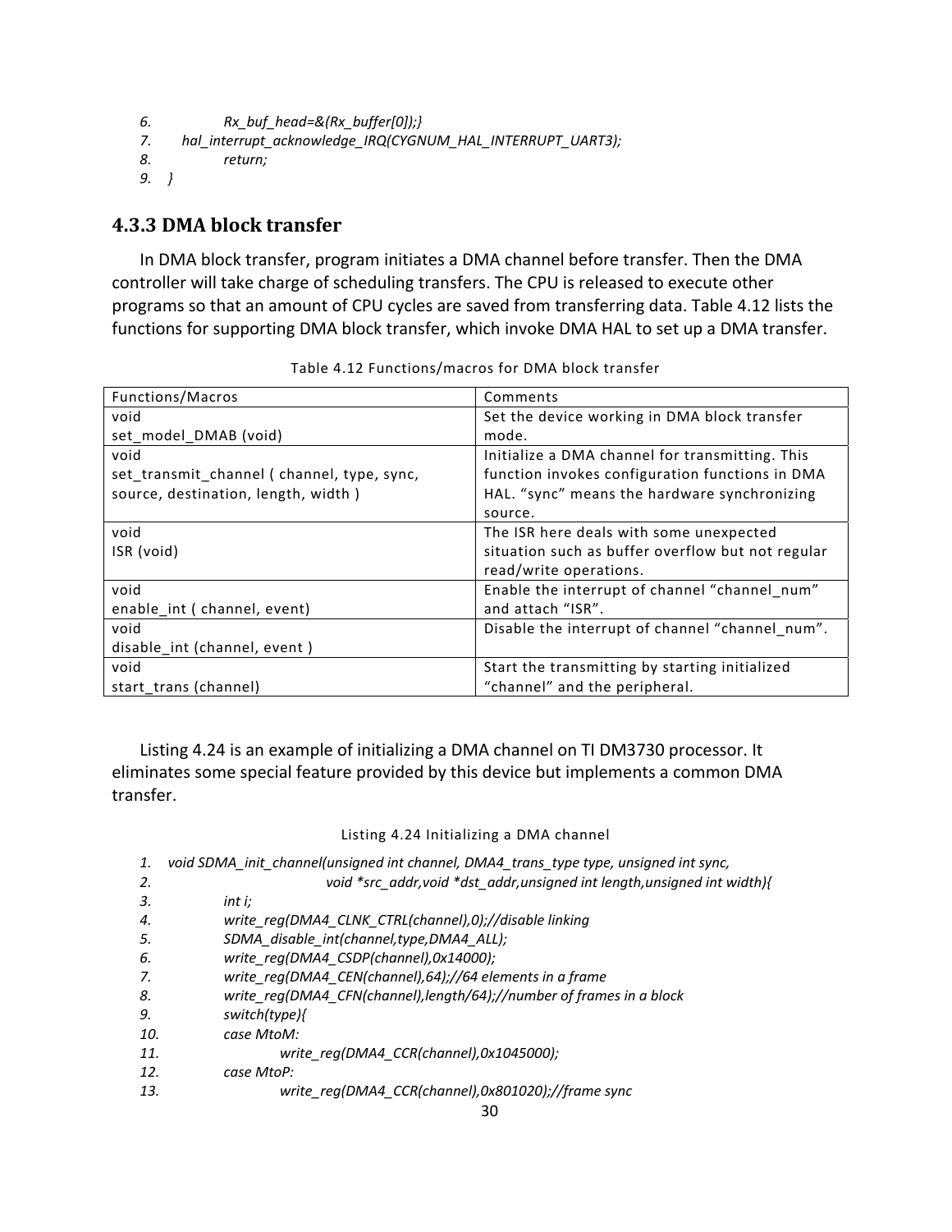```
6.            Rx_buf_head=&(Rx_buffer[0]);}
7.      hal_interrupt_acknowledge_IRQ(CYGNUM_HAL_INTERRUPT_UART3);
8.            return;
9.    }
```

### 4.3.3 DMA block transfer

In DMA block transfer, program initiates a DMA channel before transfer. Then the DMA controller will take charge of scheduling transfers. The CPU is released to execute other programs so that an amount of CPU cycles are saved from transferring data. Table 4.12 lists the functions for supporting DMA block transfer, which invoke DMA HAL to set up a DMA transfer.

Table 4.12 Functions/macros for DMA block transfer

| Functions/Macros | Comments |
| --- | --- |
| void set_model_DMAB (void) | Set the device working in DMA block transfer mode. |
| void set_transmit_channel ( channel, type, sync, source, destination, length, width ) | Initialize a DMA channel for transmitting. This function invokes configuration functions in DMA HAL. "sync" means the hardware synchronizing source. |
| void ISR (void) | The ISR here deals with some unexpected situation such as buffer overflow but not regular read/write operations. |
| void enable_int ( channel, event) | Enable the interrupt of channel "channel_num" and attach "ISR". |
| void disable_int (channel, event ) | Disable the interrupt of channel "channel_num". |
| void start_trans (channel) | Start the transmitting by starting initialized "channel" and the peripheral. |

Listing 4.24 is an example of initializing a DMA channel on TI DM3730 processor. It eliminates some special feature provided by this device but implements a common DMA transfer.

Listing 4.24 Initializing a DMA channel

```
1.    void SDMA_init_channel(unsigned int channel, DMA4_trans_type type, unsigned int sync,
2.                            void *src_addr,void *dst_addr,unsigned int length,unsigned int width){
3.            int i;
4.            write_reg(DMA4_CLNK_CTRL(channel),0);//disable linking
5.            SDMA_disable_int(channel,type,DMA4_ALL);
6.            write_reg(DMA4_CSDP(channel),0x14000);
7.            write_reg(DMA4_CEN(channel),64);//64 elements in a frame
8.            write_reg(DMA4_CFN(channel),length/64);//number of frames in a block
9.            switch(type){
10.           case MtoM:
11.                   write_reg(DMA4_CCR(channel),0x1045000);
12.           case MtoP:
13.                   write_reg(DMA4_CCR(channel),0x801020);//frame sync
```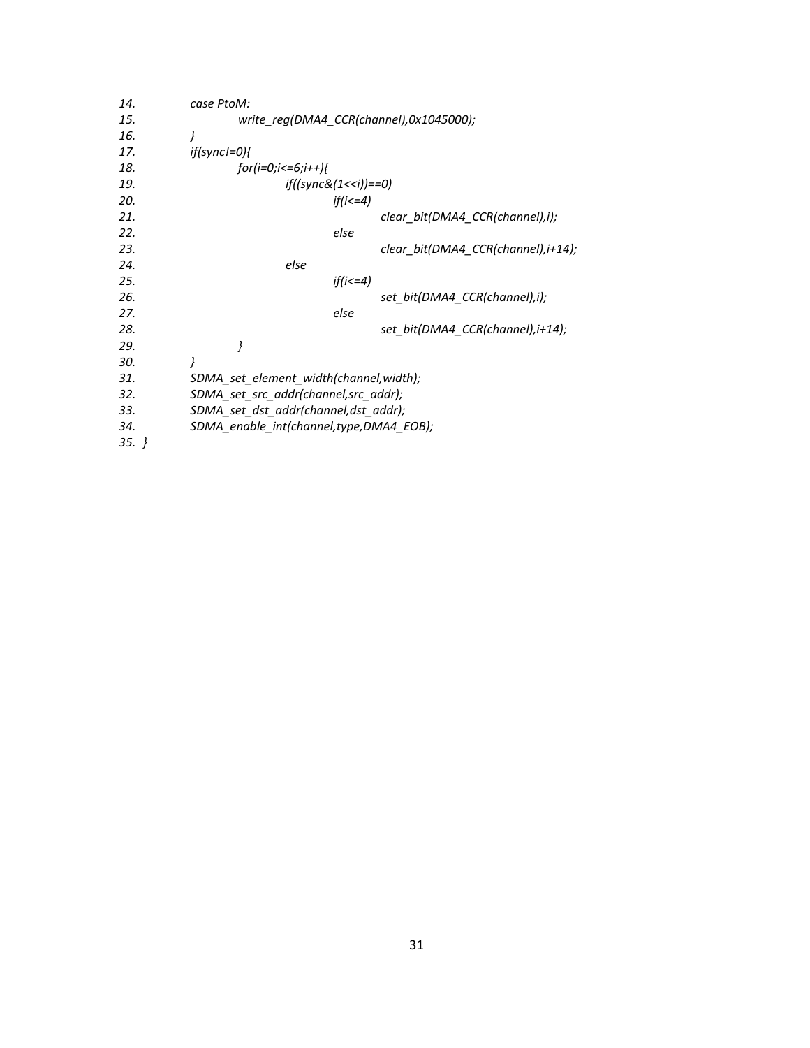```
14.         case PtoM:
15.                 write_reg(DMA4_CCR(channel),0x1045000);
16.         }
17.         if(sync!=0){
18.                 for(i=0;i<=6;i++){
19.                         if((sync&(1<<i))==0)
20.                                 if(i<=4)
21.                                         clear_bit(DMA4_CCR(channel),i);
22.                                 else
23.                                         clear_bit(DMA4_CCR(channel),i+14);
24.                         else
25.                                 if(i<=4)
26.                                         set_bit(DMA4_CCR(channel),i);
27.                                 else
28.                                         set_bit(DMA4_CCR(channel),i+14);
29.                 }
30.         }
31.         SDMA_set_element_width(channel,width);
32.         SDMA_set_src_addr(channel,src_addr);
33.         SDMA_set_dst_addr(channel,dst_addr);
34.         SDMA_enable_int(channel,type,DMA4_EOB);
35.  }
```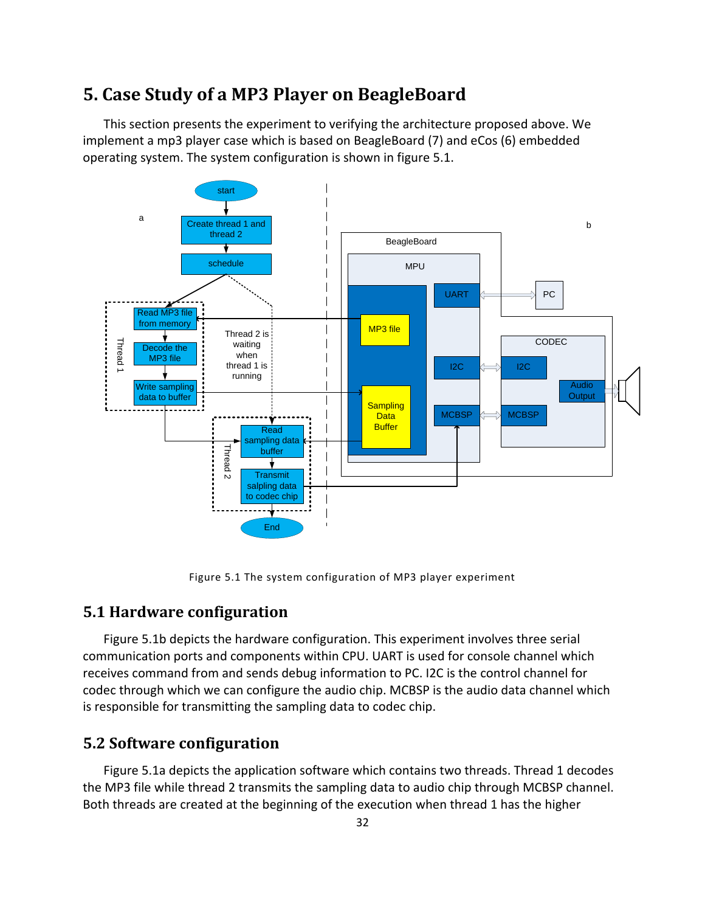# 5. Case Study of a MP3 Player on BeagleBoard

This section presents the experiment to verifying the architecture proposed above. We implement a mp3 player case which is based on BeagleBoard (7) and eCos (6) embedded operating system. The system configuration is shown in figure 5.1.

Figure 5.1 The system configuration of MP3 player experiment

## 5.1 Hardware configuration

Figure 5.1b depicts the hardware configuration. This experiment involves three serial communication ports and components within CPU. UART is used for console channel which receives command from and sends debug information to PC. I2C is the control channel for codec through which we can configure the audio chip. MCBSP is the audio data channel which is responsible for transmitting the sampling data to codec chip.

## 5.2 Software configuration

Figure 5.1a depicts the application software which contains two threads. Thread 1 decodes the MP3 file while thread 2 transmits the sampling data to audio chip through MCBSP channel. Both threads are created at the beginning of the execution when thread 1 has the higher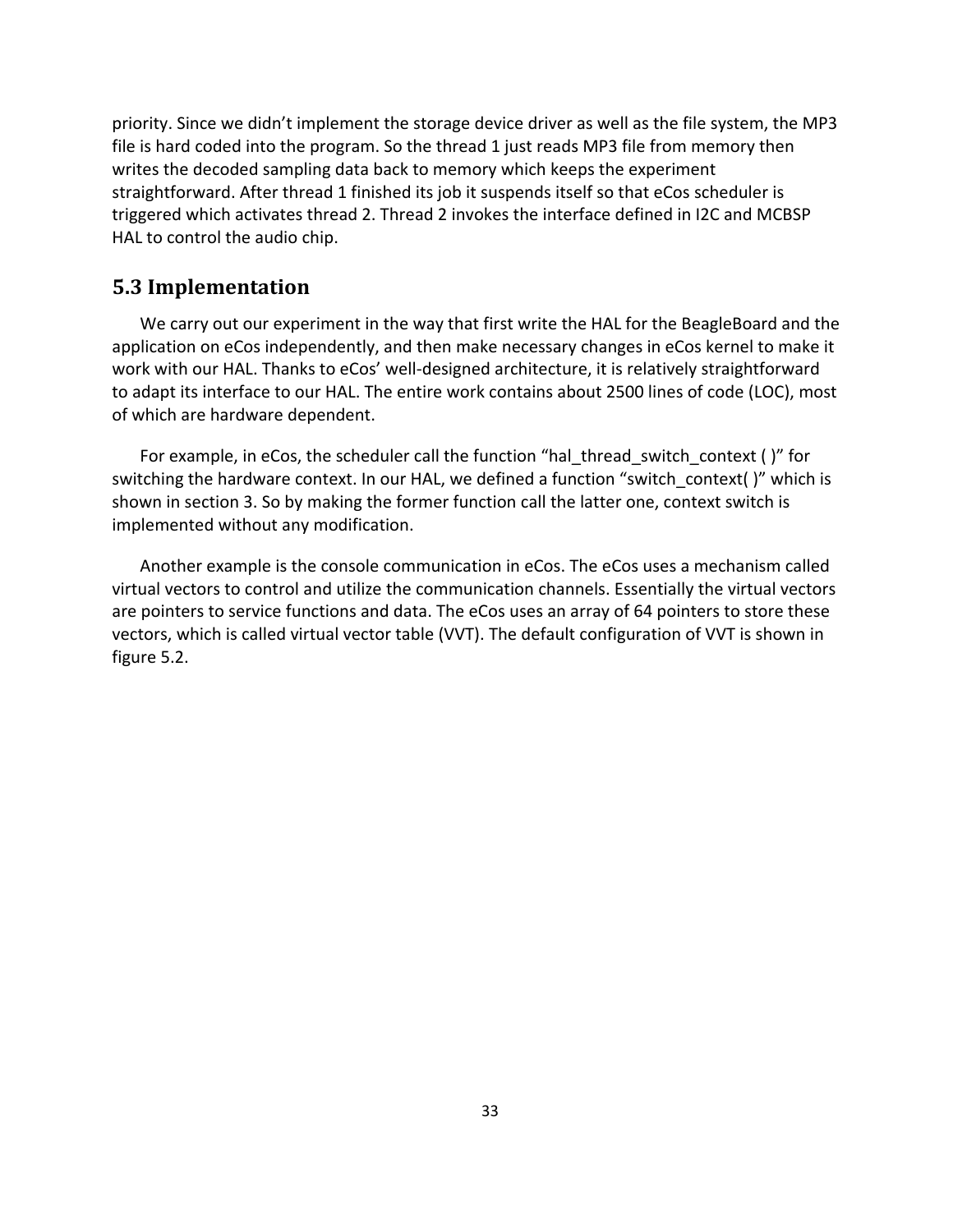priority. Since we didn't implement the storage device driver as well as the file system, the MP3 file is hard coded into the program. So the thread 1 just reads MP3 file from memory then writes the decoded sampling data back to memory which keeps the experiment straightforward. After thread 1 finished its job it suspends itself so that eCos scheduler is triggered which activates thread 2. Thread 2 invokes the interface defined in I2C and MCBSP HAL to control the audio chip.

## 5.3 Implementation

We carry out our experiment in the way that first write the HAL for the BeagleBoard and the application on eCos independently, and then make necessary changes in eCos kernel to make it work with our HAL. Thanks to eCos' well-designed architecture, it is relatively straightforward to adapt its interface to our HAL. The entire work contains about 2500 lines of code (LOC), most of which are hardware dependent.

For example, in eCos, the scheduler call the function "hal_thread_switch_context ( )" for switching the hardware context. In our HAL, we defined a function "switch_context( )" which is shown in section 3. So by making the former function call the latter one, context switch is implemented without any modification.

Another example is the console communication in eCos. The eCos uses a mechanism called virtual vectors to control and utilize the communication channels. Essentially the virtual vectors are pointers to service functions and data. The eCos uses an array of 64 pointers to store these vectors, which is called virtual vector table (VVT). The default configuration of VVT is shown in figure 5.2.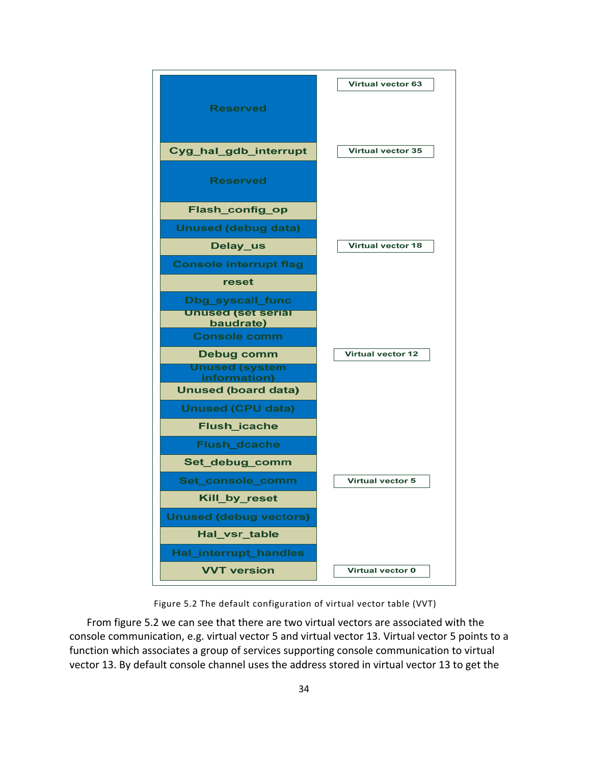| Virtual vector table | Label |
|---|---|
| Reserved | Virtual vector 63 |
| Cyg_hal_gdb_interrupt | Virtual vector 35 |
| Reserved | |
| Flash_config_op | |
| Unused (debug data) | |
| Delay_us | Virtual vector 18 |
| Console interrupt flag | |
| reset | |
| Dbg_syscall_func | |
| Unused (set serial baudrate) | |
| Console comm | |
| Debug comm | Virtual vector 12 |
| Unused (system information) | |
| Unused (board data) | |
| Unused (CPU data) | |
| Flush_icache | |
| Flush_dcache | |
| Set_debug_comm | |
| Set_console_comm | Virtual vector 5 |
| Kill_by_reset | |
| Unused (debug vectors) | |
| Hal_vsr_table | |
| Hal_interrupt_handles | |
| VVT version | Virtual vector 0 |

Figure 5.2 The default configuration of virtual vector table (VVT)

From figure 5.2 we can see that there are two virtual vectors are associated with the console communication, e.g. virtual vector 5 and virtual vector 13. Virtual vector 5 points to a function which associates a group of services supporting console communication to virtual vector 13. By default console channel uses the address stored in virtual vector 13 to get the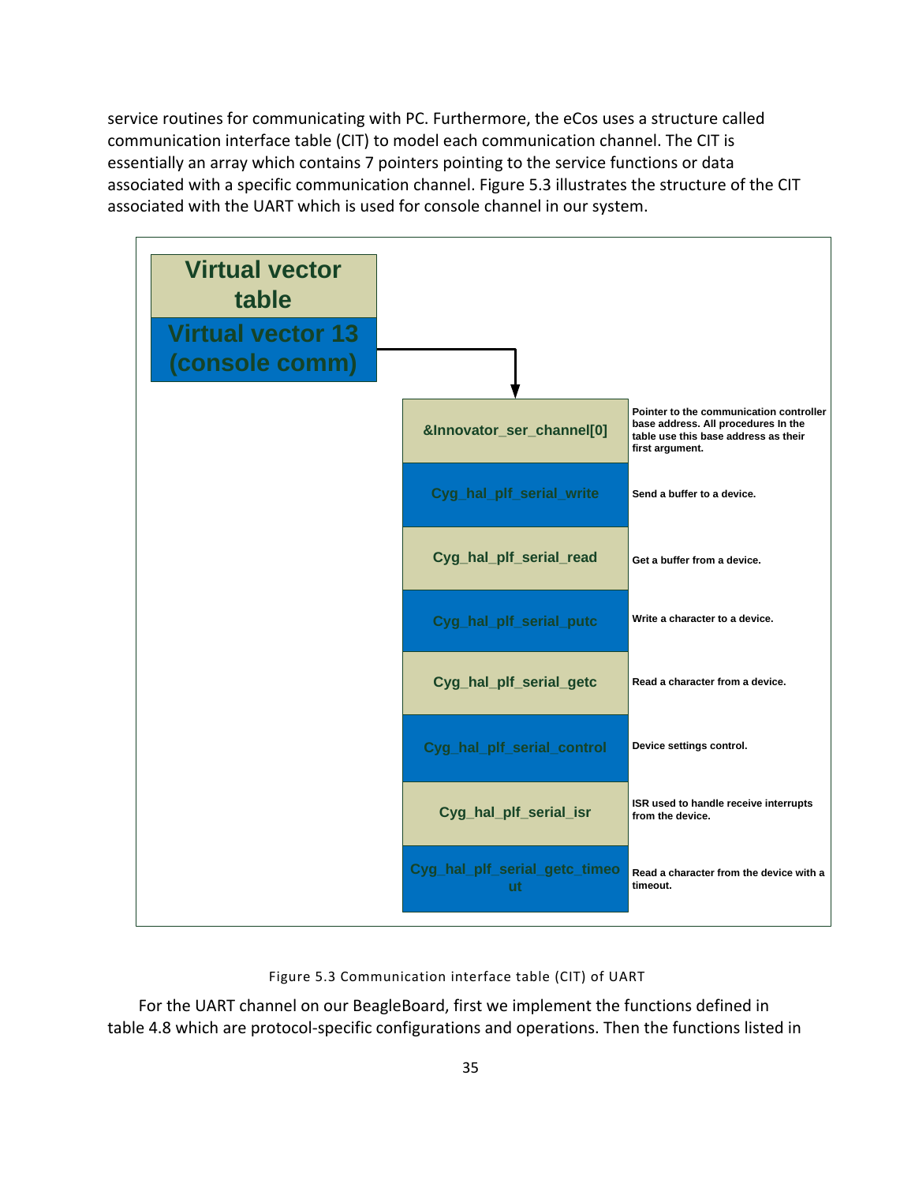service routines for communicating with PC. Furthermore, the eCos uses a structure called communication interface table (CIT) to model each communication channel. The CIT is essentially an array which contains 7 pointers pointing to the service functions or data associated with a specific communication channel. Figure 5.3 illustrates the structure of the CIT associated with the UART which is used for console channel in our system.

**Virtual vector table**

**Virtual vector 13 (console comm)** → 

| Entry | Description |
| --- | --- |
| &Innovator_ser_channel[0] | Pointer to the communication controller base address. All procedures In the table use this base address as their first argument. |
| Cyg_hal_plf_serial_write | Send a buffer to a device. |
| Cyg_hal_plf_serial_read | Get a buffer from a device. |
| Cyg_hal_plf_serial_putc | Write a character to a device. |
| Cyg_hal_plf_serial_getc | Read a character from a device. |
| Cyg_hal_plf_serial_control | Device settings control. |
| Cyg_hal_plf_serial_isr | ISR used to handle receive interrupts from the device. |
| Cyg_hal_plf_serial_getc_timeout | Read a character from the device with a timeout. |

Figure 5.3 Communication interface table (CIT) of UART

For the UART channel on our BeagleBoard, first we implement the functions defined in table 4.8 which are protocol-specific configurations and operations. Then the functions listed in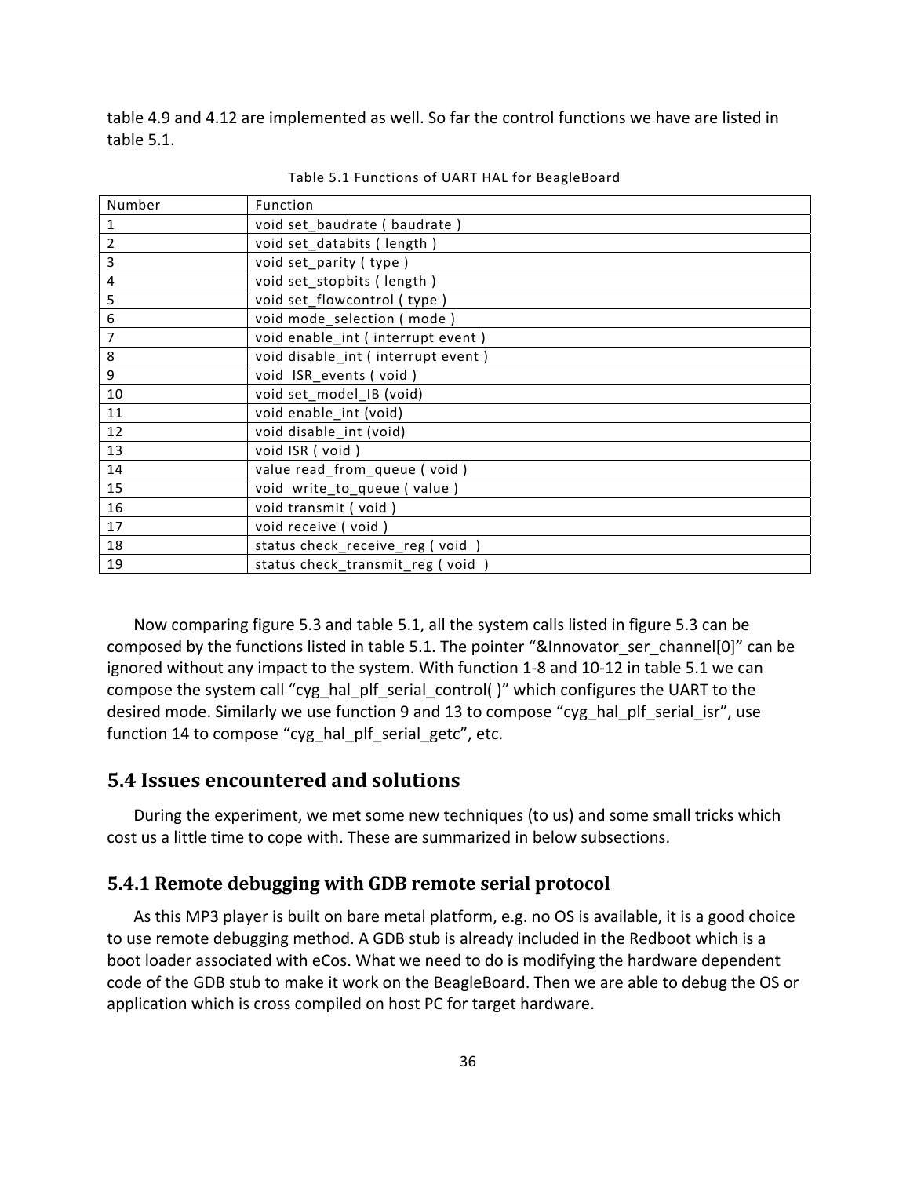table 4.9 and 4.12 are implemented as well. So far the control functions we have are listed in table 5.1.

Table 5.1 Functions of UART HAL for BeagleBoard

| Number | Function |
|---|---|
| 1 | void set_baudrate ( baudrate ) |
| 2 | void set_databits ( length ) |
| 3 | void set_parity ( type ) |
| 4 | void set_stopbits ( length ) |
| 5 | void set_flowcontrol ( type ) |
| 6 | void mode_selection ( mode ) |
| 7 | void enable_int ( interrupt event ) |
| 8 | void disable_int ( interrupt event ) |
| 9 | void ISR_events ( void ) |
| 10 | void set_model_IB (void) |
| 11 | void enable_int (void) |
| 12 | void disable_int (void) |
| 13 | void ISR ( void ) |
| 14 | value read_from_queue ( void ) |
| 15 | void write_to_queue ( value ) |
| 16 | void transmit ( void ) |
| 17 | void receive ( void ) |
| 18 | status check_receive_reg ( void ) |
| 19 | status check_transmit_reg ( void ) |

Now comparing figure 5.3 and table 5.1, all the system calls listed in figure 5.3 can be composed by the functions listed in table 5.1. The pointer "&Innovator_ser_channel[0]" can be ignored without any impact to the system. With function 1-8 and 10-12 in table 5.1 we can compose the system call "cyg_hal_plf_serial_control( )" which configures the UART to the desired mode. Similarly we use function 9 and 13 to compose "cyg_hal_plf_serial_isr", use function 14 to compose "cyg_hal_plf_serial_getc", etc.

## 5.4 Issues encountered and solutions

During the experiment, we met some new techniques (to us) and some small tricks which cost us a little time to cope with. These are summarized in below subsections.

### 5.4.1 Remote debugging with GDB remote serial protocol

As this MP3 player is built on bare metal platform, e.g. no OS is available, it is a good choice to use remote debugging method. A GDB stub is already included in the Redboot which is a boot loader associated with eCos. What we need to do is modifying the hardware dependent code of the GDB stub to make it work on the BeagleBoard. Then we are able to debug the OS or application which is cross compiled on host PC for target hardware.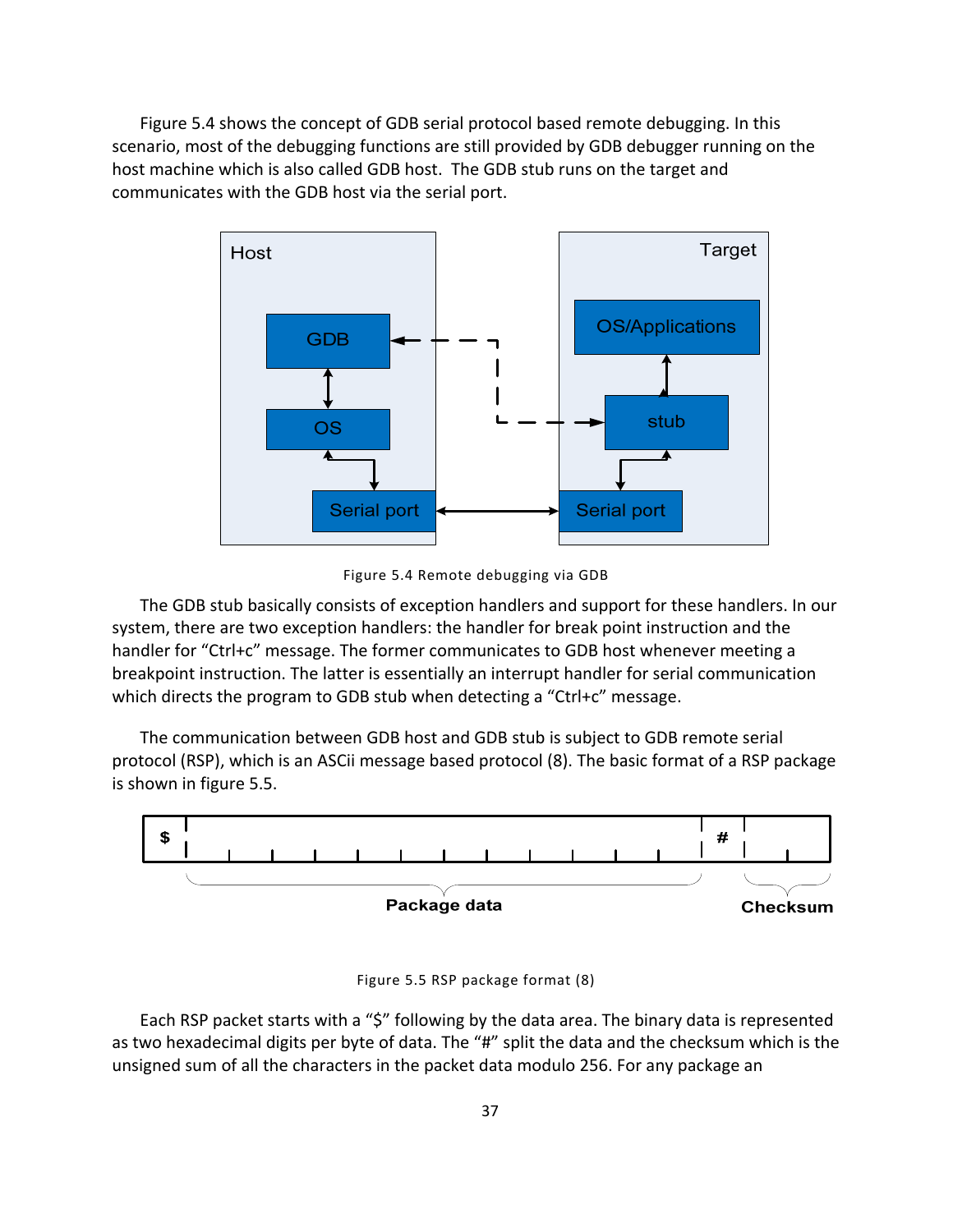Figure 5.4 shows the concept of GDB serial protocol based remote debugging. In this scenario, most of the debugging functions are still provided by GDB debugger running on the host machine which is also called GDB host. The GDB stub runs on the target and communicates with the GDB host via the serial port.

Figure 5.4 Remote debugging via GDB

The GDB stub basically consists of exception handlers and support for these handlers. In our system, there are two exception handlers: the handler for break point instruction and the handler for "Ctrl+c" message. The former communicates to GDB host whenever meeting a breakpoint instruction. The latter is essentially an interrupt handler for serial communication which directs the program to GDB stub when detecting a "Ctrl+c" message.

The communication between GDB host and GDB stub is subject to GDB remote serial protocol (RSP), which is an ASCii message based protocol (8). The basic format of a RSP package is shown in figure 5.5.

Figure 5.5 RSP package format (8)

Each RSP packet starts with a "$" following by the data area. The binary data is represented as two hexadecimal digits per byte of data. The "#" split the data and the checksum which is the unsigned sum of all the characters in the packet data modulo 256. For any package an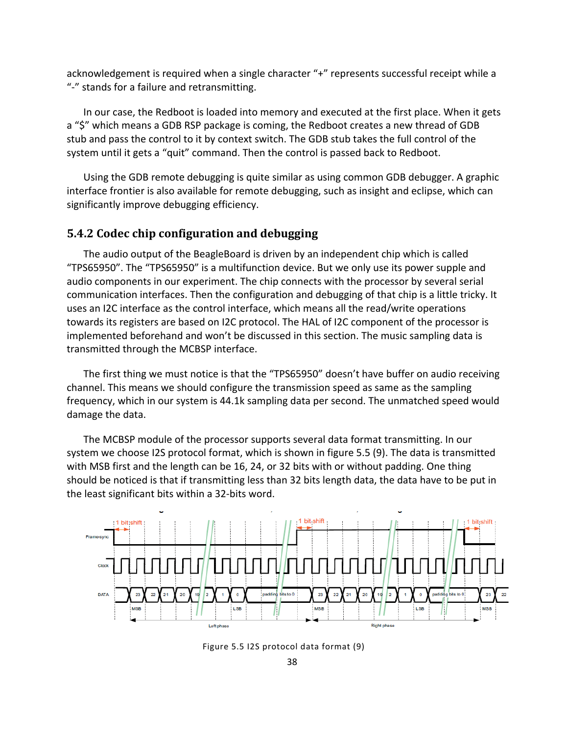acknowledgement is required when a single character "+" represents successful receipt while a "-" stands for a failure and retransmitting.

In our case, the Redboot is loaded into memory and executed at the first place. When it gets a "$" which means a GDB RSP package is coming, the Redboot creates a new thread of GDB stub and pass the control to it by context switch. The GDB stub takes the full control of the system until it gets a "quit" command. Then the control is passed back to Redboot.

Using the GDB remote debugging is quite similar as using common GDB debugger. A graphic interface frontier is also available for remote debugging, such as insight and eclipse, which can significantly improve debugging efficiency.

### 5.4.2 Codec chip configuration and debugging

The audio output of the BeagleBoard is driven by an independent chip which is called "TPS65950". The "TPS65950" is a multifunction device. But we only use its power supple and audio components in our experiment. The chip connects with the processor by several serial communication interfaces. Then the configuration and debugging of that chip is a little tricky. It uses an I2C interface as the control interface, which means all the read/write operations towards its registers are based on I2C protocol. The HAL of I2C component of the processor is implemented beforehand and won't be discussed in this section. The music sampling data is transmitted through the MCBSP interface.

The first thing we must notice is that the "TPS65950" doesn't have buffer on audio receiving channel. This means we should configure the transmission speed as same as the sampling frequency, which in our system is 44.1k sampling data per second. The unmatched speed would damage the data.

The MCBSP module of the processor supports several data format transmitting. In our system we choose I2S protocol format, which is shown in figure 5.5 (9). The data is transmitted with MSB first and the length can be 16, 24, or 32 bits with or without padding. One thing should be noticed is that if transmitting less than 32 bits length data, the data have to be put in the least significant bits within a 32-bits word.

Figure 5.5 I2S protocol data format (9)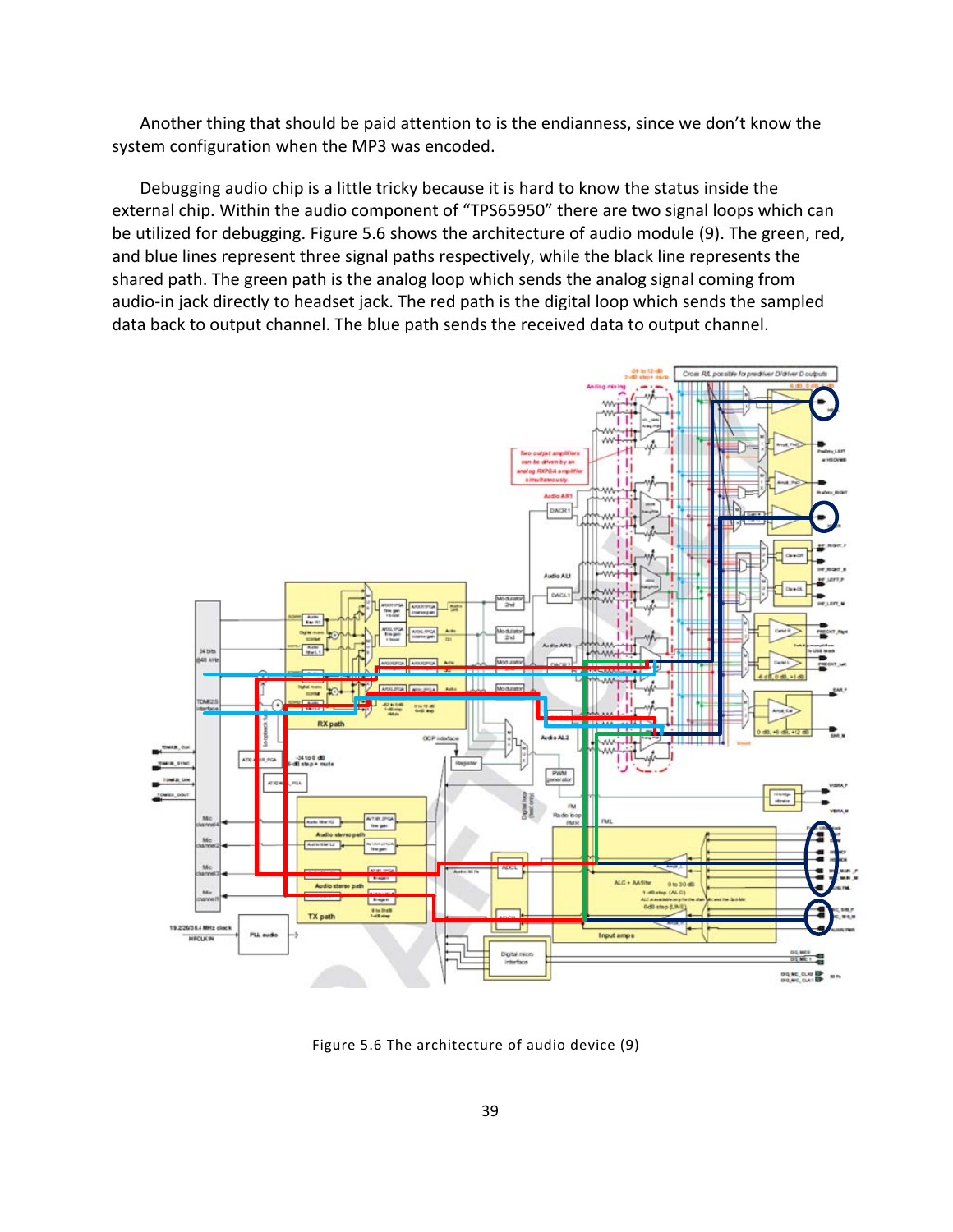Another thing that should be paid attention to is the endianness, since we don't know the system configuration when the MP3 was encoded.

Debugging audio chip is a little tricky because it is hard to know the status inside the external chip. Within the audio component of "TPS65950" there are two signal loops which can be utilized for debugging. Figure 5.6 shows the architecture of audio module (9). The green, red, and blue lines represent three signal paths respectively, while the black line represents the shared path. The green path is the analog loop which sends the analog signal coming from audio-in jack directly to headset jack. The red path is the digital loop which sends the sampled data back to output channel. The blue path sends the received data to output channel.

Figure 5.6 The architecture of audio device (9)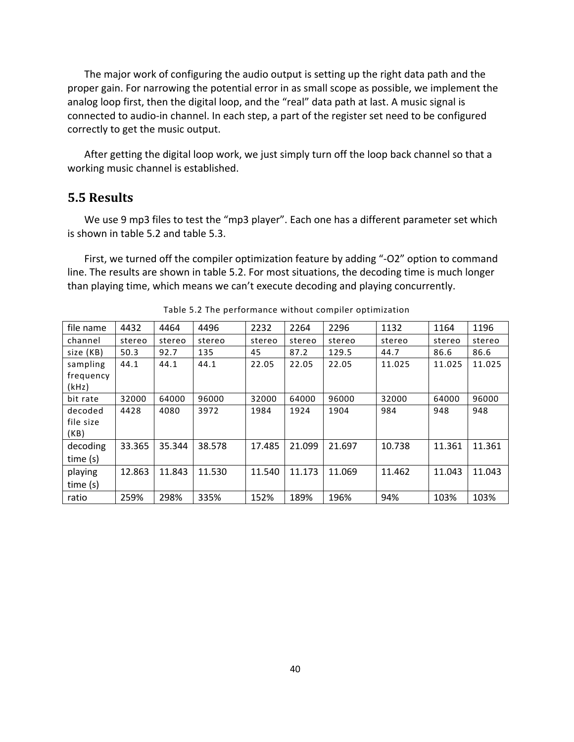The major work of configuring the audio output is setting up the right data path and the proper gain. For narrowing the potential error in as small scope as possible, we implement the analog loop first, then the digital loop, and the "real" data path at last. A music signal is connected to audio-in channel. In each step, a part of the register set need to be configured correctly to get the music output.

After getting the digital loop work, we just simply turn off the loop back channel so that a working music channel is established.

## 5.5 Results

We use 9 mp3 files to test the "mp3 player". Each one has a different parameter set which is shown in table 5.2 and table 5.3.

First, we turned off the compiler optimization feature by adding "-O2" option to command line. The results are shown in table 5.2. For most situations, the decoding time is much longer than playing time, which means we can't execute decoding and playing concurrently.

Table 5.2 The performance without compiler optimization

| file name | 4432 | 4464 | 4496 | 2232 | 2264 | 2296 | 1132 | 1164 | 1196 |
|---|---|---|---|---|---|---|---|---|---|
| channel | stereo | stereo | stereo | stereo | stereo | stereo | stereo | stereo | stereo |
| size (KB) | 50.3 | 92.7 | 135 | 45 | 87.2 | 129.5 | 44.7 | 86.6 | 86.6 |
| sampling frequency (kHz) | 44.1 | 44.1 | 44.1 | 22.05 | 22.05 | 22.05 | 11.025 | 11.025 | 11.025 |
| bit rate | 32000 | 64000 | 96000 | 32000 | 64000 | 96000 | 32000 | 64000 | 96000 |
| decoded file size (KB) | 4428 | 4080 | 3972 | 1984 | 1924 | 1904 | 984 | 948 | 948 |
| decoding time (s) | 33.365 | 35.344 | 38.578 | 17.485 | 21.099 | 21.697 | 10.738 | 11.361 | 11.361 |
| playing time (s) | 12.863 | 11.843 | 11.530 | 11.540 | 11.173 | 11.069 | 11.462 | 11.043 | 11.043 |
| ratio | 259% | 298% | 335% | 152% | 189% | 196% | 94% | 103% | 103% |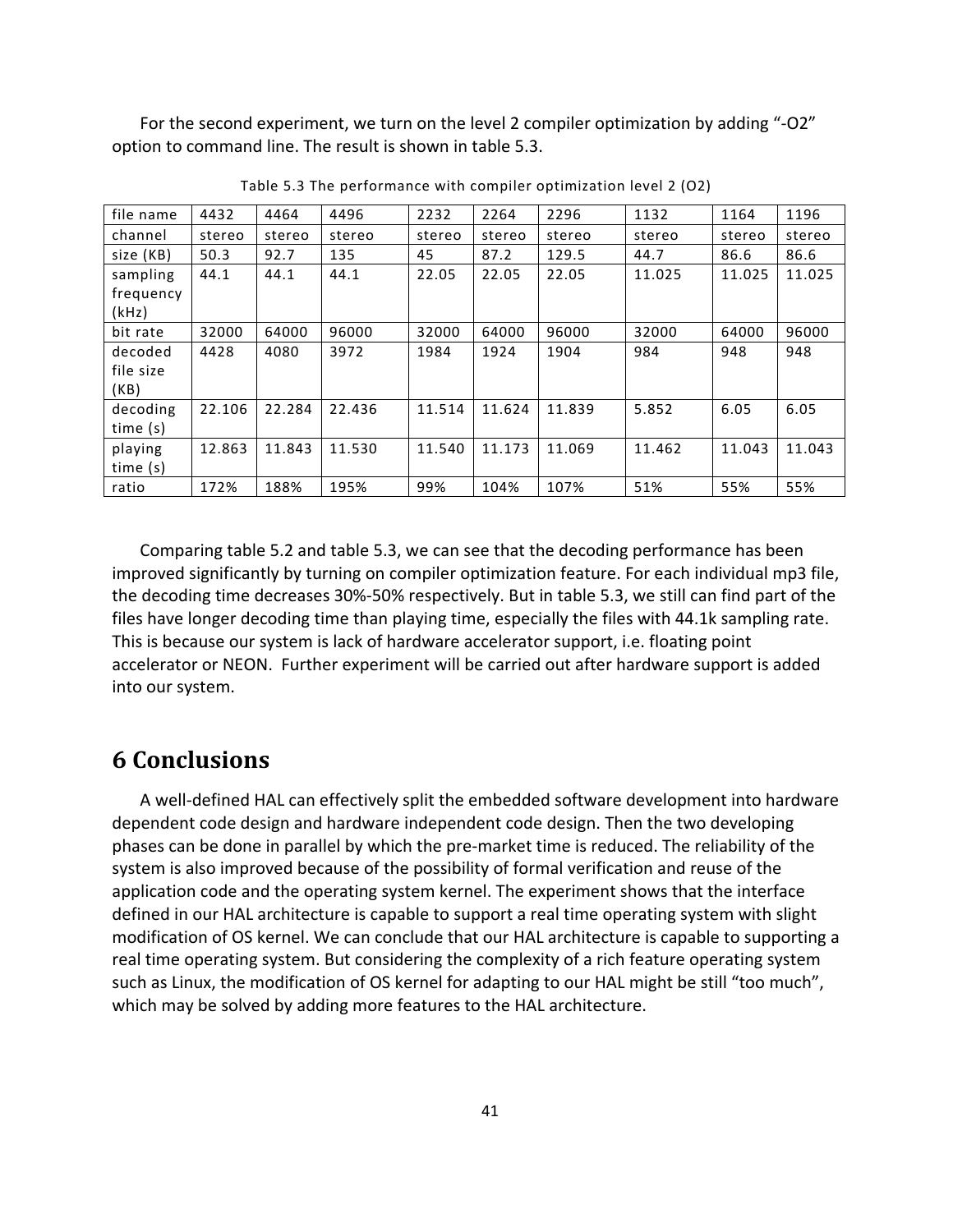For the second experiment, we turn on the level 2 compiler optimization by adding "-O2" option to command line. The result is shown in table 5.3.

Table 5.3 The performance with compiler optimization level 2 (O2)

| file name | 4432 | 4464 | 4496 | 2232 | 2264 | 2296 | 1132 | 1164 | 1196 |
|---|---|---|---|---|---|---|---|---|---|
| channel | stereo | stereo | stereo | stereo | stereo | stereo | stereo | stereo | stereo |
| size (KB) | 50.3 | 92.7 | 135 | 45 | 87.2 | 129.5 | 44.7 | 86.6 | 86.6 |
| sampling frequency (kHz) | 44.1 | 44.1 | 44.1 | 22.05 | 22.05 | 22.05 | 11.025 | 11.025 | 11.025 |
| bit rate | 32000 | 64000 | 96000 | 32000 | 64000 | 96000 | 32000 | 64000 | 96000 |
| decoded file size (KB) | 4428 | 4080 | 3972 | 1984 | 1924 | 1904 | 984 | 948 | 948 |
| decoding time (s) | 22.106 | 22.284 | 22.436 | 11.514 | 11.624 | 11.839 | 5.852 | 6.05 | 6.05 |
| playing time (s) | 12.863 | 11.843 | 11.530 | 11.540 | 11.173 | 11.069 | 11.462 | 11.043 | 11.043 |
| ratio | 172% | 188% | 195% | 99% | 104% | 107% | 51% | 55% | 55% |

Comparing table 5.2 and table 5.3, we can see that the decoding performance has been improved significantly by turning on compiler optimization feature. For each individual mp3 file, the decoding time decreases 30%-50% respectively. But in table 5.3, we still can find part of the files have longer decoding time than playing time, especially the files with 44.1k sampling rate. This is because our system is lack of hardware accelerator support, i.e. floating point accelerator or NEON. Further experiment will be carried out after hardware support is added into our system.

# 6 Conclusions

A well-defined HAL can effectively split the embedded software development into hardware dependent code design and hardware independent code design. Then the two developing phases can be done in parallel by which the pre-market time is reduced. The reliability of the system is also improved because of the possibility of formal verification and reuse of the application code and the operating system kernel. The experiment shows that the interface defined in our HAL architecture is capable to support a real time operating system with slight modification of OS kernel. We can conclude that our HAL architecture is capable to supporting a real time operating system. But considering the complexity of a rich feature operating system such as Linux, the modification of OS kernel for adapting to our HAL might be still "too much", which may be solved by adding more features to the HAL architecture.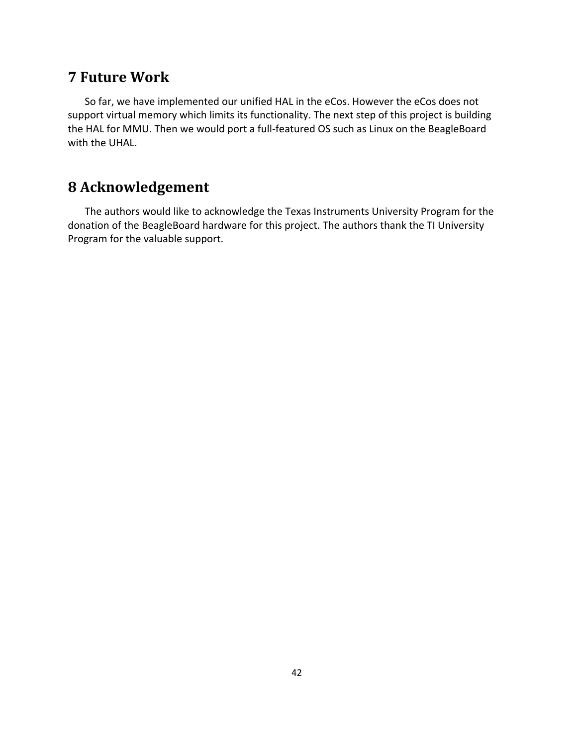## 7 Future Work

So far, we have implemented our unified HAL in the eCos. However the eCos does not support virtual memory which limits its functionality. The next step of this project is building the HAL for MMU. Then we would port a full-featured OS such as Linux on the BeagleBoard with the UHAL.

## 8 Acknowledgement

The authors would like to acknowledge the Texas Instruments University Program for the donation of the BeagleBoard hardware for this project. The authors thank the TI University Program for the valuable support.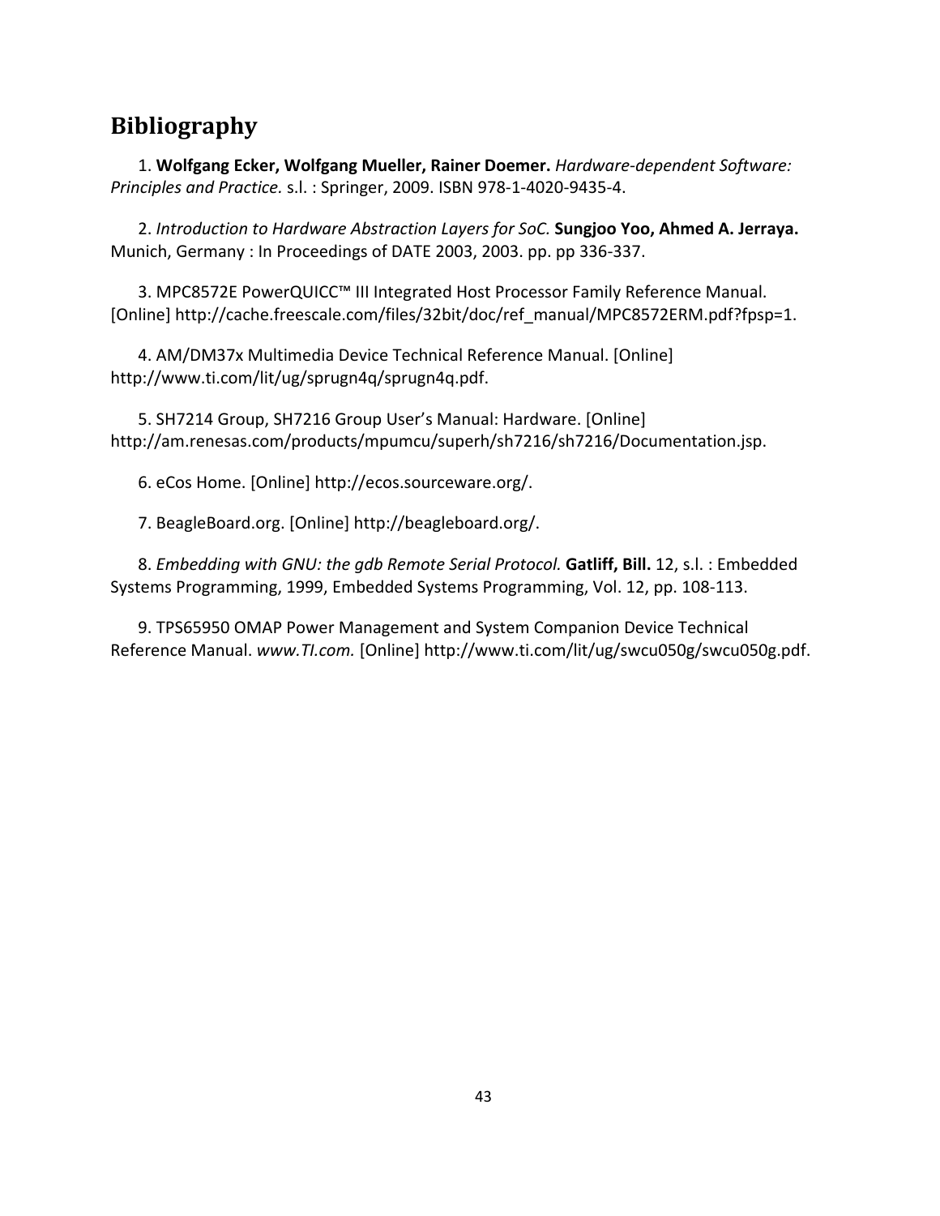## Bibliography

1. **Wolfgang Ecker, Wolfgang Mueller, Rainer Doemer.** *Hardware-dependent Software: Principles and Practice.* s.l. : Springer, 2009. ISBN 978-1-4020-9435-4.

2. *Introduction to Hardware Abstraction Layers for SoC.* **Sungjoo Yoo, Ahmed A. Jerraya.** Munich, Germany : In Proceedings of DATE 2003, 2003. pp. pp 336-337.

3. MPC8572E PowerQUICC™ III Integrated Host Processor Family Reference Manual. [Online] http://cache.freescale.com/files/32bit/doc/ref_manual/MPC8572ERM.pdf?fpsp=1.

4. AM/DM37x Multimedia Device Technical Reference Manual. [Online] http://www.ti.com/lit/ug/sprugn4q/sprugn4q.pdf.

5. SH7214 Group, SH7216 Group User's Manual: Hardware. [Online] http://am.renesas.com/products/mpumcu/superh/sh7216/sh7216/Documentation.jsp.

6. eCos Home. [Online] http://ecos.sourceware.org/.

7. BeagleBoard.org. [Online] http://beagleboard.org/.

8. *Embedding with GNU: the gdb Remote Serial Protocol.* **Gatliff, Bill.** 12, s.l. : Embedded Systems Programming, 1999, Embedded Systems Programming, Vol. 12, pp. 108-113.

9. TPS65950 OMAP Power Management and System Companion Device Technical Reference Manual. *www.TI.com.* [Online] http://www.ti.com/lit/ug/swcu050g/swcu050g.pdf.